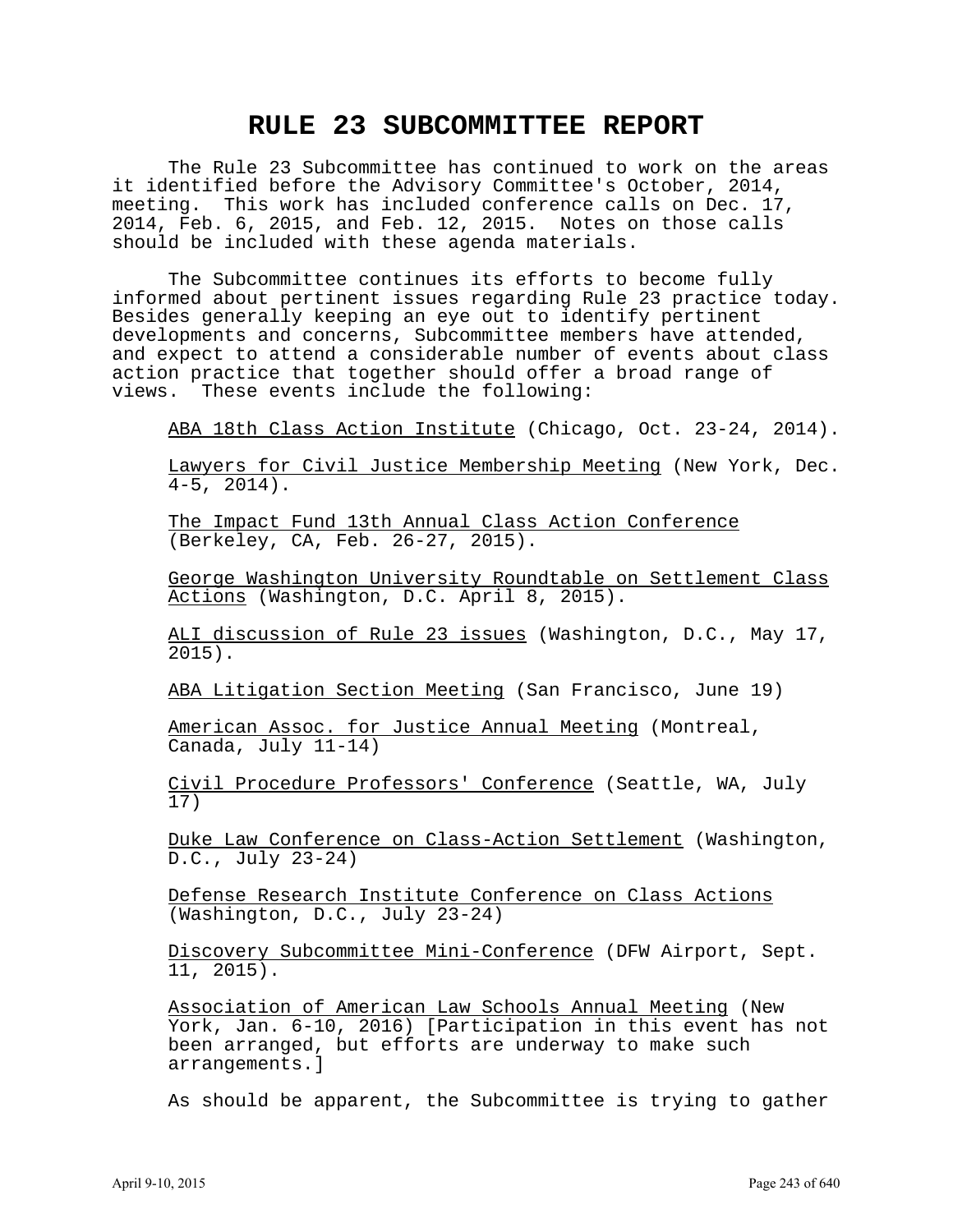# RULE 23 SUBCOMMITTEE REPORT

The Rule 23 Subcommittee has continued to work on the areas it identified before the Advisory Committee's October, 2014, meeting. This work has included conference calls on Dec. 17, 2014, Feb. 6, 2015, and Feb. 12, 2015. Notes on those calls should be included with these agenda materials.

The Subcommittee continues its efforts to become fully informed about pertinent issues regarding Rule 23 practice today. Besides generally keeping an eye out to identify pertinent developments and concerns, Subcommittee members have attended, and expect to attend a considerable number of events about class action practice that together should offer a broad range of views. These events include the following:

<u>ABA 18th Class Action Institute</u> (Chicago, Oct. 23-24, 2014).

<u>Lawyers for Civil Justice Membership Meeting</u> (New York, Dec. 4-5, 2014).

<u>The Impact Fund 13th Annual Class Action Conference</u> (Berkeley, CA, Feb. 26-27, 2015).

<u>George Washington University Roundtable on Settlement Class Actions</u> (Washington, D.C. April 8, 2015).

<u>ALI discussion of Rule 23 issues</u> (Washington, D.C., May 17, 2015).

<u>ABA Litigation Section Meeting</u> (San Francisco, June 19)

<u>American Assoc. for Justice Annual Meeting</u> (Montreal, Canada, July 11-14)

<u>Civil Procedure Professors' Conference</u> (Seattle, WA, July 17)

<u>Duke Law Conference on Class-Action Settlement</u> (Washington, D.C., July 23-24)

<u>Defense Research Institute Conference on Class Actions</u> (Washington, D.C., July 23-24)

<u>Discovery Subcommittee Mini-Conference</u> (DFW Airport, Sept. 11, 2015).

<u>Association of American Law Schools Annual Meeting</u> (New York, Jan. 6-10, 2016) [Participation in this event has not been arranged, but efforts are underway to make such arrangements.]

As should be apparent, the Subcommittee is trying to gather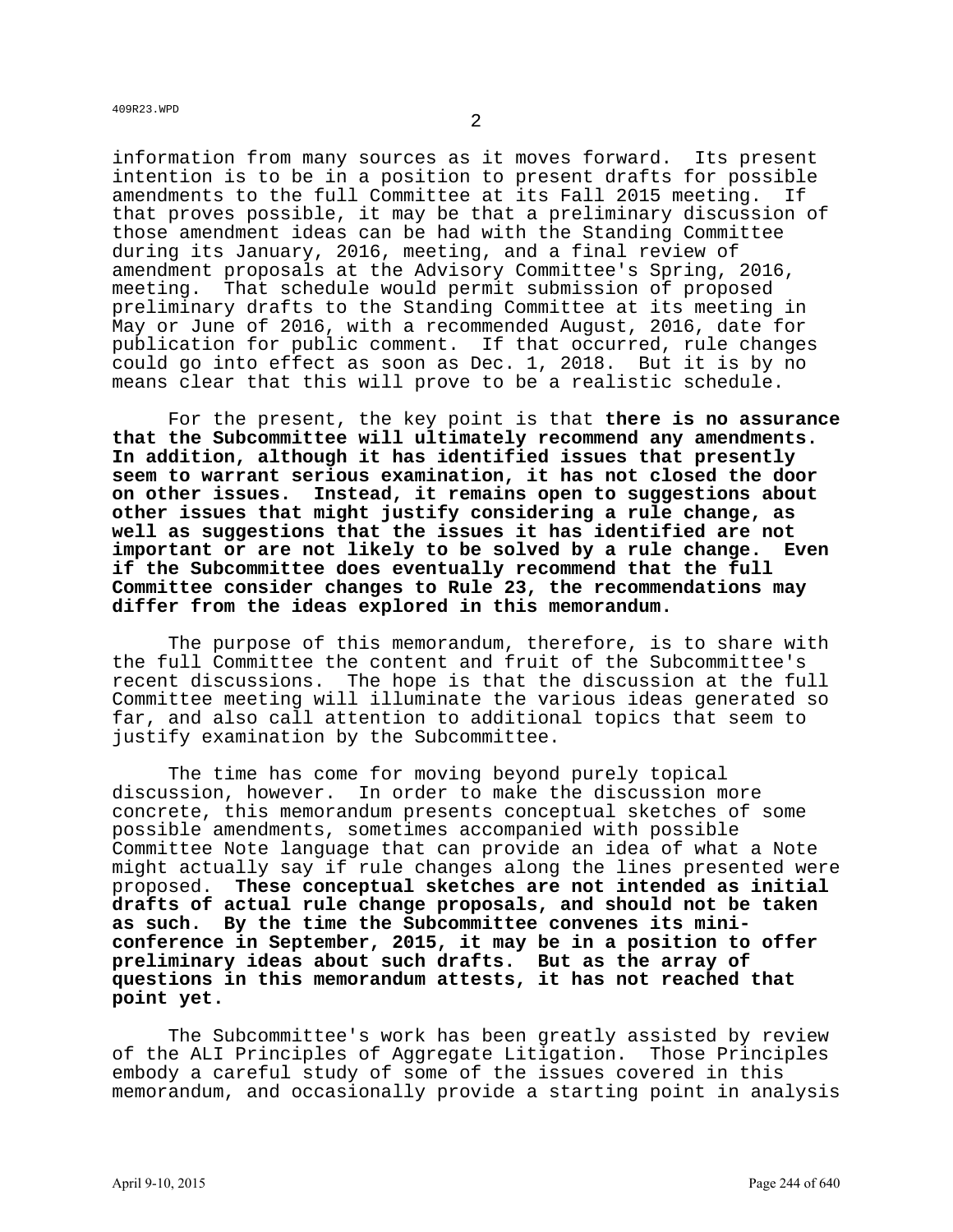information from many sources as it moves forward. Its present intention is to be in a position to present drafts for possible amendments to the full Committee at its Fall 2015 meeting. If that proves possible, it may be that a preliminary discussion of those amendment ideas can be had with the Standing Committee during its January, 2016, meeting, and a final review of amendment proposals at the Advisory Committee's Spring, 2016, meeting. That schedule would permit submission of proposed preliminary drafts to the Standing Committee at its meeting in May or June of 2016, with a recommended August, 2016, date for publication for public comment. If that occurred, rule changes could go into effect as soon as Dec. 1, 2018. But it is by no means clear that this will prove to be a realistic schedule.

For the present, the key point is that **there is no assurance that the Subcommittee will ultimately recommend any amendments. In addition, although it has identified issues that presently seem to warrant serious examination, it has not closed the door on other issues. Instead, it remains open to suggestions about other issues that might justify considering a rule change, as well as suggestions that the issues it has identified are not important or are not likely to be solved by a rule change. Even if the Subcommittee does eventually recommend that the full Committee consider changes to Rule 23, the recommendations may differ from the ideas explored in this memorandum.**

The purpose of this memorandum, therefore, is to share with the full Committee the content and fruit of the Subcommittee's recent discussions. The hope is that the discussion at the full Committee meeting will illuminate the various ideas generated so far, and also call attention to additional topics that seem to justify examination by the Subcommittee.

The time has come for moving beyond purely topical discussion, however. In order to make the discussion more concrete, this memorandum presents conceptual sketches of some possible amendments, sometimes accompanied with possible Committee Note language that can provide an idea of what a Note might actually say if rule changes along the lines presented were proposed. **These conceptual sketches are not intended as initial drafts of actual rule change proposals, and should not be taken as such. By the time the Subcommittee convenes its mini-conference in September, 2015, it may be in a position to offer preliminary ideas about such drafts. But as the array of questions in this memorandum attests, it has not reached that point yet.**

The Subcommittee's work has been greatly assisted by review of the ALI Principles of Aggregate Litigation. Those Principles embody a careful study of some of the issues covered in this memorandum, and occasionally provide a starting point in analysis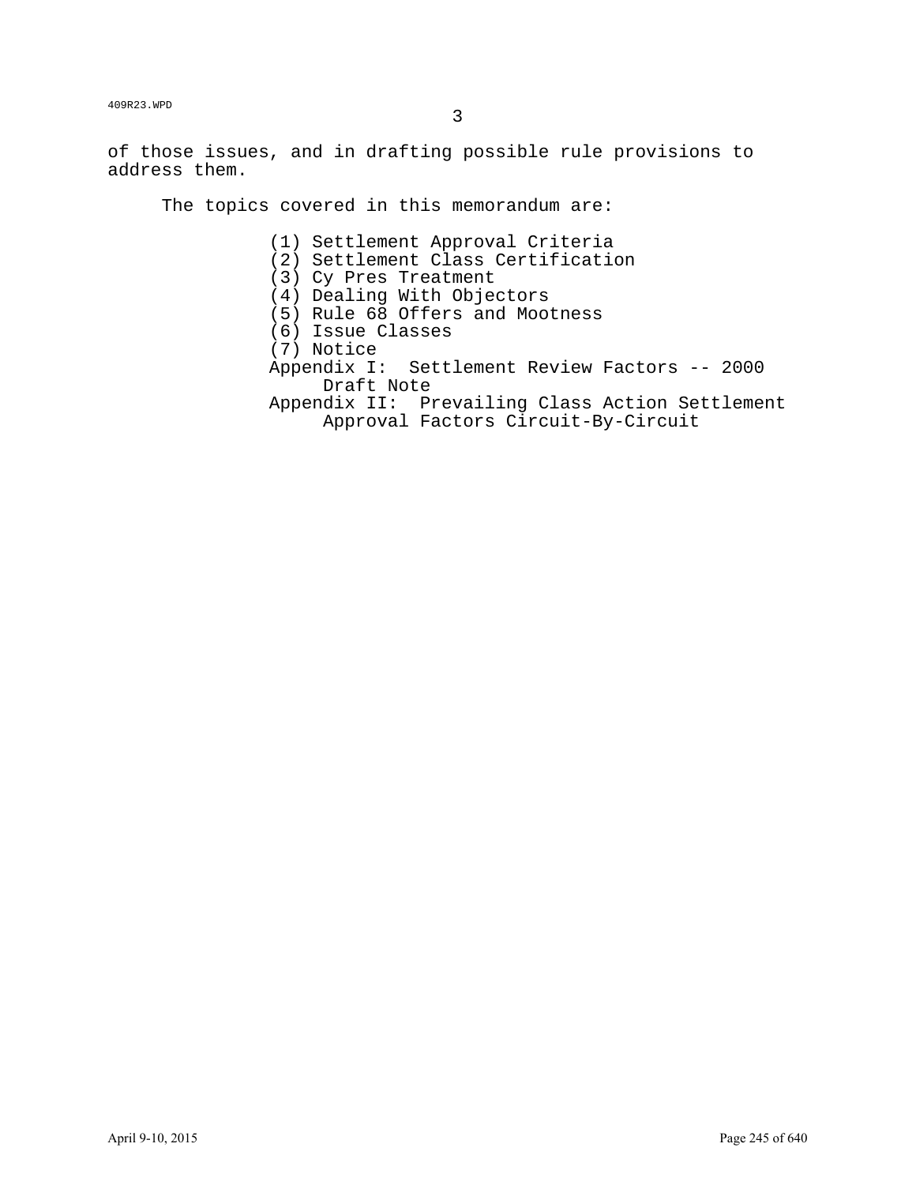of those issues, and in drafting possible rule provisions to address them.

The topics covered in this memorandum are:

(1) Settlement Approval Criteria
(2) Settlement Class Certification
(3) Cy Pres Treatment
(4) Dealing With Objectors
(5) Rule 68 Offers and Mootness
(6) Issue Classes
(7) Notice
Appendix I: Settlement Review Factors -- 2000 Draft Note
Appendix II: Prevailing Class Action Settlement Approval Factors Circuit-By-Circuit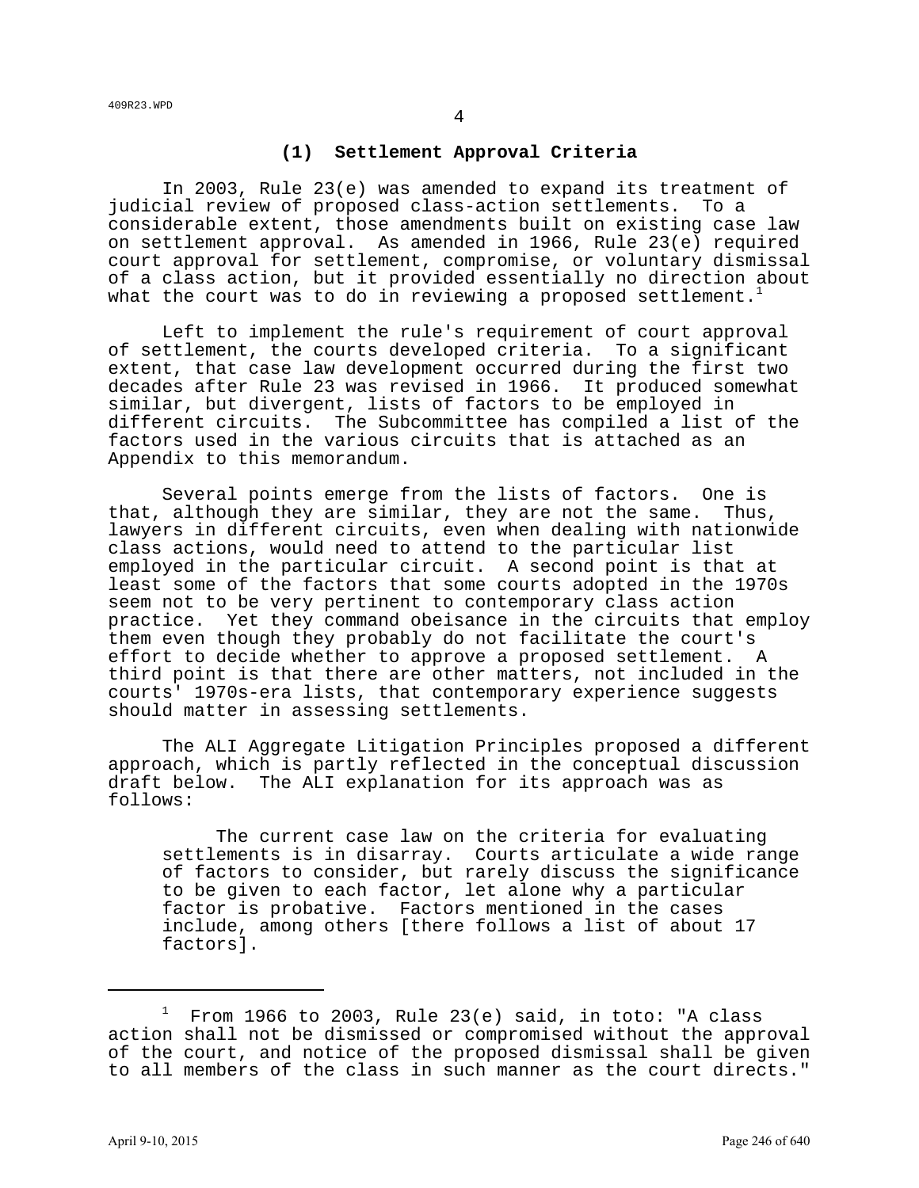### (1) Settlement Approval Criteria

In 2003, Rule 23(e) was amended to expand its treatment of judicial review of proposed class-action settlements. To a considerable extent, those amendments built on existing case law on settlement approval. As amended in 1966, Rule 23(e) required court approval for settlement, compromise, or voluntary dismissal of a class action, but it provided essentially no direction about what the court was to do in reviewing a proposed settlement.[1]

Left to implement the rule's requirement of court approval of settlement, the courts developed criteria. To a significant extent, that case law development occurred during the first two decades after Rule 23 was revised in 1966. It produced somewhat similar, but divergent, lists of factors to be employed in different circuits. The Subcommittee has compiled a list of the factors used in the various circuits that is attached as an Appendix to this memorandum.

Several points emerge from the lists of factors. One is that, although they are similar, they are not the same. Thus, lawyers in different circuits, even when dealing with nationwide class actions, would need to attend to the particular list employed in the particular circuit. A second point is that at least some of the factors that some courts adopted in the 1970s seem not to be very pertinent to contemporary class action practice. Yet they command obeisance in the circuits that employ them even though they probably do not facilitate the court's effort to decide whether to approve a proposed settlement. A third point is that there are other matters, not included in the courts' 1970s-era lists, that contemporary experience suggests should matter in assessing settlements.

The ALI Aggregate Litigation Principles proposed a different approach, which is partly reflected in the conceptual discussion draft below. The ALI explanation for its approach was as follows:

> The current case law on the criteria for evaluating settlements is in disarray. Courts articulate a wide range of factors to consider, but rarely discuss the significance to be given to each factor, let alone why a particular factor is probative. Factors mentioned in the cases include, among others [there follows a list of about 17 factors].

---

[1] From 1966 to 2003, Rule 23(e) said, in toto: "A class action shall not be dismissed or compromised without the approval of the court, and notice of the proposed dismissal shall be given to all members of the class in such manner as the court directs."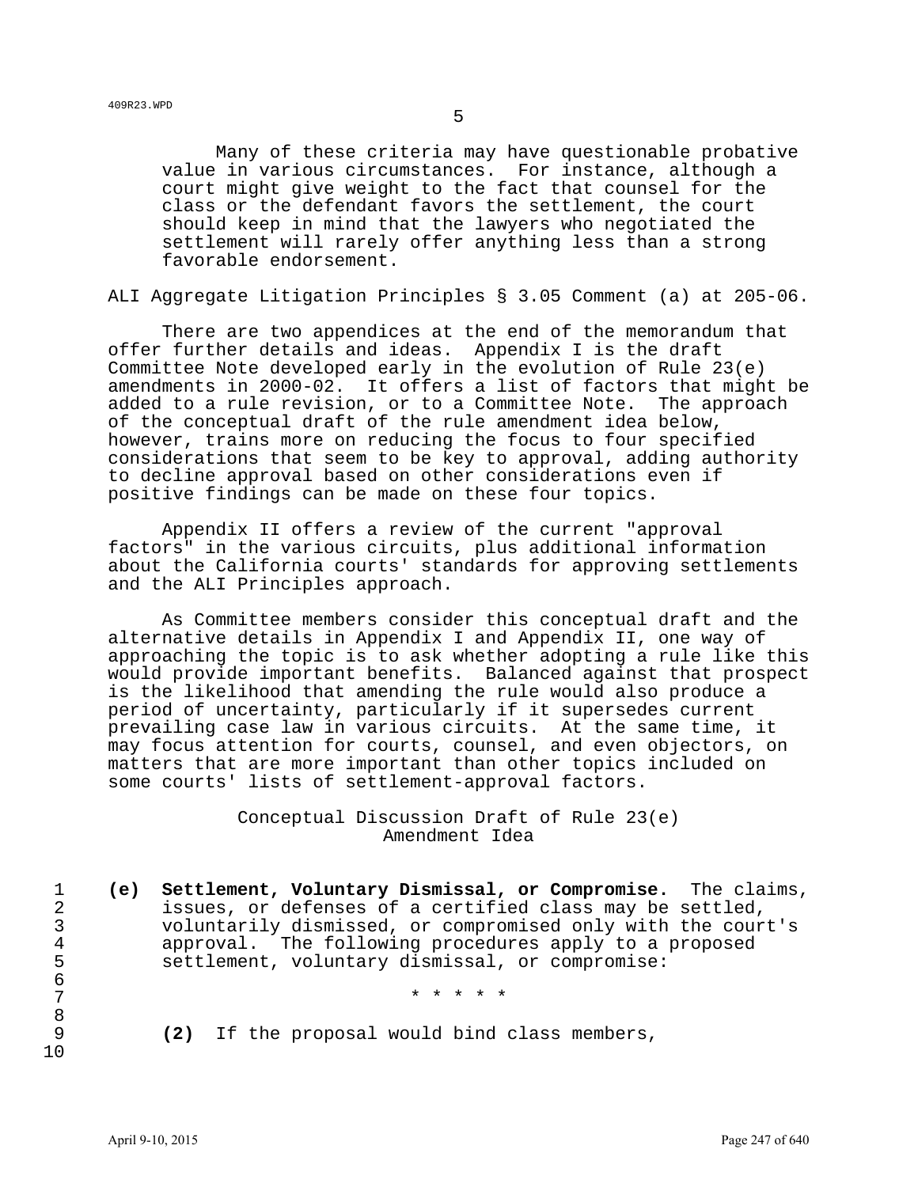> Many of these criteria may have questionable probative value in various circumstances. For instance, although a court might give weight to the fact that counsel for the class or the defendant favors the settlement, the court should keep in mind that the lawyers who negotiated the settlement will rarely offer anything less than a strong favorable endorsement.

ALI Aggregate Litigation Principles § 3.05 Comment (a) at 205-06.

There are two appendices at the end of the memorandum that offer further details and ideas. Appendix I is the draft Committee Note developed early in the evolution of Rule 23(e) amendments in 2000-02. It offers a list of factors that might be added to a rule revision, or to a Committee Note. The approach of the conceptual draft of the rule amendment idea below, however, trains more on reducing the focus to four specified considerations that seem to be key to approval, adding authority to decline approval based on other considerations even if positive findings can be made on these four topics.

Appendix II offers a review of the current "approval factors" in the various circuits, plus additional information about the California courts' standards for approving settlements and the ALI Principles approach.

As Committee members consider this conceptual draft and the alternative details in Appendix I and Appendix II, one way of approaching the topic is to ask whether adopting a rule like this would provide important benefits. Balanced against that prospect is the likelihood that amending the rule would also produce a period of uncertainty, particularly if it supersedes current prevailing case law in various circuits. At the same time, it may focus attention for courts, counsel, and even objectors, on matters that are more important than other topics included on some courts' lists of settlement-approval factors.

## Conceptual Discussion Draft of Rule 23(e) Amendment Idea

**(e) Settlement, Voluntary Dismissal, or Compromise.** The claims, issues, or defenses of a certified class may be settled, voluntarily dismissed, or compromised only with the court's approval. The following procedures apply to a proposed settlement, voluntary dismissal, or compromise:

\* \* \* \* \*

**(2)** If the proposal would bind class members,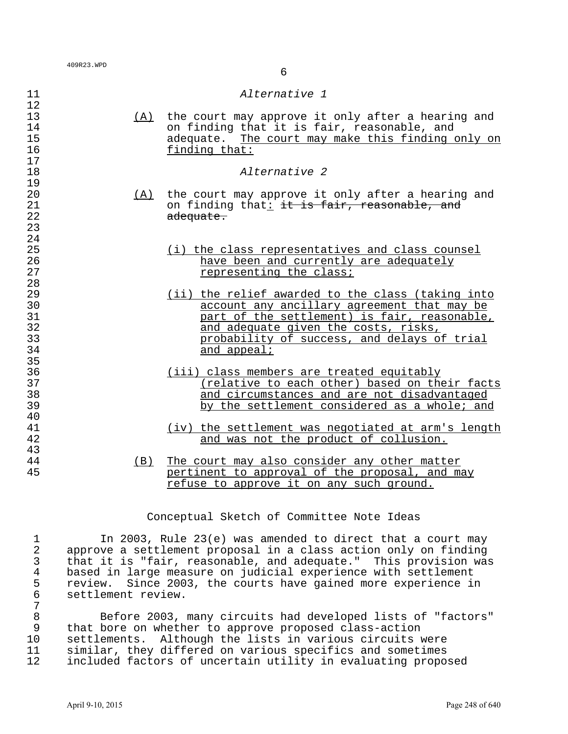*Alternative 1*

<u>(A)</u> the court may approve it only after a hearing and on finding that it is fair, reasonable, and adequate. <u>The court may make this finding only on finding that:</u>

*Alternative 2*

<u>(A)</u> the court may approve it only after a hearing and on finding that<u>:</u> ~~it is fair, reasonable, and adequate.~~

<u>(i) the class representatives and class counsel have been and currently are adequately representing the class;</u>

<u>(ii) the relief awarded to the class (taking into account any ancillary agreement that may be part of the settlement) is fair, reasonable, and adequate given the costs, risks, probability of success, and delays of trial and appeal;</u>

<u>(iii) class members are treated equitably (relative to each other) based on their facts and circumstances and are not disadvantaged by the settlement considered as a whole; and</u>

<u>(iv) the settlement was negotiated at arm's length and was not the product of collusion.</u>

<u>(B)</u> <u>The court may also consider any other matter pertinent to approval of the proposal, and may refuse to approve it on any such ground.</u>

## Conceptual Sketch of Committee Note Ideas

In 2003, Rule 23(e) was amended to direct that a court may approve a settlement proposal in a class action only on finding that it is "fair, reasonable, and adequate." This provision was based in large measure on judicial experience with settlement review. Since 2003, the courts have gained more experience in settlement review.

Before 2003, many circuits had developed lists of "factors" that bore on whether to approve proposed class-action settlements. Although the lists in various circuits were similar, they differed on various specifics and sometimes included factors of uncertain utility in evaluating proposed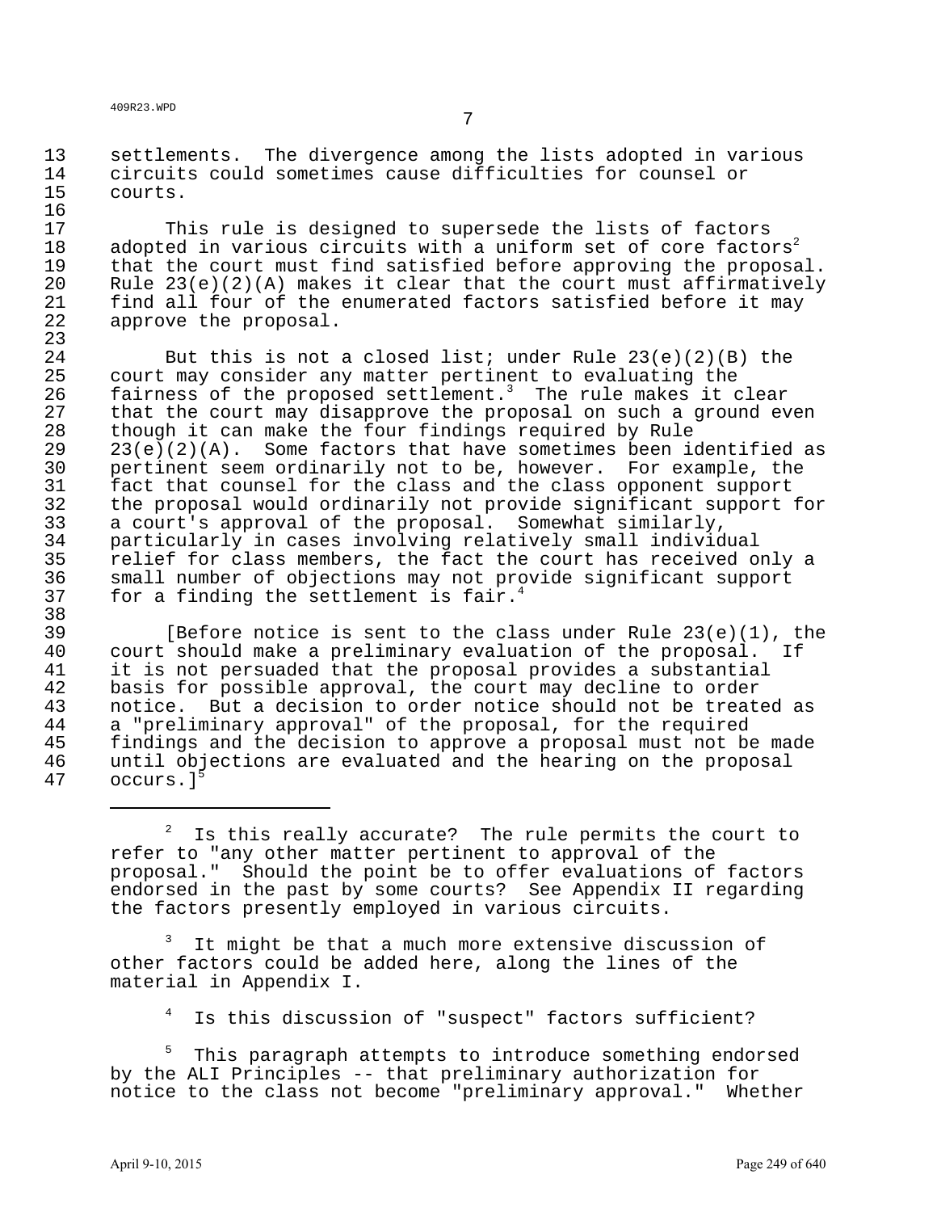settlements. The divergence among the lists adopted in various circuits could sometimes cause difficulties for counsel or courts.

This rule is designed to supersede the lists of factors adopted in various circuits with a uniform set of core factors[2] that the court must find satisfied before approving the proposal. Rule 23(e)(2)(A) makes it clear that the court must affirmatively find all four of the enumerated factors satisfied before it may approve the proposal.

But this is not a closed list; under Rule 23(e)(2)(B) the court may consider any matter pertinent to evaluating the fairness of the proposed settlement.[3] The rule makes it clear that the court may disapprove the proposal on such a ground even though it can make the four findings required by Rule 23(e)(2)(A). Some factors that have sometimes been identified as pertinent seem ordinarily not to be, however. For example, the fact that counsel for the class and the class opponent support the proposal would ordinarily not provide significant support for a court's approval of the proposal. Somewhat similarly, particularly in cases involving relatively small individual relief for class members, the fact the court has received only a small number of objections may not provide significant support for a finding the settlement is fair.[4]

[Before notice is sent to the class under Rule 23(e)(1), the court should make a preliminary evaluation of the proposal. If it is not persuaded that the proposal provides a substantial basis for possible approval, the court may decline to order notice. But a decision to order notice should not be treated as a "preliminary approval" of the proposal, for the required findings and the decision to approve a proposal must not be made until objections are evaluated and the hearing on the proposal occurs.][5]

---

[2] Is this really accurate? The rule permits the court to refer to "any other matter pertinent to approval of the proposal." Should the point be to offer evaluations of factors endorsed in the past by some courts? See Appendix II regarding the factors presently employed in various circuits.

[3] It might be that a much more extensive discussion of other factors could be added here, along the lines of the material in Appendix I.

[4] Is this discussion of "suspect" factors sufficient?

[5] This paragraph attempts to introduce something endorsed by the ALI Principles -- that preliminary authorization for notice to the class not become "preliminary approval." Whether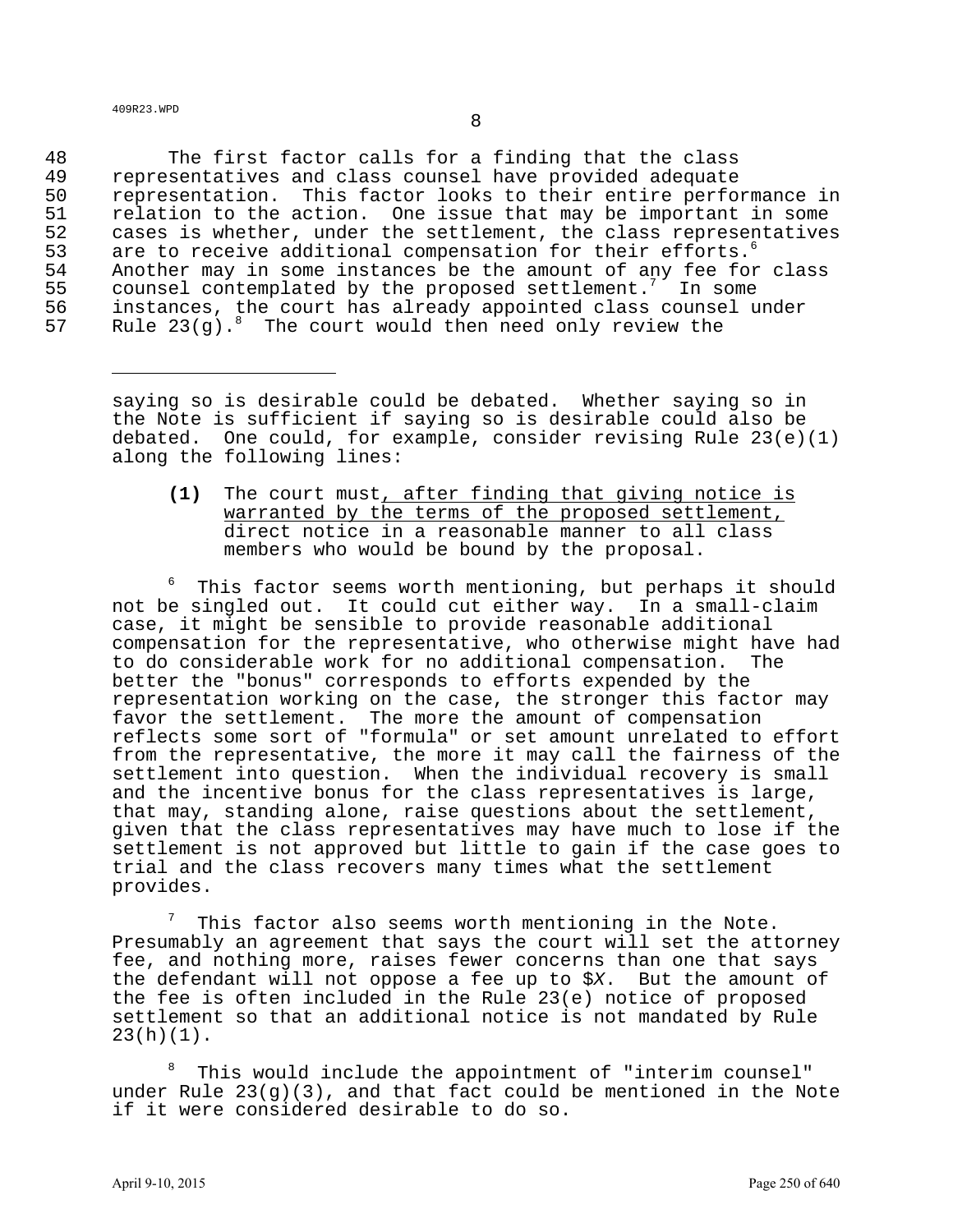The first factor calls for a finding that the class representatives and class counsel have provided adequate representation. This factor looks to their entire performance in relation to the action. One issue that may be important in some cases is whether, under the settlement, the class representatives are to receive additional compensation for their efforts.[6] Another may in some instances be the amount of any fee for class counsel contemplated by the proposed settlement.[7] In some instances, the court has already appointed class counsel under Rule 23(g).[8] The court would then need only review the

---

saying so is desirable could be debated. Whether saying so in the Note is sufficient if saying so is desirable could also be debated. One could, for example, consider revising Rule 23(e)(1) along the following lines:

> **(1)** The court must<u>, after finding that giving notice is warranted by the terms of the proposed settlement,</u> direct notice in a reasonable manner to all class members who would be bound by the proposal.

[6] This factor seems worth mentioning, but perhaps it should not be singled out. It could cut either way. In a small-claim case, it might be sensible to provide reasonable additional compensation for the representative, who otherwise might have had to do considerable work for no additional compensation. The better the "bonus" corresponds to efforts expended by the representation working on the case, the stronger this factor may favor the settlement. The more the amount of compensation reflects some sort of "formula" or set amount unrelated to effort from the representative, the more it may call the fairness of the settlement into question. When the individual recovery is small and the incentive bonus for the class representatives is large, that may, standing alone, raise questions about the settlement, given that the class representatives may have much to lose if the settlement is not approved but little to gain if the case goes to trial and the class recovers many times what the settlement provides.

[7] This factor also seems worth mentioning in the Note. Presumably an agreement that says the court will set the attorney fee, and nothing more, raises fewer concerns than one that says the defendant will not oppose a fee up to $*X*. But the amount of the fee is often included in the Rule 23(e) notice of proposed settlement so that an additional notice is not mandated by Rule 23(h)(1).

[8] This would include the appointment of "interim counsel" under Rule 23(g)(3), and that fact could be mentioned in the Note if it were considered desirable to do so.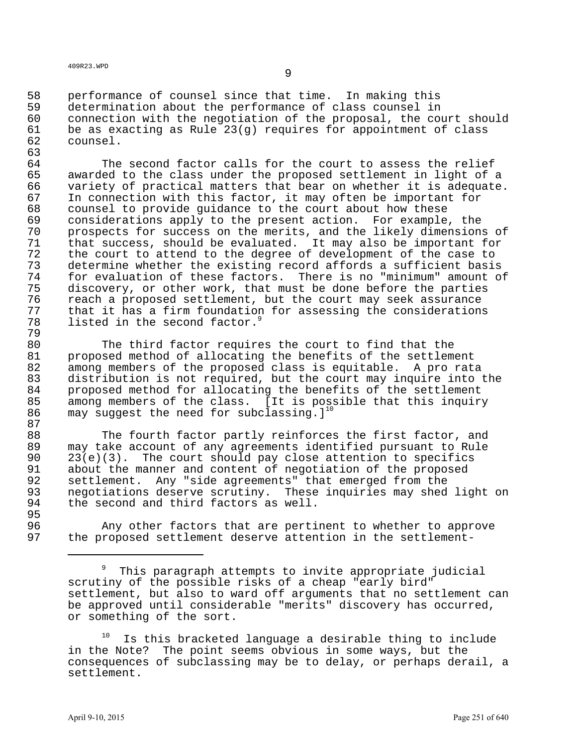performance of counsel since that time. In making this determination about the performance of class counsel in connection with the negotiation of the proposal, the court should be as exacting as Rule 23(g) requires for appointment of class counsel.

The second factor calls for the court to assess the relief awarded to the class under the proposed settlement in light of a variety of practical matters that bear on whether it is adequate. In connection with this factor, it may often be important for counsel to provide guidance to the court about how these considerations apply to the present action. For example, the prospects for success on the merits, and the likely dimensions of that success, should be evaluated. It may also be important for the court to attend to the degree of development of the case to determine whether the existing record affords a sufficient basis for evaluation of these factors. There is no "minimum" amount of discovery, or other work, that must be done before the parties reach a proposed settlement, but the court may seek assurance that it has a firm foundation for assessing the considerations listed in the second factor.[9]

The third factor requires the court to find that the proposed method of allocating the benefits of the settlement among members of the proposed class is equitable. A pro rata distribution is not required, but the court may inquire into the proposed method for allocating the benefits of the settlement among members of the class. [It is possible that this inquiry may suggest the need for subclassing.][10]

The fourth factor partly reinforces the first factor, and may take account of any agreements identified pursuant to Rule 23(e)(3). The court should pay close attention to specifics about the manner and content of negotiation of the proposed settlement. Any "side agreements" that emerged from the negotiations deserve scrutiny. These inquiries may shed light on the second and third factors as well.

Any other factors that are pertinent to whether to approve the proposed settlement deserve attention in the settlement-

---

[9] This paragraph attempts to invite appropriate judicial scrutiny of the possible risks of a cheap "early bird" settlement, but also to ward off arguments that no settlement can be approved until considerable "merits" discovery has occurred, or something of the sort.

[10] Is this bracketed language a desirable thing to include in the Note? The point seems obvious in some ways, but the consequences of subclassing may be to delay, or perhaps derail, a settlement.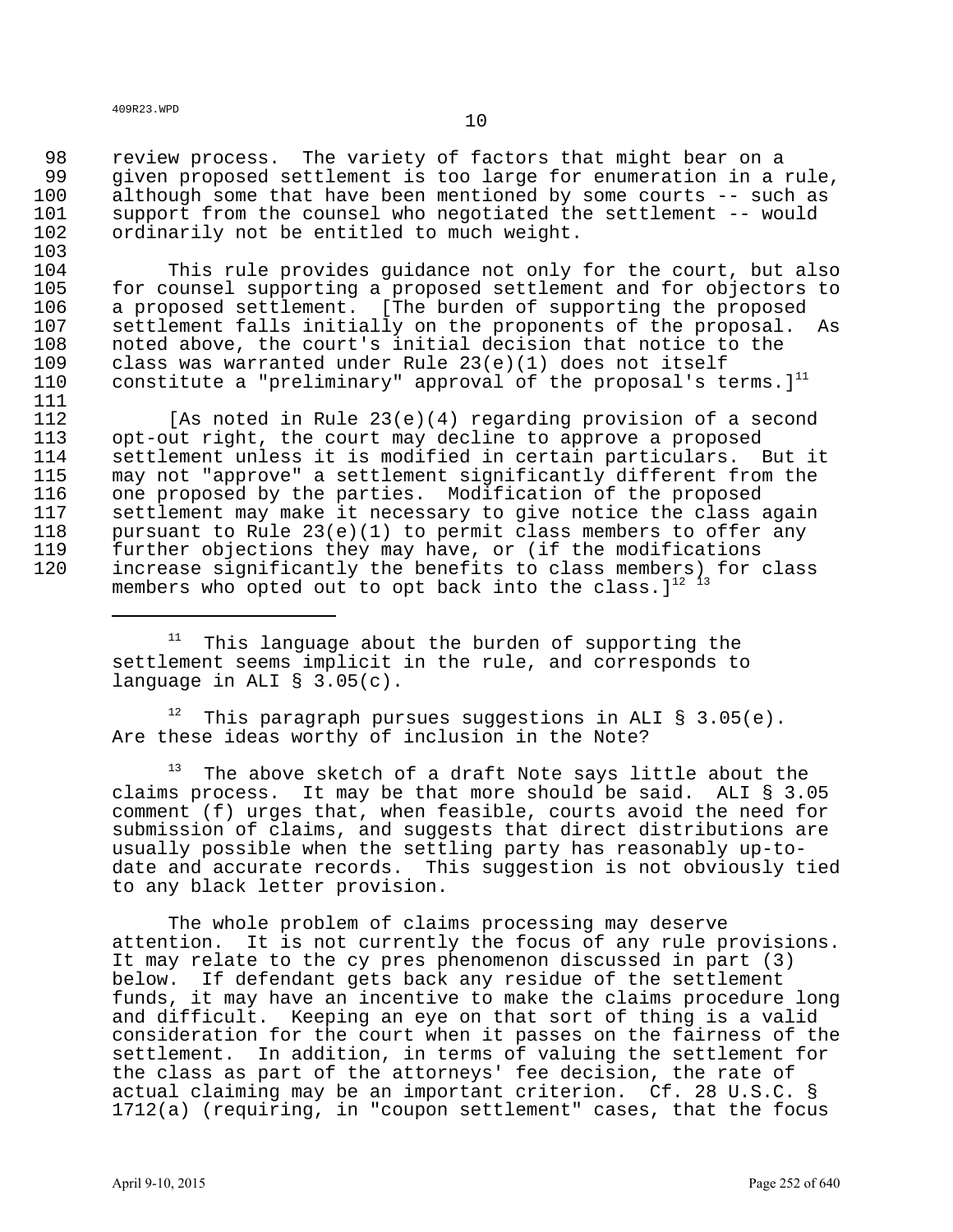review process. The variety of factors that might bear on a given proposed settlement is too large for enumeration in a rule, although some that have been mentioned by some courts -- such as support from the counsel who negotiated the settlement -- would ordinarily not be entitled to much weight.

This rule provides guidance not only for the court, but also for counsel supporting a proposed settlement and for objectors to a proposed settlement. [The burden of supporting the proposed settlement falls initially on the proponents of the proposal. As noted above, the court's initial decision that notice to the class was warranted under Rule 23(e)(1) does not itself constitute a "preliminary" approval of the proposal's terms.][11]

[As noted in Rule 23(e)(4) regarding provision of a second opt-out right, the court may decline to approve a proposed settlement unless it is modified in certain particulars. But it may not "approve" a settlement significantly different from the one proposed by the parties. Modification of the proposed settlement may make it necessary to give notice the class again pursuant to Rule 23(e)(1) to permit class members to offer any further objections they may have, or (if the modifications increase significantly the benefits to class members) for class members who opted out to opt back into the class.][12] [13]

---

[11] This language about the burden of supporting the settlement seems implicit in the rule, and corresponds to language in ALI § 3.05(c).

[12] This paragraph pursues suggestions in ALI § 3.05(e). Are these ideas worthy of inclusion in the Note?

[13] The above sketch of a draft Note says little about the claims process. It may be that more should be said. ALI § 3.05 comment (f) urges that, when feasible, courts avoid the need for submission of claims, and suggests that direct distributions are usually possible when the settling party has reasonably up-to-date and accurate records. This suggestion is not obviously tied to any black letter provision.

The whole problem of claims processing may deserve attention. It is not currently the focus of any rule provisions. It may relate to the cy pres phenomenon discussed in part (3) below. If defendant gets back any residue of the settlement funds, it may have an incentive to make the claims procedure long and difficult. Keeping an eye on that sort of thing is a valid consideration for the court when it passes on the fairness of the settlement. In addition, in terms of valuing the settlement for the class as part of the attorneys' fee decision, the rate of actual claiming may be an important criterion. Cf. 28 U.S.C. § 1712(a) (requiring, in "coupon settlement" cases, that the focus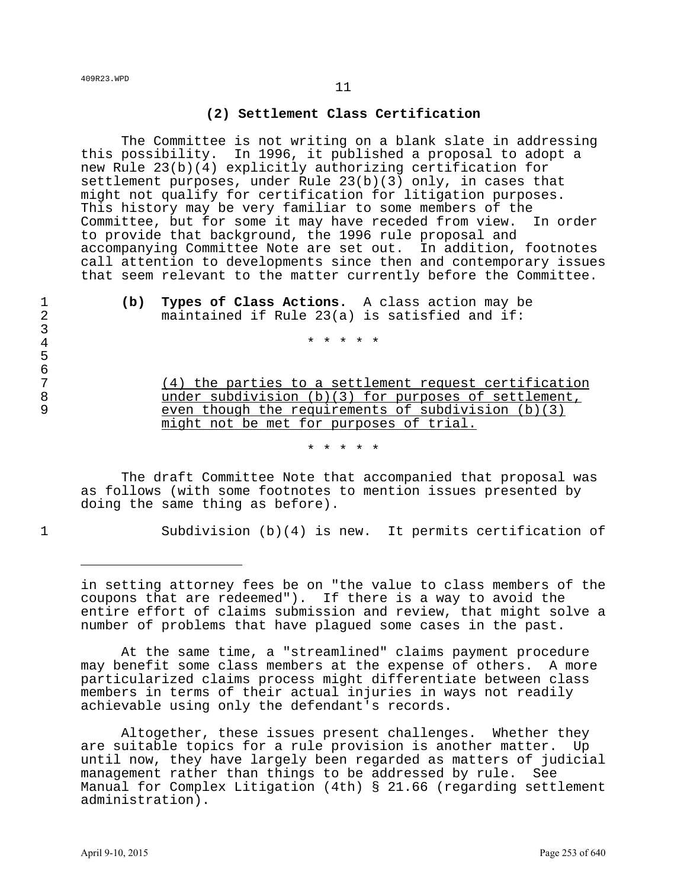### (2) Settlement Class Certification

The Committee is not writing on a blank slate in addressing this possibility. In 1996, it published a proposal to adopt a new Rule 23(b)(4) explicitly authorizing certification for settlement purposes, under Rule 23(b)(3) only, in cases that might not qualify for certification for litigation purposes. This history may be very familiar to some members of the Committee, but for some it may have receded from view. In order to provide that background, the 1996 rule proposal and accompanying Committee Note are set out. In addition, footnotes call attention to developments since then and contemporary issues that seem relevant to the matter currently before the Committee.

**(b) Types of Class Actions.** A class action may be maintained if Rule 23(a) is satisfied and if:

\* \* \* \* \*

<u>(4) the parties to a settlement request certification under subdivision (b)(3) for purposes of settlement, even though the requirements of subdivision (b)(3) might not be met for purposes of trial.</u>

\* \* \* \* \*

The draft Committee Note that accompanied that proposal was as follows (with some footnotes to mention issues presented by doing the same thing as before).

Subdivision (b)(4) is new. It permits certification of

---

in setting attorney fees be on "the value to class members of the coupons that are redeemed"). If there is a way to avoid the entire effort of claims submission and review, that might solve a number of problems that have plagued some cases in the past.

At the same time, a "streamlined" claims payment procedure may benefit some class members at the expense of others. A more particularized claims process might differentiate between class members in terms of their actual injuries in ways not readily achievable using only the defendant's records.

Altogether, these issues present challenges. Whether they are suitable topics for a rule provision is another matter. Up until now, they have largely been regarded as matters of judicial management rather than things to be addressed by rule. See Manual for Complex Litigation (4th) § 21.66 (regarding settlement administration).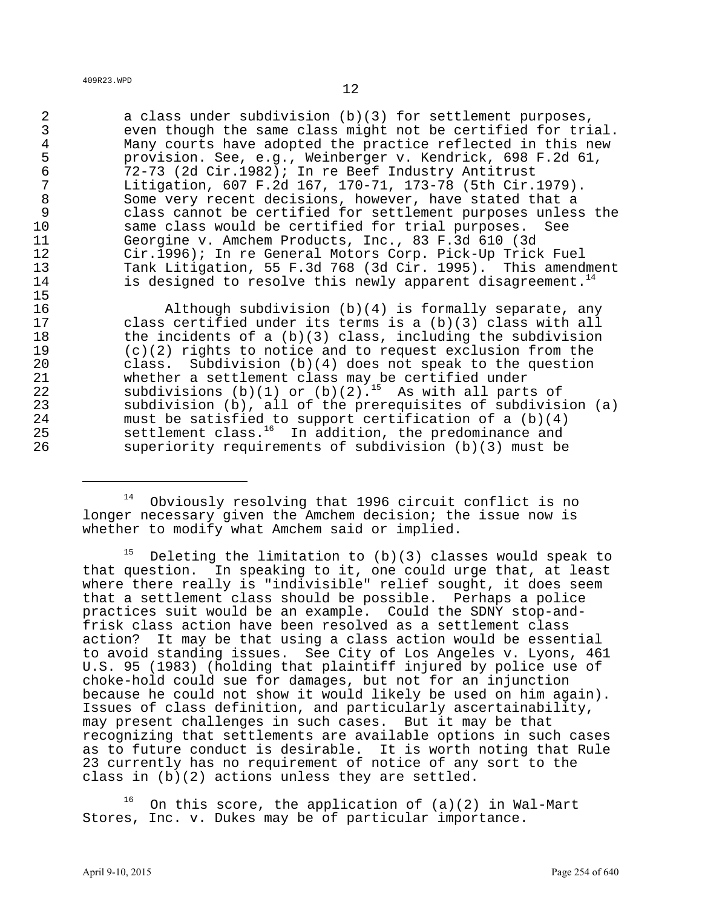a class under subdivision (b)(3) for settlement purposes, even though the same class might not be certified for trial. Many courts have adopted the practice reflected in this new provision. See, e.g., Weinberger v. Kendrick, 698 F.2d 61, 72-73 (2d Cir.1982); In re Beef Industry Antitrust Litigation, 607 F.2d 167, 170-71, 173-78 (5th Cir.1979). Some very recent decisions, however, have stated that a class cannot be certified for settlement purposes unless the same class would be certified for trial purposes. See Georgine v. Amchem Products, Inc., 83 F.3d 610 (3d Cir.1996); In re General Motors Corp. Pick-Up Trick Fuel Tank Litigation, 55 F.3d 768 (3d Cir. 1995). This amendment is designed to resolve this newly apparent disagreement.[14]

Although subdivision (b)(4) is formally separate, any class certified under its terms is a (b)(3) class with all the incidents of a (b)(3) class, including the subdivision (c)(2) rights to notice and to request exclusion from the class. Subdivision (b)(4) does not speak to the question whether a settlement class may be certified under subdivisions (b)(1) or (b)(2).[15] As with all parts of subdivision (b), all of the prerequisites of subdivision (a) must be satisfied to support certification of a (b)(4) settlement class.[16] In addition, the predominance and superiority requirements of subdivision (b)(3) must be

---

[14] Obviously resolving that 1996 circuit conflict is no longer necessary given the Amchem decision; the issue now is whether to modify what Amchem said or implied.

[15] Deleting the limitation to (b)(3) classes would speak to that question. In speaking to it, one could urge that, at least where there really is "indivisible" relief sought, it does seem that a settlement class should be possible. Perhaps a police practices suit would be an example. Could the SDNY stop-and-frisk class action have been resolved as a settlement class action? It may be that using a class action would be essential to avoid standing issues. See City of Los Angeles v. Lyons, 461 U.S. 95 (1983) (holding that plaintiff injured by police use of choke-hold could sue for damages, but not for an injunction because he could not show it would likely be used on him again). Issues of class definition, and particularly ascertainability, may present challenges in such cases. But it may be that recognizing that settlements are available options in such cases as to future conduct is desirable. It is worth noting that Rule 23 currently has no requirement of notice of any sort to the class in (b)(2) actions unless they are settled.

[16] On this score, the application of (a)(2) in Wal-Mart Stores, Inc. v. Dukes may be of particular importance.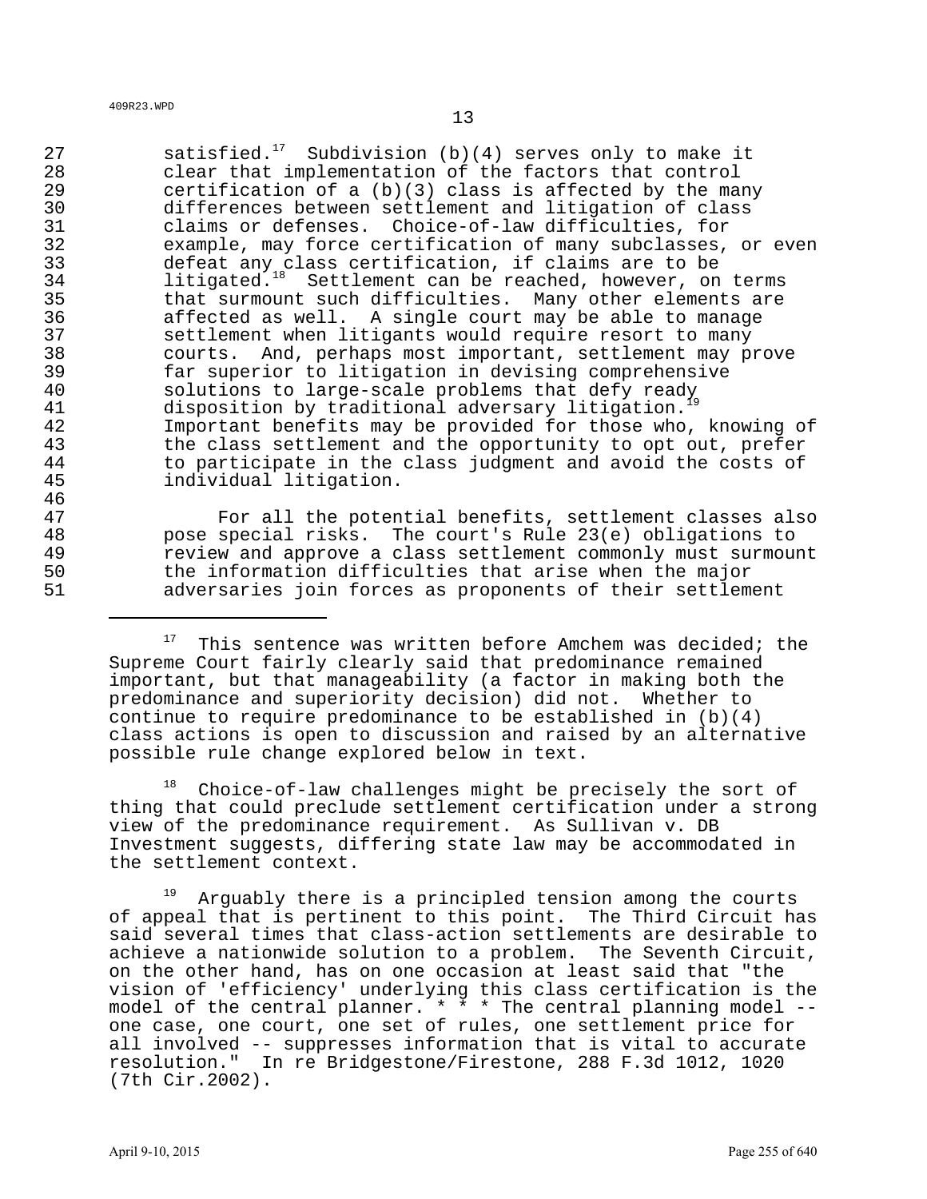satisfied.[17] Subdivision (b)(4) serves only to make it clear that implementation of the factors that control certification of a (b)(3) class is affected by the many differences between settlement and litigation of class claims or defenses. Choice-of-law difficulties, for example, may force certification of many subclasses, or even defeat any class certification, if claims are to be litigated.[18] Settlement can be reached, however, on terms that surmount such difficulties. Many other elements are affected as well. A single court may be able to manage settlement when litigants would require resort to many courts. And, perhaps most important, settlement may prove far superior to litigation in devising comprehensive solutions to large-scale problems that defy ready disposition by traditional adversary litigation.[19] Important benefits may be provided for those who, knowing of the class settlement and the opportunity to opt out, prefer to participate in the class judgment and avoid the costs of individual litigation.

For all the potential benefits, settlement classes also pose special risks. The court's Rule 23(e) obligations to review and approve a class settlement commonly must surmount the information difficulties that arise when the major adversaries join forces as proponents of their settlement

---

[17] This sentence was written before Amchem was decided; the Supreme Court fairly clearly said that predominance remained important, but that manageability (a factor in making both the predominance and superiority decision) did not. Whether to continue to require predominance to be established in (b)(4) class actions is open to discussion and raised by an alternative possible rule change explored below in text.

[18] Choice-of-law challenges might be precisely the sort of thing that could preclude settlement certification under a strong view of the predominance requirement. As Sullivan v. DB Investment suggests, differing state law may be accommodated in the settlement context.

[19] Arguably there is a principled tension among the courts of appeal that is pertinent to this point. The Third Circuit has said several times that class-action settlements are desirable to achieve a nationwide solution to a problem. The Seventh Circuit, on the other hand, has on one occasion at least said that "the vision of 'efficiency' underlying this class certification is the model of the central planner. * * * The central planning model -- one case, one court, one set of rules, one settlement price for all involved -- suppresses information that is vital to accurate resolution." In re Bridgestone/Firestone, 288 F.3d 1012, 1020 (7th Cir.2002).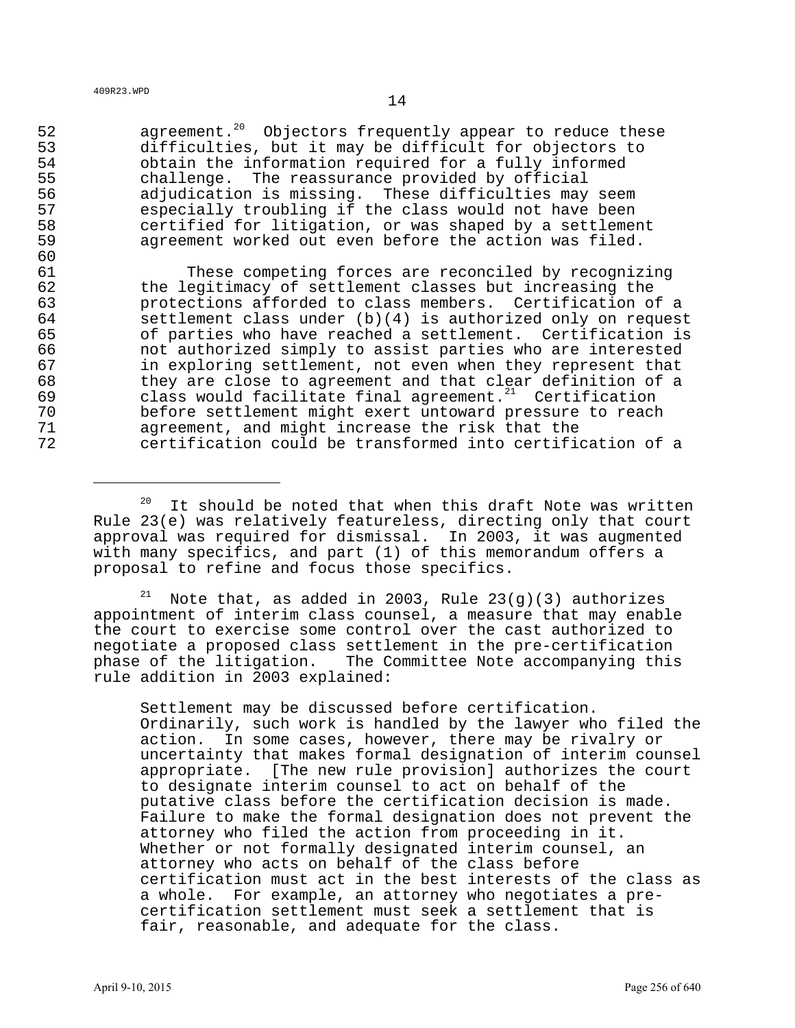agreement.[20] Objectors frequently appear to reduce these difficulties, but it may be difficult for objectors to obtain the information required for a fully informed challenge. The reassurance provided by official adjudication is missing. These difficulties may seem especially troubling if the class would not have been certified for litigation, or was shaped by a settlement agreement worked out even before the action was filed.

These competing forces are reconciled by recognizing the legitimacy of settlement classes but increasing the protections afforded to class members. Certification of a settlement class under (b)(4) is authorized only on request of parties who have reached a settlement. Certification is not authorized simply to assist parties who are interested in exploring settlement, not even when they represent that they are close to agreement and that clear definition of a class would facilitate final agreement.[21] Certification before settlement might exert untoward pressure to reach agreement, and might increase the risk that the certification could be transformed into certification of a

---

[20] It should be noted that when this draft Note was written Rule 23(e) was relatively featureless, directing only that court approval was required for dismissal. In 2003, it was augmented with many specifics, and part (1) of this memorandum offers a proposal to refine and focus those specifics.

[21] Note that, as added in 2003, Rule 23(g)(3) authorizes appointment of interim class counsel, a measure that may enable the court to exercise some control over the cast authorized to negotiate a proposed class settlement in the pre-certification phase of the litigation. The Committee Note accompanying this rule addition in 2003 explained:

> Settlement may be discussed before certification. Ordinarily, such work is handled by the lawyer who filed the action. In some cases, however, there may be rivalry or uncertainty that makes formal designation of interim counsel appropriate. [The new rule provision] authorizes the court to designate interim counsel to act on behalf of the putative class before the certification decision is made. Failure to make the formal designation does not prevent the attorney who filed the action from proceeding in it. Whether or not formally designated interim counsel, an attorney who acts on behalf of the class before certification must act in the best interests of the class as a whole. For example, an attorney who negotiates a pre-certification settlement must seek a settlement that is fair, reasonable, and adequate for the class.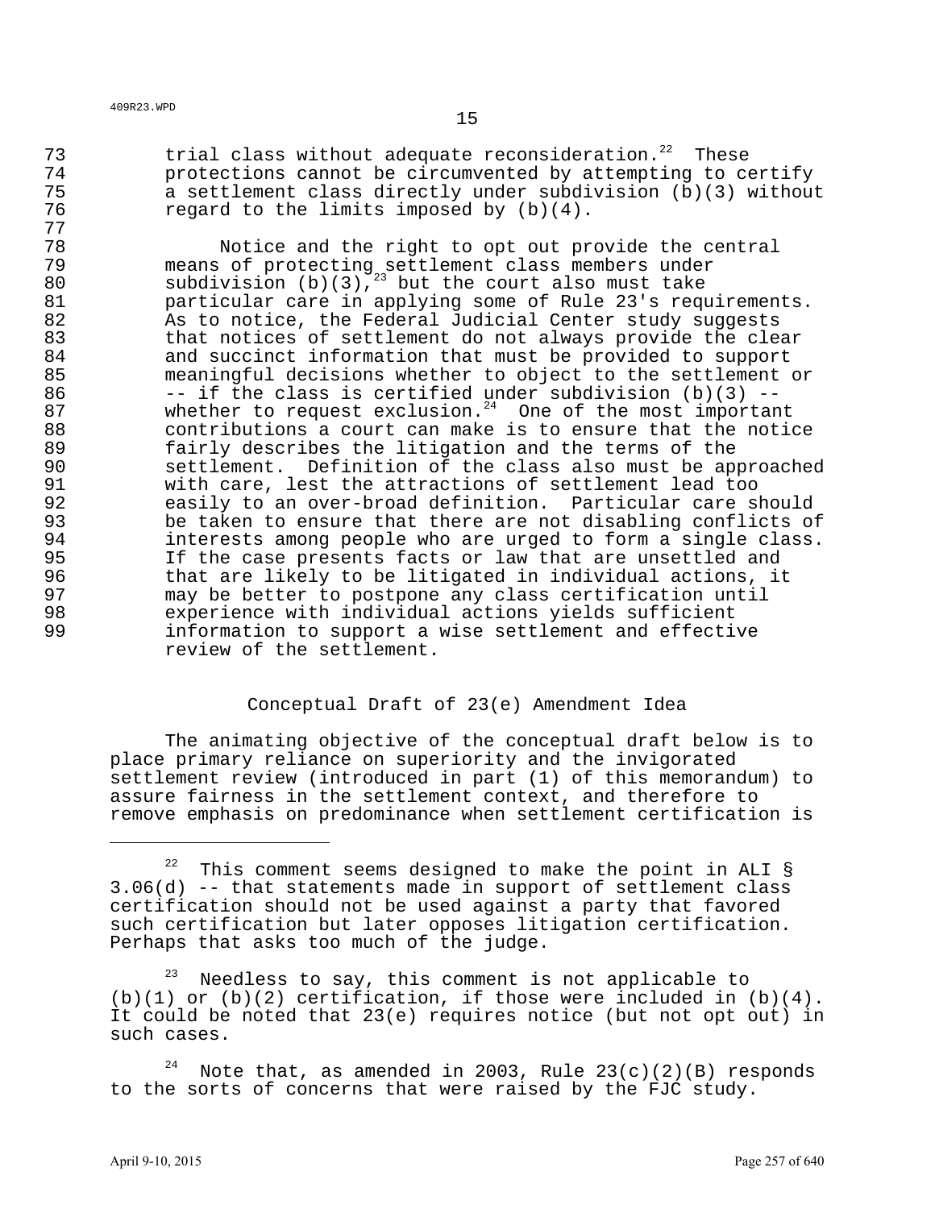trial class without adequate reconsideration.[22] These protections cannot be circumvented by attempting to certify a settlement class directly under subdivision (b)(3) without regard to the limits imposed by (b)(4).

Notice and the right to opt out provide the central means of protecting settlement class members under subdivision (b)(3),[23] but the court also must take particular care in applying some of Rule 23's requirements. As to notice, the Federal Judicial Center study suggests that notices of settlement do not always provide the clear and succinct information that must be provided to support meaningful decisions whether to object to the settlement or -- if the class is certified under subdivision (b)(3) -- whether to request exclusion.[24] One of the most important contributions a court can make is to ensure that the notice fairly describes the litigation and the terms of the settlement. Definition of the class also must be approached with care, lest the attractions of settlement lead too easily to an over-broad definition. Particular care should be taken to ensure that there are not disabling conflicts of interests among people who are urged to form a single class. If the case presents facts or law that are unsettled and that are likely to be litigated in individual actions, it may be better to postpone any class certification until experience with individual actions yields sufficient information to support a wise settlement and effective review of the settlement.

## Conceptual Draft of 23(e) Amendment Idea

The animating objective of the conceptual draft below is to place primary reliance on superiority and the invigorated settlement review (introduced in part (1) of this memorandum) to assure fairness in the settlement context, and therefore to remove emphasis on predominance when settlement certification is

---

[22] This comment seems designed to make the point in ALI § 3.06(d) -- that statements made in support of settlement class certification should not be used against a party that favored such certification but later opposes litigation certification. Perhaps that asks too much of the judge.

[23] Needless to say, this comment is not applicable to (b)(1) or (b)(2) certification, if those were included in (b)(4). It could be noted that 23(e) requires notice (but not opt out) in such cases.

[24] Note that, as amended in 2003, Rule 23(c)(2)(B) responds to the sorts of concerns that were raised by the FJC study.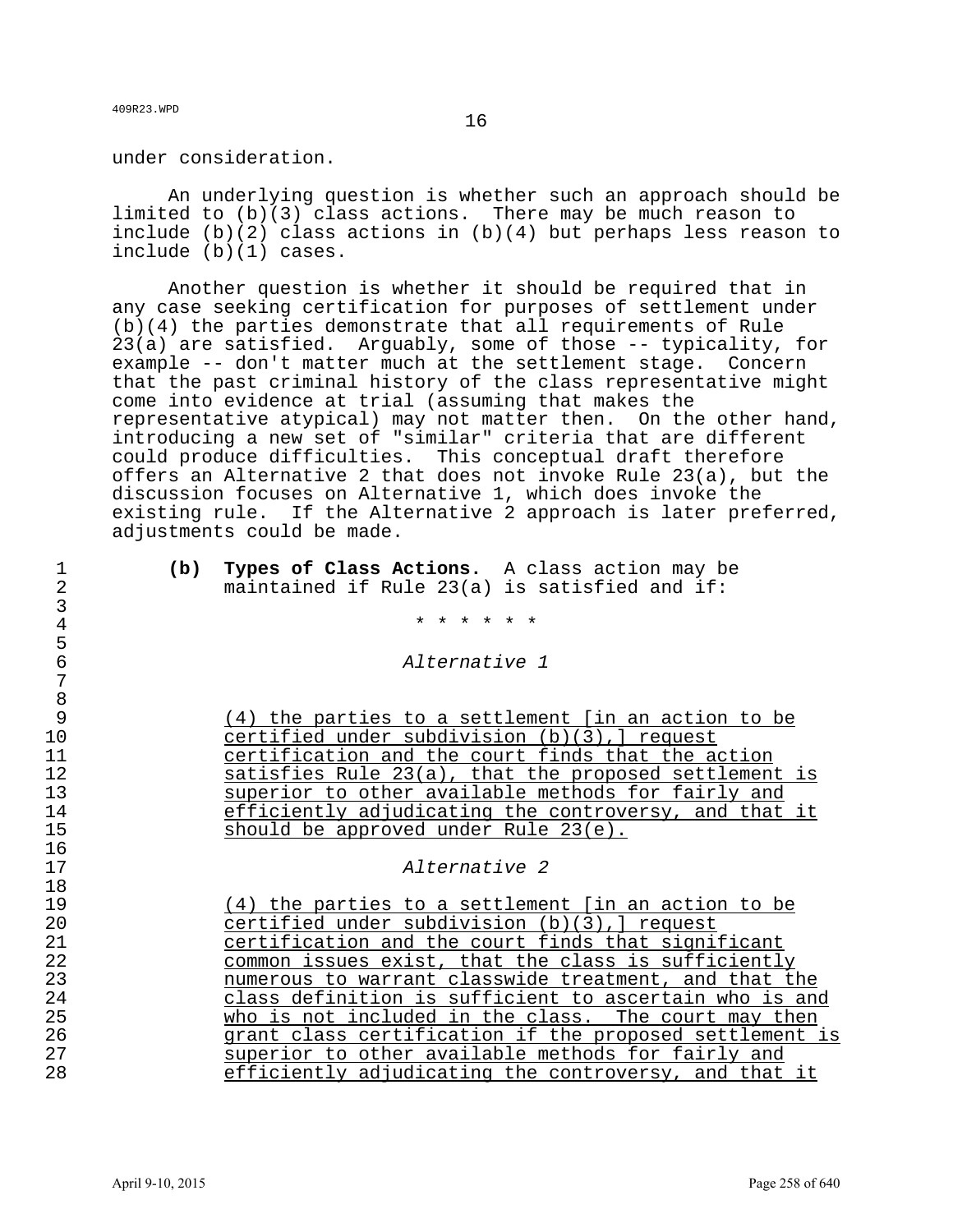under consideration.

An underlying question is whether such an approach should be limited to (b)(3) class actions. There may be much reason to include (b)(2) class actions in (b)(4) but perhaps less reason to include (b)(1) cases.

Another question is whether it should be required that in any case seeking certification for purposes of settlement under (b)(4) the parties demonstrate that all requirements of Rule 23(a) are satisfied. Arguably, some of those -- typicality, for example -- don't matter much at the settlement stage. Concern that the past criminal history of the class representative might come into evidence at trial (assuming that makes the representative atypical) may not matter then. On the other hand, introducing a new set of "similar" criteria that are different could produce difficulties. This conceptual draft therefore offers an Alternative 2 that does not invoke Rule 23(a), but the discussion focuses on Alternative 1, which does invoke the existing rule. If the Alternative 2 approach is later preferred, adjustments could be made.

**(b) Types of Class Actions.** A class action may be maintained if Rule 23(a) is satisfied and if:

\* \* \* \* \* \*

*Alternative 1*

<u>(4) the parties to a settlement [in an action to be certified under subdivision (b)(3),] request certification and the court finds that the action satisfies Rule 23(a), that the proposed settlement is superior to other available methods for fairly and efficiently adjudicating the controversy, and that it should be approved under Rule 23(e).</u>

*Alternative 2*

<u>(4) the parties to a settlement [in an action to be certified under subdivision (b)(3),] request certification and the court finds that significant common issues exist, that the class is sufficiently numerous to warrant classwide treatment, and that the class definition is sufficient to ascertain who is and who is not included in the class. The court may then grant class certification if the proposed settlement is superior to other available methods for fairly and efficiently adjudicating the controversy, and that it</u>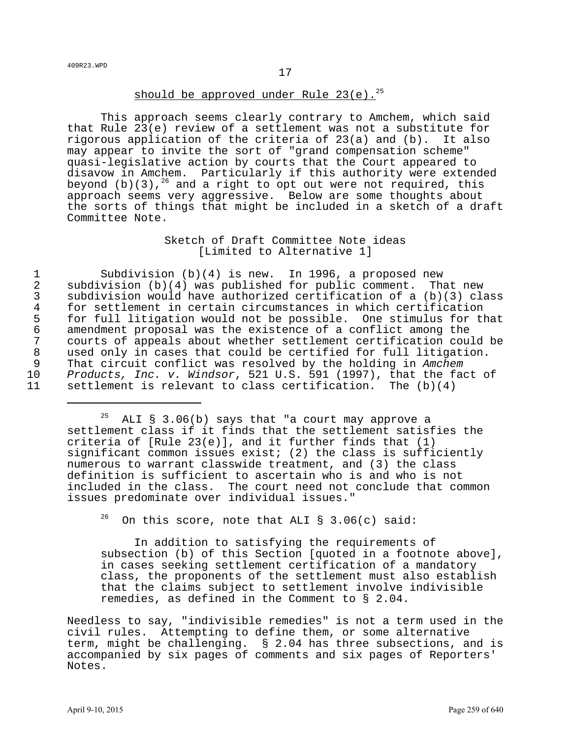<u>should be approved under Rule 23(e).</u>[25]

This approach seems clearly contrary to Amchem, which said that Rule 23(e) review of a settlement was not a substitute for rigorous application of the criteria of 23(a) and (b). It also may appear to invite the sort of "grand compensation scheme" quasi-legislative action by courts that the Court appeared to disavow in Amchem. Particularly if this authority were extended beyond (b)(3),[26] and a right to opt out were not required, this approach seems very aggressive. Below are some thoughts about the sorts of things that might be included in a sketch of a draft Committee Note.

Sketch of Draft Committee Note ideas
[Limited to Alternative 1]

1 Subdivision (b)(4) is new. In 1996, a proposed new
2 subdivision (b)(4) was published for public comment. That new
3 subdivision would have authorized certification of a (b)(3) class
4 for settlement in certain circumstances in which certification
5 for full litigation would not be possible. One stimulus for that
6 amendment proposal was the existence of a conflict among the
7 courts of appeals about whether settlement certification could be
8 used only in cases that could be certified for full litigation.
9 That circuit conflict was resolved by the holding in *Amchem*
10 *Products, Inc. v. Windsor*, 521 U.S. 591 (1997), that the fact of
11 settlement is relevant to class certification. The (b)(4)

---

[25] ALI § 3.06(b) says that "a court may approve a settlement class if it finds that the settlement satisfies the criteria of [Rule 23(e)], and it further finds that (1) significant common issues exist; (2) the class is sufficiently numerous to warrant classwide treatment, and (3) the class definition is sufficient to ascertain who is and who is not included in the class. The court need not conclude that common issues predominate over individual issues."

[26] On this score, note that ALI § 3.06(c) said:

> In addition to satisfying the requirements of subsection (b) of this Section [quoted in a footnote above], in cases seeking settlement certification of a mandatory class, the proponents of the settlement must also establish that the claims subject to settlement involve indivisible remedies, as defined in the Comment to § 2.04.

Needless to say, "indivisible remedies" is not a term used in the civil rules. Attempting to define them, or some alternative term, might be challenging. § 2.04 has three subsections, and is accompanied by six pages of comments and six pages of Reporters' Notes.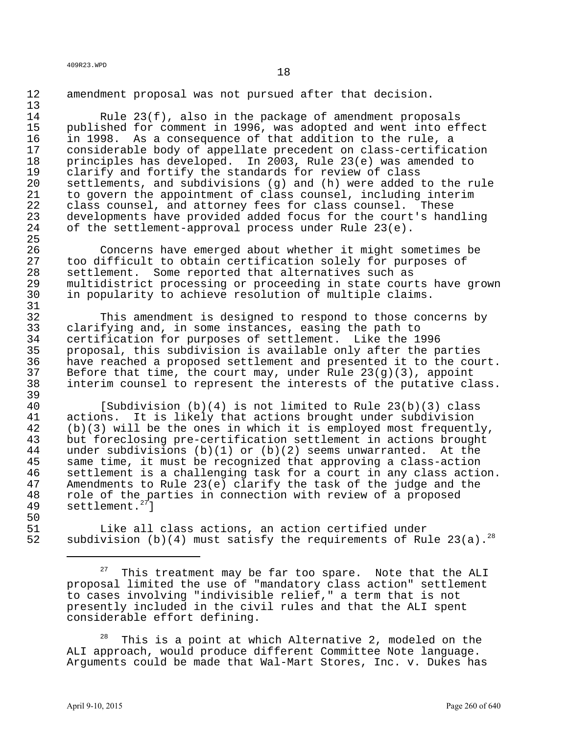amendment proposal was not pursued after that decision.

Rule 23(f), also in the package of amendment proposals published for comment in 1996, was adopted and went into effect in 1998. As a consequence of that addition to the rule, a considerable body of appellate precedent on class-certification principles has developed. In 2003, Rule 23(e) was amended to clarify and fortify the standards for review of class settlements, and subdivisions (g) and (h) were added to the rule to govern the appointment of class counsel, including interim class counsel, and attorney fees for class counsel. These developments have provided added focus for the court's handling of the settlement-approval process under Rule 23(e).

Concerns have emerged about whether it might sometimes be too difficult to obtain certification solely for purposes of settlement. Some reported that alternatives such as multidistrict processing or proceeding in state courts have grown in popularity to achieve resolution of multiple claims.

This amendment is designed to respond to those concerns by clarifying and, in some instances, easing the path to certification for purposes of settlement. Like the 1996 proposal, this subdivision is available only after the parties have reached a proposed settlement and presented it to the court. Before that time, the court may, under Rule 23(g)(3), appoint interim counsel to represent the interests of the putative class.

[Subdivision (b)(4) is not limited to Rule 23(b)(3) class actions. It is likely that actions brought under subdivision (b)(3) will be the ones in which it is employed most frequently, but foreclosing pre-certification settlement in actions brought under subdivisions (b)(1) or (b)(2) seems unwarranted. At the same time, it must be recognized that approving a class-action settlement is a challenging task for a court in any class action. Amendments to Rule 23(e) clarify the task of the judge and the role of the parties in connection with review of a proposed settlement.[27]]

Like all class actions, an action certified under subdivision (b)(4) must satisfy the requirements of Rule 23(a).[28]

---

[27] This treatment may be far too spare. Note that the ALI proposal limited the use of "mandatory class action" settlement to cases involving "indivisible relief," a term that is not presently included in the civil rules and that the ALI spent considerable effort defining.

[28] This is a point at which Alternative 2, modeled on the ALI approach, would produce different Committee Note language. Arguments could be made that Wal-Mart Stores, Inc. v. Dukes has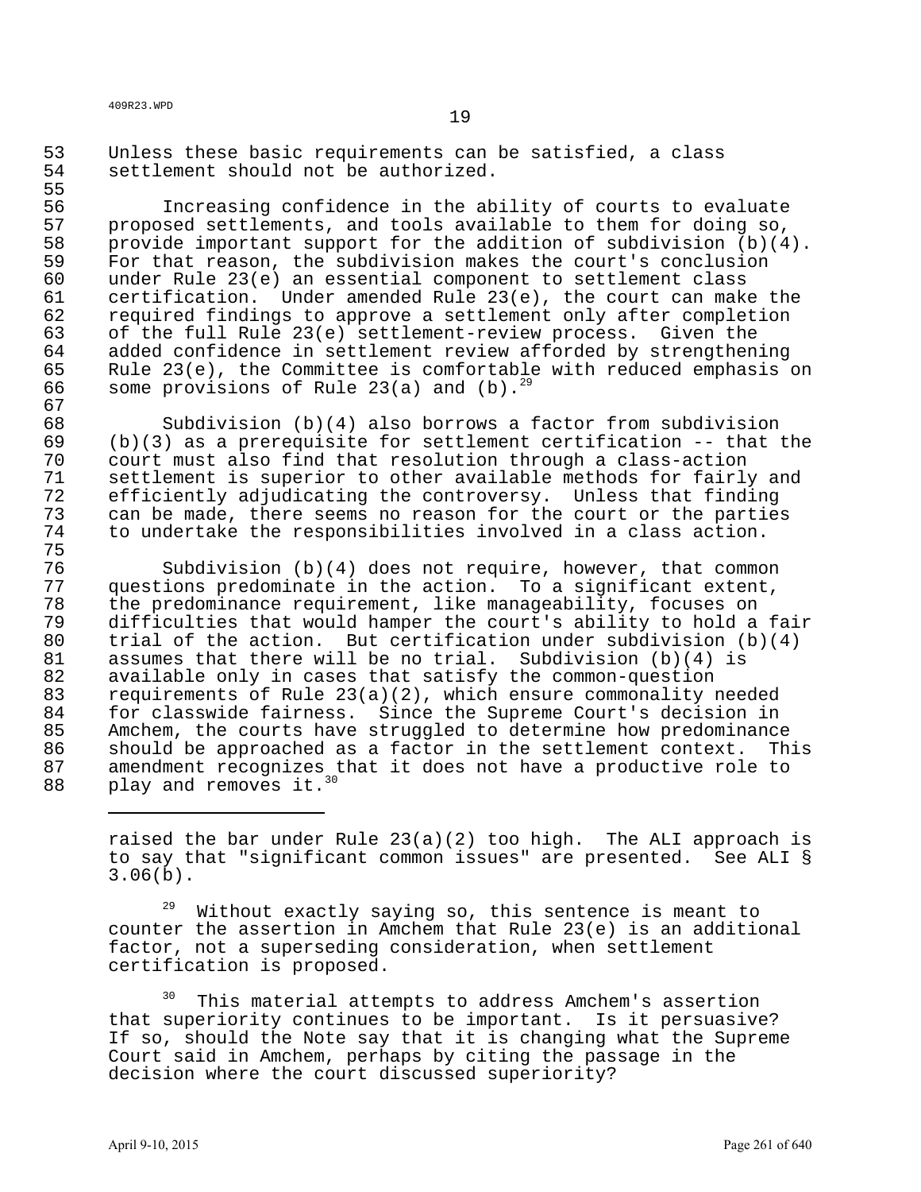Unless these basic requirements can be satisfied, a class settlement should not be authorized.

Increasing confidence in the ability of courts to evaluate proposed settlements, and tools available to them for doing so, provide important support for the addition of subdivision (b)(4). For that reason, the subdivision makes the court's conclusion under Rule 23(e) an essential component to settlement class certification. Under amended Rule 23(e), the court can make the required findings to approve a settlement only after completion of the full Rule 23(e) settlement-review process. Given the added confidence in settlement review afforded by strengthening Rule 23(e), the Committee is comfortable with reduced emphasis on some provisions of Rule 23(a) and (b).[29]

Subdivision (b)(4) also borrows a factor from subdivision (b)(3) as a prerequisite for settlement certification -- that the court must also find that resolution through a class-action settlement is superior to other available methods for fairly and efficiently adjudicating the controversy. Unless that finding can be made, there seems no reason for the court or the parties to undertake the responsibilities involved in a class action.

Subdivision (b)(4) does not require, however, that common questions predominate in the action. To a significant extent, the predominance requirement, like manageability, focuses on difficulties that would hamper the court's ability to hold a fair trial of the action. But certification under subdivision (b)(4) assumes that there will be no trial. Subdivision (b)(4) is available only in cases that satisfy the common-question requirements of Rule 23(a)(2), which ensure commonality needed for classwide fairness. Since the Supreme Court's decision in Amchem, the courts have struggled to determine how predominance should be approached as a factor in the settlement context. This amendment recognizes that it does not have a productive role to play and removes it.[30]

---

raised the bar under Rule 23(a)(2) too high. The ALI approach is to say that "significant common issues" are presented. See ALI § 3.06(b).

[29] Without exactly saying so, this sentence is meant to counter the assertion in Amchem that Rule 23(e) is an additional factor, not a superseding consideration, when settlement certification is proposed.

[30] This material attempts to address Amchem's assertion that superiority continues to be important. Is it persuasive? If so, should the Note say that it is changing what the Supreme Court said in Amchem, perhaps by citing the passage in the decision where the court discussed superiority?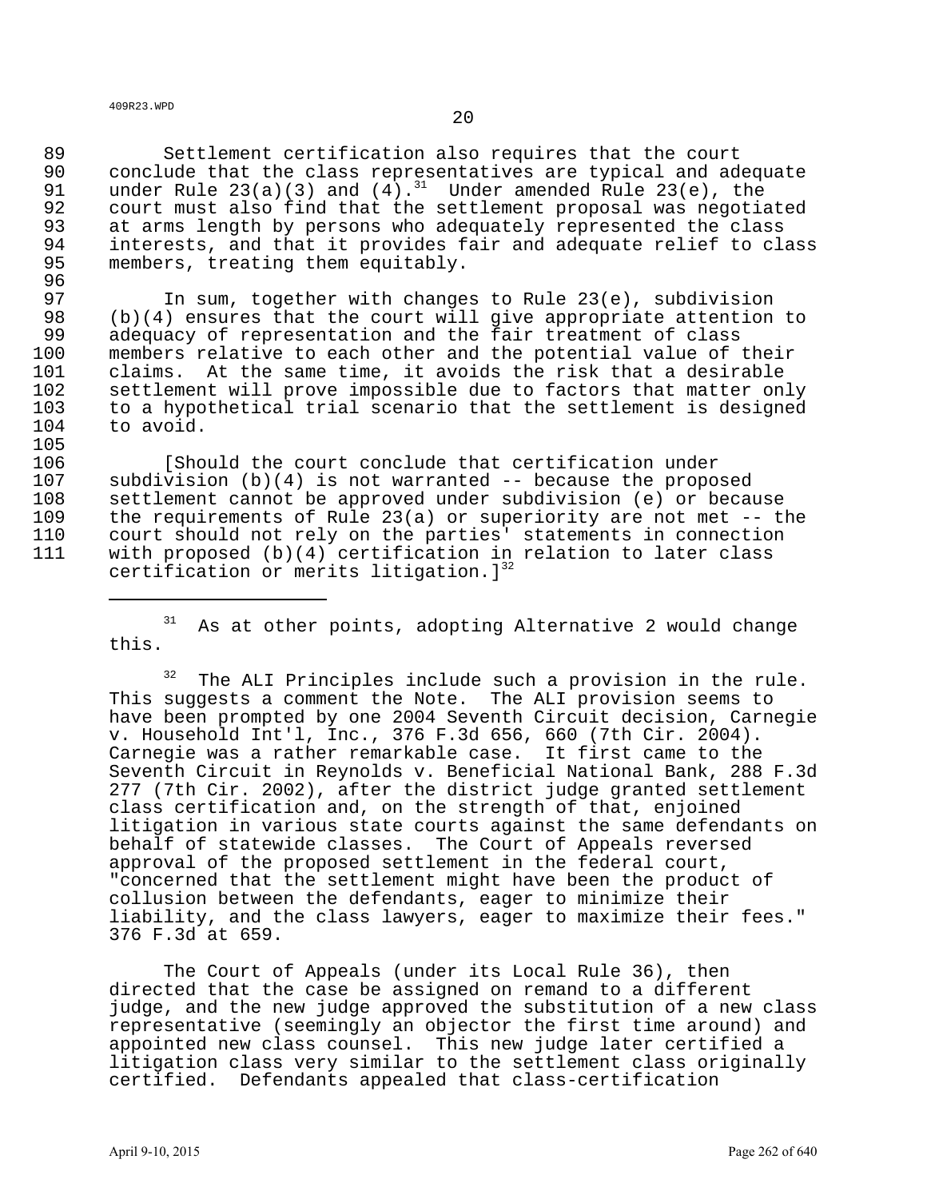Settlement certification also requires that the court conclude that the class representatives are typical and adequate under Rule 23(a)(3) and (4).[31] Under amended Rule 23(e), the court must also find that the settlement proposal was negotiated at arms length by persons who adequately represented the class interests, and that it provides fair and adequate relief to class members, treating them equitably.

In sum, together with changes to Rule 23(e), subdivision (b)(4) ensures that the court will give appropriate attention to adequacy of representation and the fair treatment of class members relative to each other and the potential value of their claims. At the same time, it avoids the risk that a desirable settlement will prove impossible due to factors that matter only to a hypothetical trial scenario that the settlement is designed to avoid.

[Should the court conclude that certification under subdivision (b)(4) is not warranted -- because the proposed settlement cannot be approved under subdivision (e) or because the requirements of Rule 23(a) or superiority are not met -- the court should not rely on the parties' statements in connection with proposed (b)(4) certification in relation to later class certification or merits litigation.][32]

---

[31] As at other points, adopting Alternative 2 would change this.

[32] The ALI Principles include such a provision in the rule. This suggests a comment the Note. The ALI provision seems to have been prompted by one 2004 Seventh Circuit decision, Carnegie v. Household Int'l, Inc., 376 F.3d 656, 660 (7th Cir. 2004). Carnegie was a rather remarkable case. It first came to the Seventh Circuit in Reynolds v. Beneficial National Bank, 288 F.3d 277 (7th Cir. 2002), after the district judge granted settlement class certification and, on the strength of that, enjoined litigation in various state courts against the same defendants on behalf of statewide classes. The Court of Appeals reversed approval of the proposed settlement in the federal court, "concerned that the settlement might have been the product of collusion between the defendants, eager to minimize their liability, and the class lawyers, eager to maximize their fees." 376 F.3d at 659.

The Court of Appeals (under its Local Rule 36), then directed that the case be assigned on remand to a different judge, and the new judge approved the substitution of a new class representative (seemingly an objector the first time around) and appointed new class counsel. This new judge later certified a litigation class very similar to the settlement class originally certified. Defendants appealed that class-certification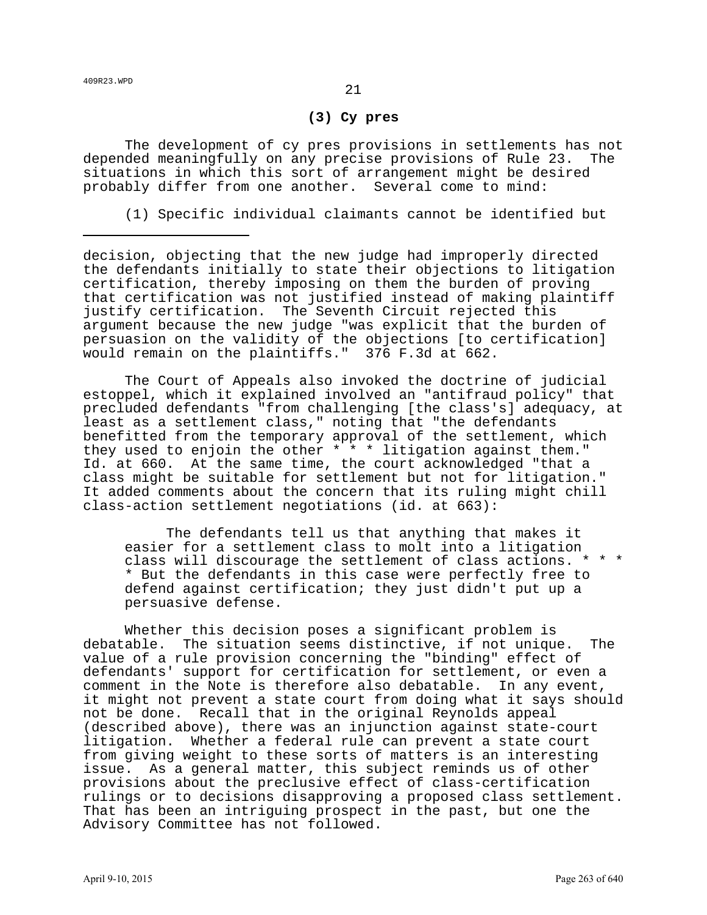### (3) Cy pres

The development of cy pres provisions in settlements has not depended meaningfully on any precise provisions of Rule 23. The situations in which this sort of arrangement might be desired probably differ from one another. Several come to mind:

(1) Specific individual claimants cannot be identified but

---

decision, objecting that the new judge had improperly directed the defendants initially to state their objections to litigation certification, thereby imposing on them the burden of proving that certification was not justified instead of making plaintiff justify certification. The Seventh Circuit rejected this argument because the new judge "was explicit that the burden of persuasion on the validity of the objections [to certification] would remain on the plaintiffs." 376 F.3d at 662.

The Court of Appeals also invoked the doctrine of judicial estoppel, which it explained involved an "antifraud policy" that precluded defendants "from challenging [the class's] adequacy, at least as a settlement class," noting that "the defendants benefitted from the temporary approval of the settlement, which they used to enjoin the other * * * litigation against them." Id. at 660. At the same time, the court acknowledged "that a class might be suitable for settlement but not for litigation." It added comments about the concern that its ruling might chill class-action settlement negotiations (id. at 663):

> The defendants tell us that anything that makes it easier for a settlement class to molt into a litigation class will discourage the settlement of class actions. * * * * But the defendants in this case were perfectly free to defend against certification; they just didn't put up a persuasive defense.

Whether this decision poses a significant problem is debatable. The situation seems distinctive, if not unique. The value of a rule provision concerning the "binding" effect of defendants' support for certification for settlement, or even a comment in the Note is therefore also debatable. In any event, it might not prevent a state court from doing what it says should not be done. Recall that in the original Reynolds appeal (described above), there was an injunction against state-court litigation. Whether a federal rule can prevent a state court from giving weight to these sorts of matters is an interesting issue. As a general matter, this subject reminds us of other provisions about the preclusive effect of class-certification rulings or to decisions disapproving a proposed class settlement. That has been an intriguing prospect in the past, but one the Advisory Committee has not followed.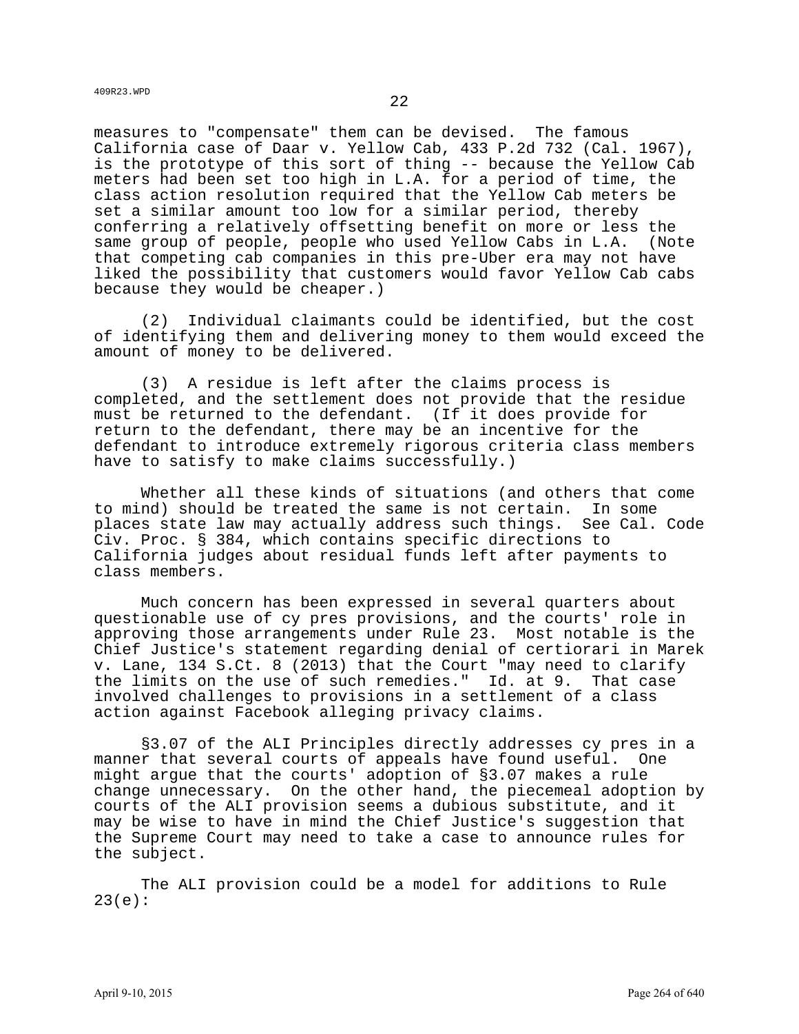measures to "compensate" them can be devised. The famous California case of Daar v. Yellow Cab, 433 P.2d 732 (Cal. 1967), is the prototype of this sort of thing -- because the Yellow Cab meters had been set too high in L.A. for a period of time, the class action resolution required that the Yellow Cab meters be set a similar amount too low for a similar period, thereby conferring a relatively offsetting benefit on more or less the same group of people, people who used Yellow Cabs in L.A. (Note that competing cab companies in this pre-Uber era may not have liked the possibility that customers would favor Yellow Cab cabs because they would be cheaper.)

(2) Individual claimants could be identified, but the cost of identifying them and delivering money to them would exceed the amount of money to be delivered.

(3) A residue is left after the claims process is completed, and the settlement does not provide that the residue must be returned to the defendant. (If it does provide for return to the defendant, there may be an incentive for the defendant to introduce extremely rigorous criteria class members have to satisfy to make claims successfully.)

Whether all these kinds of situations (and others that come to mind) should be treated the same is not certain. In some places state law may actually address such things. See Cal. Code Civ. Proc. § 384, which contains specific directions to California judges about residual funds left after payments to class members.

Much concern has been expressed in several quarters about questionable use of cy pres provisions, and the courts' role in approving those arrangements under Rule 23. Most notable is the Chief Justice's statement regarding denial of certiorari in Marek v. Lane, 134 S.Ct. 8 (2013) that the Court "may need to clarify the limits on the use of such remedies." Id. at 9. That case involved challenges to provisions in a settlement of a class action against Facebook alleging privacy claims.

§3.07 of the ALI Principles directly addresses cy pres in a manner that several courts of appeals have found useful. One might argue that the courts' adoption of §3.07 makes a rule change unnecessary. On the other hand, the piecemeal adoption by courts of the ALI provision seems a dubious substitute, and it may be wise to have in mind the Chief Justice's suggestion that the Supreme Court may need to take a case to announce rules for the subject.

The ALI provision could be a model for additions to Rule 23(e):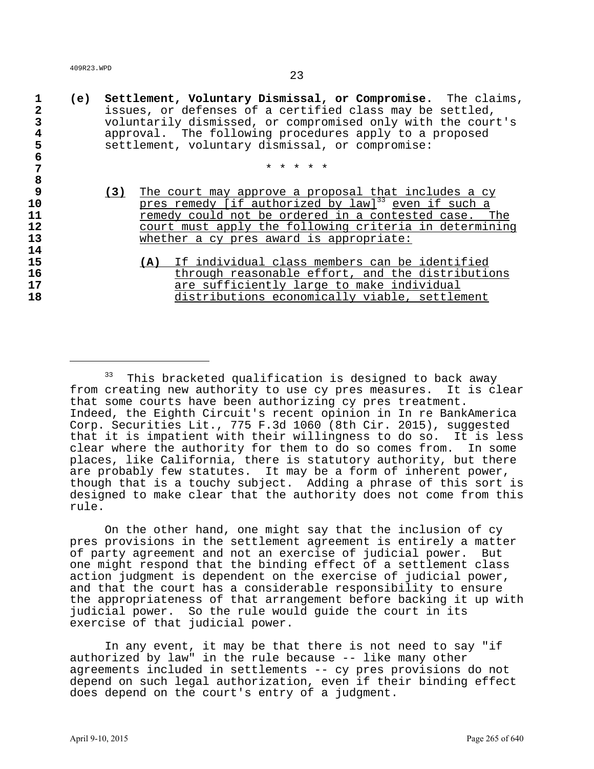**(e) Settlement, Voluntary Dismissal, or Compromise.** The claims, issues, or defenses of a certified class may be settled, voluntarily dismissed, or compromised only with the court's approval. The following procedures apply to a proposed settlement, voluntary dismissal, or compromise:

\* \* \* \* \*

**(3)** The court may approve a proposal that includes a cy pres remedy [if authorized by law][33] even if such a remedy could not be ordered in a contested case. The court must apply the following criteria in determining whether a cy pres award is appropriate:

**(A)** If individual class members can be identified through reasonable effort, and the distributions are sufficiently large to make individual distributions economically viable, settlement

---

[33] This bracketed qualification is designed to back away from creating new authority to use cy pres measures. It is clear that some courts have been authorizing cy pres treatment. Indeed, the Eighth Circuit's recent opinion in In re BankAmerica Corp. Securities Lit., 775 F.3d 1060 (8th Cir. 2015), suggested that it is impatient with their willingness to do so. It is less clear where the authority for them to do so comes from. In some places, like California, there is statutory authority, but there are probably few statutes. It may be a form of inherent power, though that is a touchy subject. Adding a phrase of this sort is designed to make clear that the authority does not come from this rule.

On the other hand, one might say that the inclusion of cy pres provisions in the settlement agreement is entirely a matter of party agreement and not an exercise of judicial power. But one might respond that the binding effect of a settlement class action judgment is dependent on the exercise of judicial power, and that the court has a considerable responsibility to ensure the appropriateness of that arrangement before backing it up with judicial power. So the rule would guide the court in its exercise of that judicial power.

In any event, it may be that there is not need to say "if authorized by law" in the rule because -- like many other agreements included in settlements -- cy pres provisions do not depend on such legal authorization, even if their binding effect does depend on the court's entry of a judgment.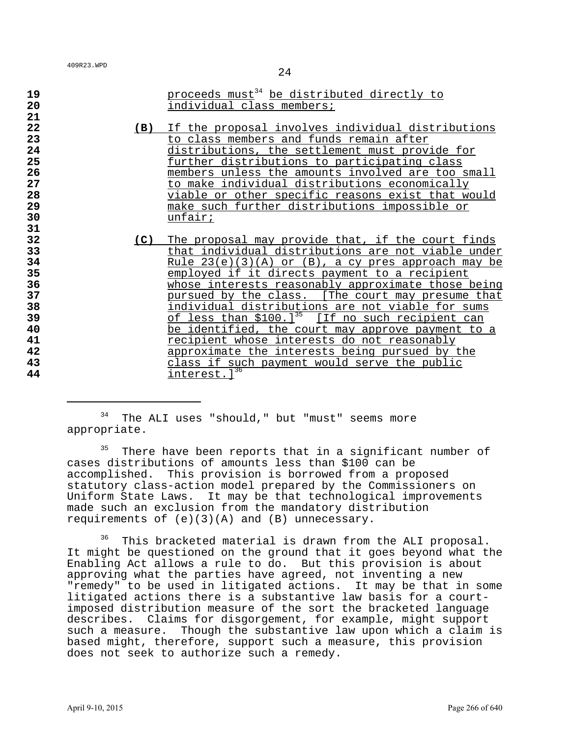proceeds must[34] be distributed directly to individual class members;

**(B)** If the proposal involves individual distributions to class members and funds remain after distributions, the settlement must provide for further distributions to participating class members unless the amounts involved are too small to make individual distributions economically viable or other specific reasons exist that would make such further distributions impossible or unfair;

**(C)** The proposal may provide that, if the court finds that individual distributions are not viable under Rule 23(e)(3)(A) or (B), a cy pres approach may be employed if it directs payment to a recipient whose interests reasonably approximate those being pursued by the class. [The court may presume that individual distributions are not viable for sums of less than $100.][35] [If no such recipient can be identified, the court may approve payment to a recipient whose interests do not reasonably approximate the interests being pursued by the class if such payment would serve the public interest.][36]

---

[34] The ALI uses "should," but "must" seems more appropriate.

[35] There have been reports that in a significant number of cases distributions of amounts less than $100 can be accomplished. This provision is borrowed from a proposed statutory class-action model prepared by the Commissioners on Uniform State Laws. It may be that technological improvements made such an exclusion from the mandatory distribution requirements of (e)(3)(A) and (B) unnecessary.

[36] This bracketed material is drawn from the ALI proposal. It might be questioned on the ground that it goes beyond what the Enabling Act allows a rule to do. But this provision is about approving what the parties have agreed, not inventing a new "remedy" to be used in litigated actions. It may be that in some litigated actions there is a substantive law basis for a court-imposed distribution measure of the sort the bracketed language describes. Claims for disgorgement, for example, might support such a measure. Though the substantive law upon which a claim is based might, therefore, support such a measure, this provision does not seek to authorize such a remedy.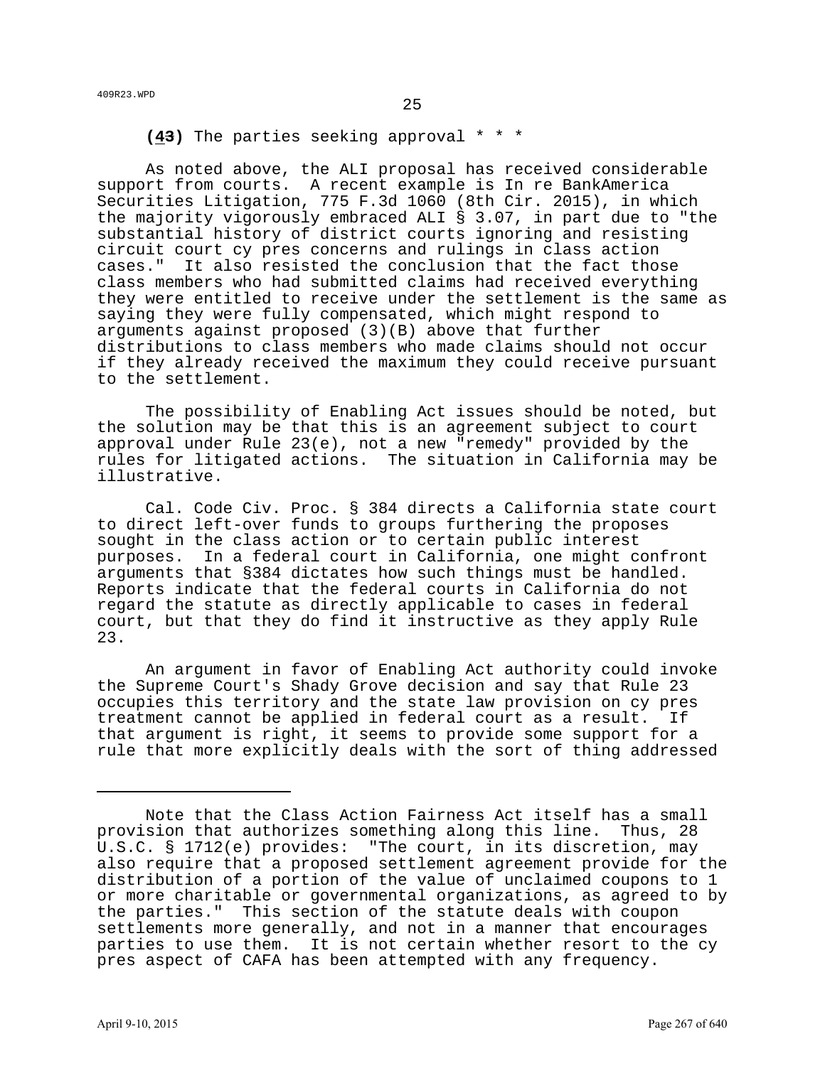**(43)** The parties seeking approval * * *

As noted above, the ALI proposal has received considerable support from courts. A recent example is In re BankAmerica Securities Litigation, 775 F.3d 1060 (8th Cir. 2015), in which the majority vigorously embraced ALI § 3.07, in part due to "the substantial history of district courts ignoring and resisting circuit court cy pres concerns and rulings in class action cases." It also resisted the conclusion that the fact those class members who had submitted claims had received everything they were entitled to receive under the settlement is the same as saying they were fully compensated, which might respond to arguments against proposed (3)(B) above that further distributions to class members who made claims should not occur if they already received the maximum they could receive pursuant to the settlement.

The possibility of Enabling Act issues should be noted, but the solution may be that this is an agreement subject to court approval under Rule 23(e), not a new "remedy" provided by the rules for litigated actions. The situation in California may be illustrative.

Cal. Code Civ. Proc. § 384 directs a California state court to direct left-over funds to groups furthering the proposes sought in the class action or to certain public interest purposes. In a federal court in California, one might confront arguments that §384 dictates how such things must be handled. Reports indicate that the federal courts in California do not regard the statute as directly applicable to cases in federal court, but that they do find it instructive as they apply Rule 23.

An argument in favor of Enabling Act authority could invoke the Supreme Court's Shady Grove decision and say that Rule 23 occupies this territory and the state law provision on cy pres treatment cannot be applied in federal court as a result. If that argument is right, it seems to provide some support for a rule that more explicitly deals with the sort of thing addressed

---

Note that the Class Action Fairness Act itself has a small provision that authorizes something along this line. Thus, 28 U.S.C. § 1712(e) provides: "The court, in its discretion, may also require that a proposed settlement agreement provide for the distribution of a portion of the value of unclaimed coupons to 1 or more charitable or governmental organizations, as agreed to by the parties." This section of the statute deals with coupon settlements more generally, and not in a manner that encourages parties to use them. It is not certain whether resort to the cy pres aspect of CAFA has been attempted with any frequency.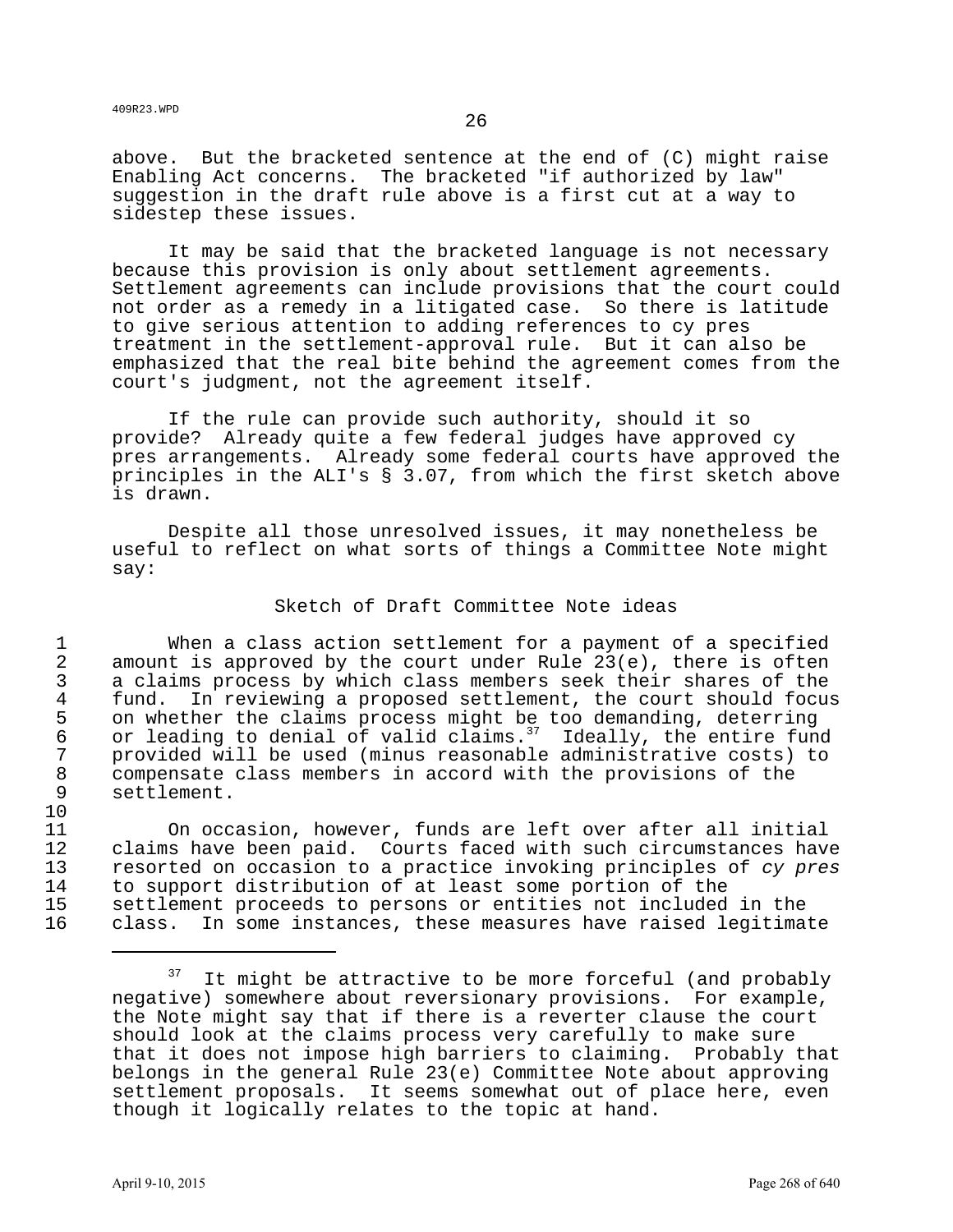above. But the bracketed sentence at the end of (C) might raise Enabling Act concerns. The bracketed "if authorized by law" suggestion in the draft rule above is a first cut at a way to sidestep these issues.

It may be said that the bracketed language is not necessary because this provision is only about settlement agreements. Settlement agreements can include provisions that the court could not order as a remedy in a litigated case. So there is latitude to give serious attention to adding references to cy pres treatment in the settlement-approval rule. But it can also be emphasized that the real bite behind the agreement comes from the court's judgment, not the agreement itself.

If the rule can provide such authority, should it so provide? Already quite a few federal judges have approved cy pres arrangements. Already some federal courts have approved the principles in the ALI's § 3.07, from which the first sketch above is drawn.

Despite all those unresolved issues, it may nonetheless be useful to reflect on what sorts of things a Committee Note might say:

Sketch of Draft Committee Note ideas

1 When a class action settlement for a payment of a specified
2 amount is approved by the court under Rule 23(e), there is often
3 a claims process by which class members seek their shares of the
4 fund. In reviewing a proposed settlement, the court should focus
5 on whether the claims process might be too demanding, deterring
6 or leading to denial of valid claims.[37] Ideally, the entire fund
7 provided will be used (minus reasonable administrative costs) to
8 compensate class members in accord with the provisions of the
9 settlement.
10
11 On occasion, however, funds are left over after all initial
12 claims have been paid. Courts faced with such circumstances have
13 resorted on occasion to a practice invoking principles of *cy pres*
14 to support distribution of at least some portion of the
15 settlement proceeds to persons or entities not included in the
16 class. In some instances, these measures have raised legitimate

---

[37] It might be attractive to be more forceful (and probably negative) somewhere about reversionary provisions. For example, the Note might say that if there is a reverter clause the court should look at the claims process very carefully to make sure that it does not impose high barriers to claiming. Probably that belongs in the general Rule 23(e) Committee Note about approving settlement proposals. It seems somewhat out of place here, even though it logically relates to the topic at hand.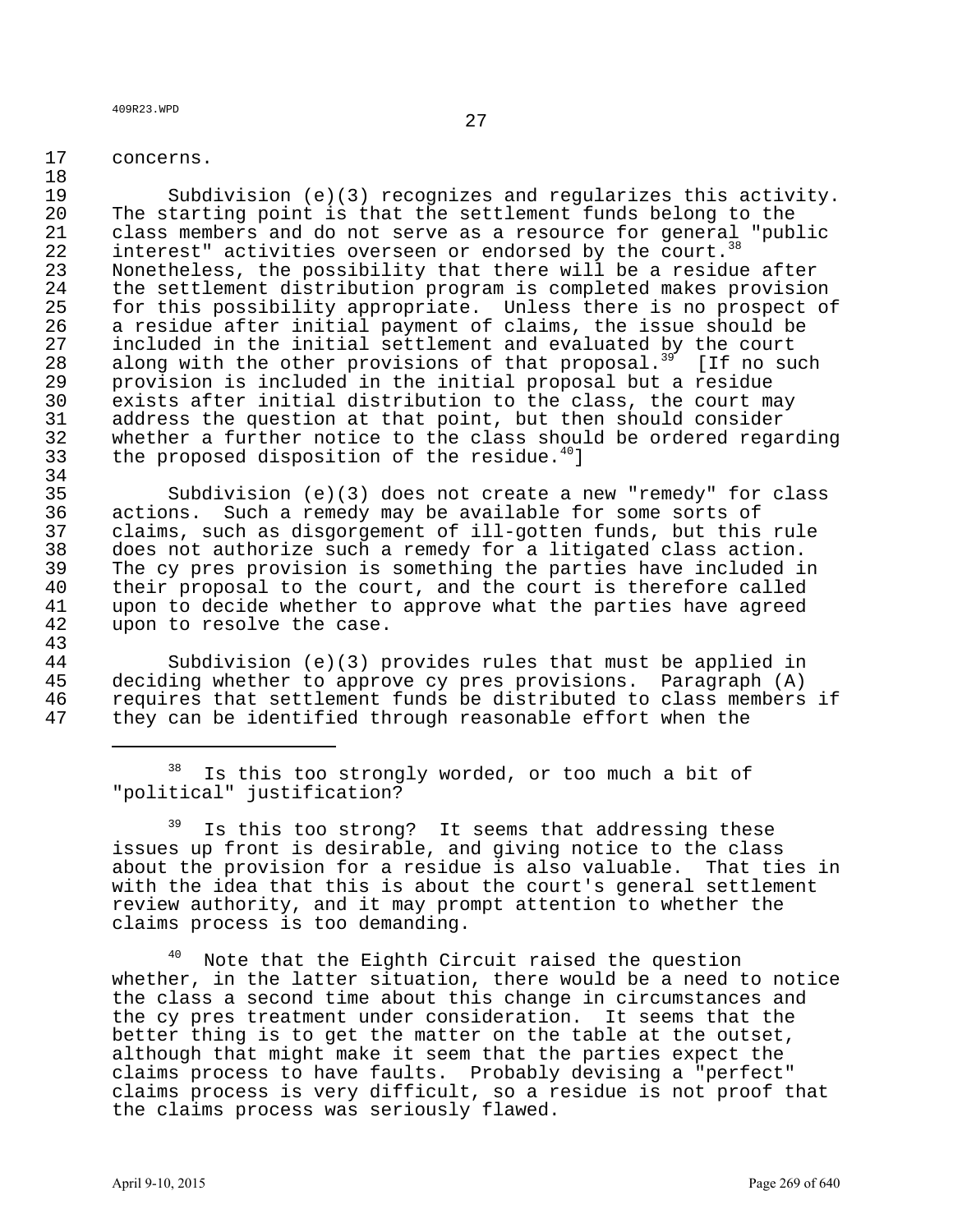concerns.

Subdivision (e)(3) recognizes and regularizes this activity. The starting point is that the settlement funds belong to the class members and do not serve as a resource for general "public interest" activities overseen or endorsed by the court.[38] Nonetheless, the possibility that there will be a residue after the settlement distribution program is completed makes provision for this possibility appropriate. Unless there is no prospect of a residue after initial payment of claims, the issue should be included in the initial settlement and evaluated by the court along with the other provisions of that proposal.[39] [If no such provision is included in the initial proposal but a residue exists after initial distribution to the class, the court may address the question at that point, but then should consider whether a further notice to the class should be ordered regarding the proposed disposition of the residue.[40]]

Subdivision (e)(3) does not create a new "remedy" for class actions. Such a remedy may be available for some sorts of claims, such as disgorgement of ill-gotten funds, but this rule does not authorize such a remedy for a litigated class action. The cy pres provision is something the parties have included in their proposal to the court, and the court is therefore called upon to decide whether to approve what the parties have agreed upon to resolve the case.

Subdivision (e)(3) provides rules that must be applied in deciding whether to approve cy pres provisions. Paragraph (A) requires that settlement funds be distributed to class members if they can be identified through reasonable effort when the

---

[38] Is this too strongly worded, or too much a bit of "political" justification?

[39] Is this too strong? It seems that addressing these issues up front is desirable, and giving notice to the class about the provision for a residue is also valuable. That ties in with the idea that this is about the court's general settlement review authority, and it may prompt attention to whether the claims process is too demanding.

[40] Note that the Eighth Circuit raised the question whether, in the latter situation, there would be a need to notice the class a second time about this change in circumstances and the cy pres treatment under consideration. It seems that the better thing is to get the matter on the table at the outset, although that might make it seem that the parties expect the claims process to have faults. Probably devising a "perfect" claims process is very difficult, so a residue is not proof that the claims process was seriously flawed.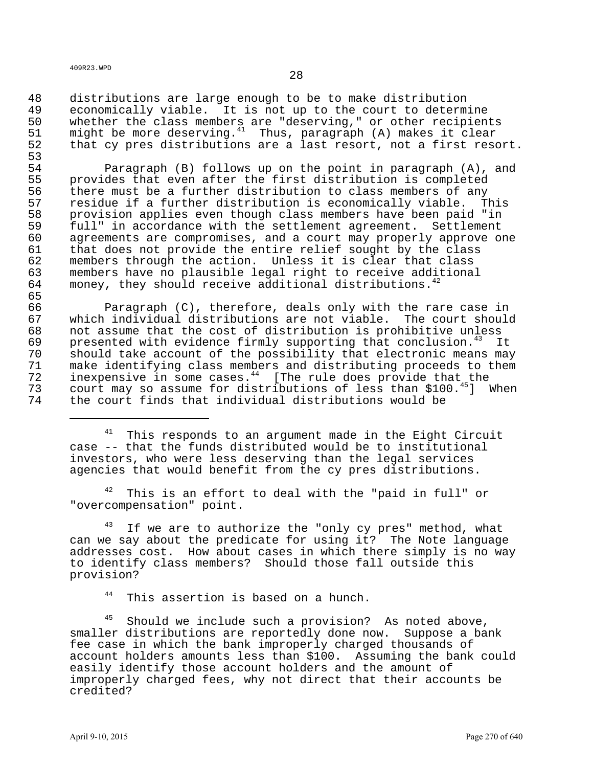distributions are large enough to be to make distribution economically viable. It is not up to the court to determine whether the class members are "deserving," or other recipients might be more deserving.[41] Thus, paragraph (A) makes it clear that cy pres distributions are a last resort, not a first resort.

Paragraph (B) follows up on the point in paragraph (A), and provides that even after the first distribution is completed there must be a further distribution to class members of any residue if a further distribution is economically viable. This provision applies even though class members have been paid "in full" in accordance with the settlement agreement. Settlement agreements are compromises, and a court may properly approve one that does not provide the entire relief sought by the class members through the action. Unless it is clear that class members have no plausible legal right to receive additional money, they should receive additional distributions.[42]

Paragraph (C), therefore, deals only with the rare case in which individual distributions are not viable. The court should not assume that the cost of distribution is prohibitive unless presented with evidence firmly supporting that conclusion.[43] It should take account of the possibility that electronic means may make identifying class members and distributing proceeds to them inexpensive in some cases.[44] [The rule does provide that the court may so assume for distributions of less than $100.[45]] When the court finds that individual distributions would be

---

[41] This responds to an argument made in the Eight Circuit case -- that the funds distributed would be to institutional investors, who were less deserving than the legal services agencies that would benefit from the cy pres distributions.

[42] This is an effort to deal with the "paid in full" or "overcompensation" point.

[43] If we are to authorize the "only cy pres" method, what can we say about the predicate for using it? The Note language addresses cost. How about cases in which there simply is no way to identify class members? Should those fall outside this provision?

[44] This assertion is based on a hunch.

[45] Should we include such a provision? As noted above, smaller distributions are reportedly done now. Suppose a bank fee case in which the bank improperly charged thousands of account holders amounts less than $100. Assuming the bank could easily identify those account holders and the amount of improperly charged fees, why not direct that their accounts be credited?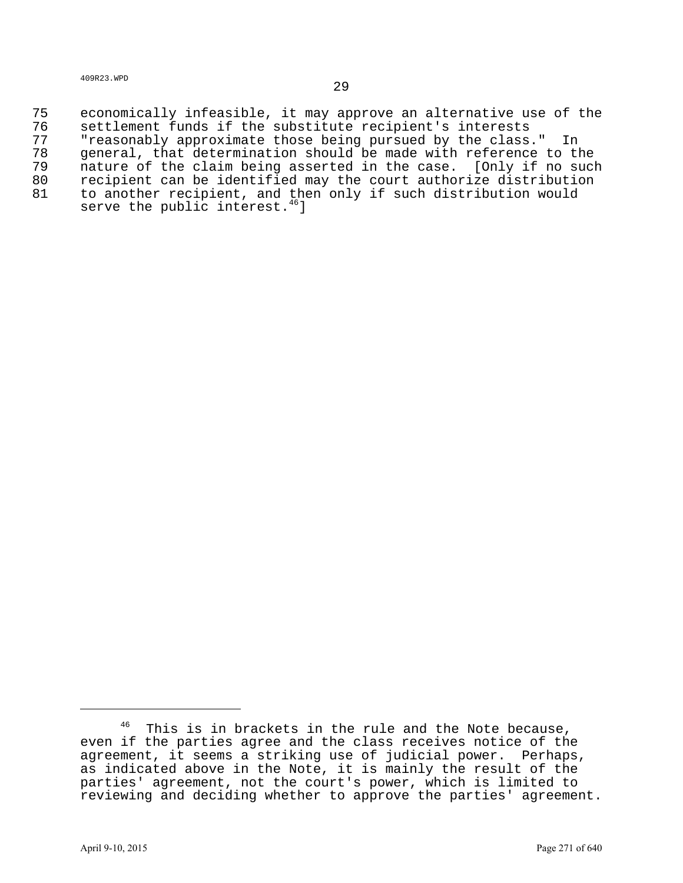economically infeasible, it may approve an alternative use of the settlement funds if the substitute recipient's interests "reasonably approximate those being pursued by the class." In general, that determination should be made with reference to the nature of the claim being asserted in the case. [Only if no such recipient can be identified may the court authorize distribution to another recipient, and then only if such distribution would serve the public interest.[46]]

---

[46] This is in brackets in the rule and the Note because, even if the parties agree and the class receives notice of the agreement, it seems a striking use of judicial power. Perhaps, as indicated above in the Note, it is mainly the result of the parties' agreement, not the court's power, which is limited to reviewing and deciding whether to approve the parties' agreement.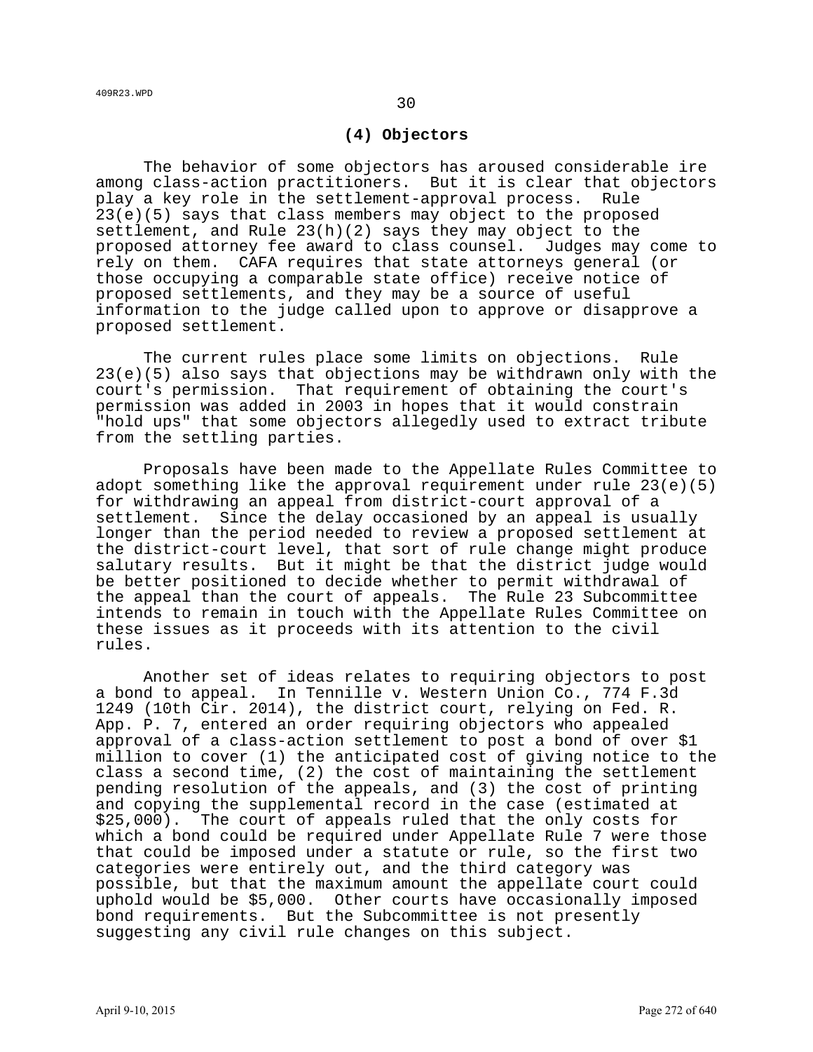### (4) Objectors

The behavior of some objectors has aroused considerable ire among class-action practitioners. But it is clear that objectors play a key role in the settlement-approval process. Rule 23(e)(5) says that class members may object to the proposed settlement, and Rule 23(h)(2) says they may object to the proposed attorney fee award to class counsel. Judges may come to rely on them. CAFA requires that state attorneys general (or those occupying a comparable state office) receive notice of proposed settlements, and they may be a source of useful information to the judge called upon to approve or disapprove a proposed settlement.

The current rules place some limits on objections. Rule 23(e)(5) also says that objections may be withdrawn only with the court's permission. That requirement of obtaining the court's permission was added in 2003 in hopes that it would constrain "hold ups" that some objectors allegedly used to extract tribute from the settling parties.

Proposals have been made to the Appellate Rules Committee to adopt something like the approval requirement under rule 23(e)(5) for withdrawing an appeal from district-court approval of a settlement. Since the delay occasioned by an appeal is usually longer than the period needed to review a proposed settlement at the district-court level, that sort of rule change might produce salutary results. But it might be that the district judge would be better positioned to decide whether to permit withdrawal of the appeal than the court of appeals. The Rule 23 Subcommittee intends to remain in touch with the Appellate Rules Committee on these issues as it proceeds with its attention to the civil rules.

Another set of ideas relates to requiring objectors to post a bond to appeal. In Tennille v. Western Union Co., 774 F.3d 1249 (10th Cir. 2014), the district court, relying on Fed. R. App. P. 7, entered an order requiring objectors who appealed approval of a class-action settlement to post a bond of over $1 million to cover (1) the anticipated cost of giving notice to the class a second time, (2) the cost of maintaining the settlement pending resolution of the appeals, and (3) the cost of printing and copying the supplemental record in the case (estimated at $25,000). The court of appeals ruled that the only costs for which a bond could be required under Appellate Rule 7 were those that could be imposed under a statute or rule, so the first two categories were entirely out, and the third category was possible, but that the maximum amount the appellate court could uphold would be $5,000. Other courts have occasionally imposed bond requirements. But the Subcommittee is not presently suggesting any civil rule changes on this subject.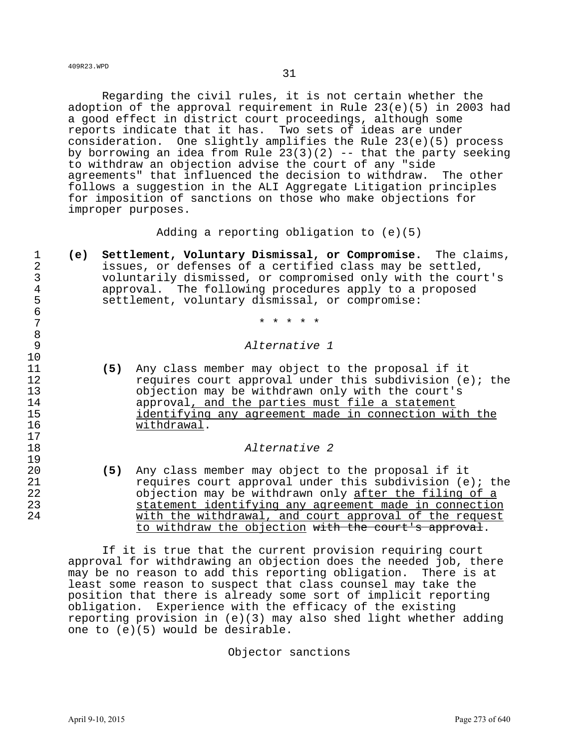Regarding the civil rules, it is not certain whether the adoption of the approval requirement in Rule 23(e)(5) in 2003 had a good effect in district court proceedings, although some reports indicate that it has. Two sets of ideas are under consideration. One slightly amplifies the Rule 23(e)(5) process by borrowing an idea from Rule 23(3)(2) -- that the party seeking to withdraw an objection advise the court of any "side agreements" that influenced the decision to withdraw. The other follows a suggestion in the ALI Aggregate Litigation principles for imposition of sanctions on those who make objections for improper purposes.

## Adding a reporting obligation to (e)(5)

**(e) Settlement, Voluntary Dismissal, or Compromise.** The claims, issues, or defenses of a certified class may be settled, voluntarily dismissed, or compromised only with the court's approval. The following procedures apply to a proposed settlement, voluntary dismissal, or compromise:

\* \* \* \* \*

*Alternative 1*

**(5)** Any class member may object to the proposal if it requires court approval under this subdivision (e); the objection may be withdrawn only with the court's approval<u>, and the parties must file a statement identifying any agreement made in connection with the withdrawal</u>.

*Alternative 2*

**(5)** Any class member may object to the proposal if it requires court approval under this subdivision (e); the objection may be withdrawn only <u>after the filing of a statement identifying any agreement made in connection with the withdrawal, and court approval of the request to withdraw the objection</u> ~~with the court's approval~~.

If it is true that the current provision requiring court approval for withdrawing an objection does the needed job, there may be no reason to add this reporting obligation. There is at least some reason to suspect that class counsel may take the position that there is already some sort of implicit reporting obligation. Experience with the efficacy of the existing reporting provision in (e)(3) may also shed light whether adding one to (e)(5) would be desirable.

## Objector sanctions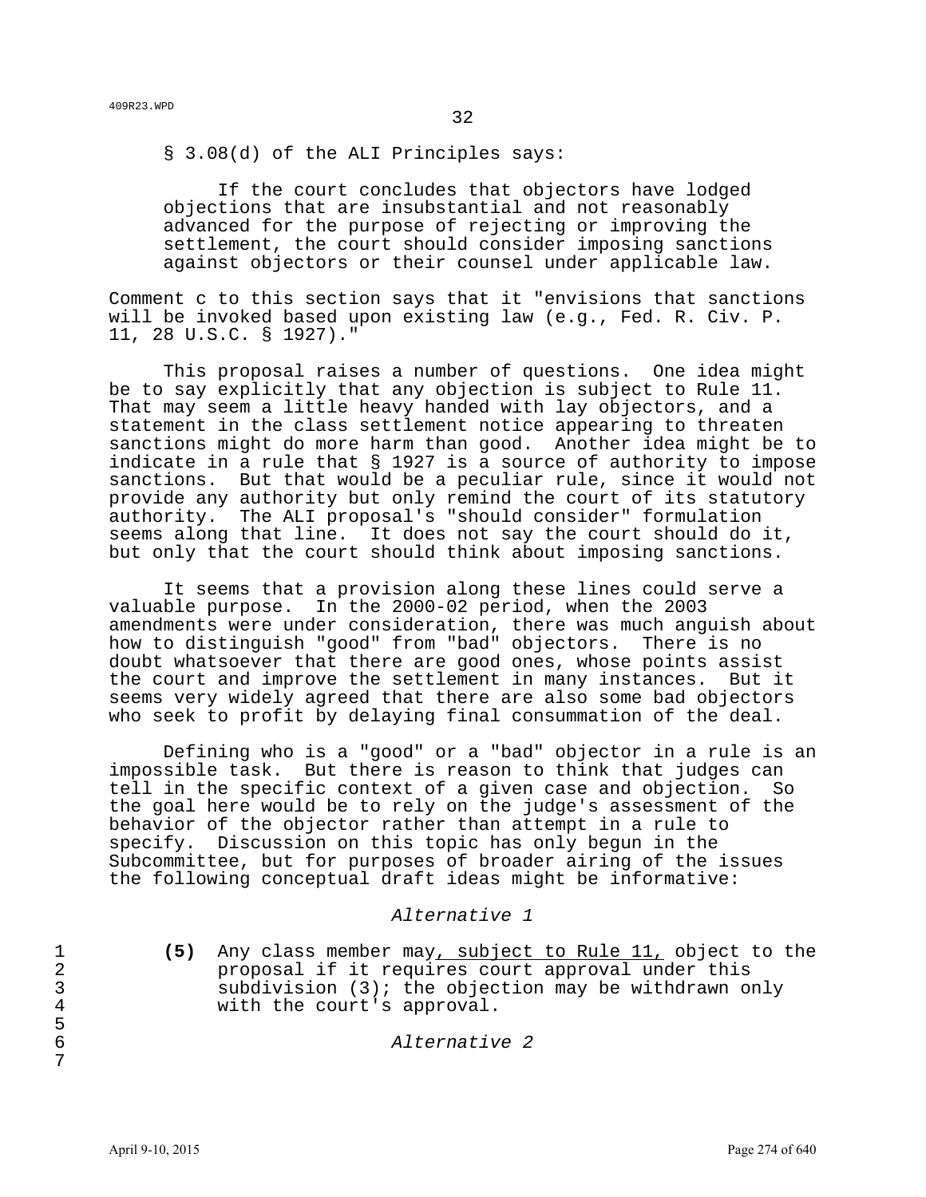§ 3.08(d) of the ALI Principles says:

> If the court concludes that objectors have lodged objections that are insubstantial and not reasonably advanced for the purpose of rejecting or improving the settlement, the court should consider imposing sanctions against objectors or their counsel under applicable law.

Comment c to this section says that it "envisions that sanctions will be invoked based upon existing law (e.g., Fed. R. Civ. P. 11, 28 U.S.C. § 1927)."

This proposal raises a number of questions. One idea might be to say explicitly that any objection is subject to Rule 11. That may seem a little heavy handed with lay objectors, and a statement in the class settlement notice appearing to threaten sanctions might do more harm than good. Another idea might be to indicate in a rule that § 1927 is a source of authority to impose sanctions. But that would be a peculiar rule, since it would not provide any authority but only remind the court of its statutory authority. The ALI proposal's "should consider" formulation seems along that line. It does not say the court should do it, but only that the court should think about imposing sanctions.

It seems that a provision along these lines could serve a valuable purpose. In the 2000-02 period, when the 2003 amendments were under consideration, there was much anguish about how to distinguish "good" from "bad" objectors. There is no doubt whatsoever that there are good ones, whose points assist the court and improve the settlement in many instances. But it seems very widely agreed that there are also some bad objectors who seek to profit by delaying final consummation of the deal.

Defining who is a "good" or a "bad" objector in a rule is an impossible task. But there is reason to think that judges can tell in the specific context of a given case and objection. So the goal here would be to rely on the judge's assessment of the behavior of the objector rather than attempt in a rule to specify. Discussion on this topic has only begun in the Subcommittee, but for purposes of broader airing of the issues the following conceptual draft ideas might be informative:

*Alternative 1*

1 **(5)** Any class member may, subject to Rule 11, object to the
2 proposal if it requires court approval under this
3 subdivision (3); the objection may be withdrawn only
4 with the court's approval.
5
6 *Alternative 2*
7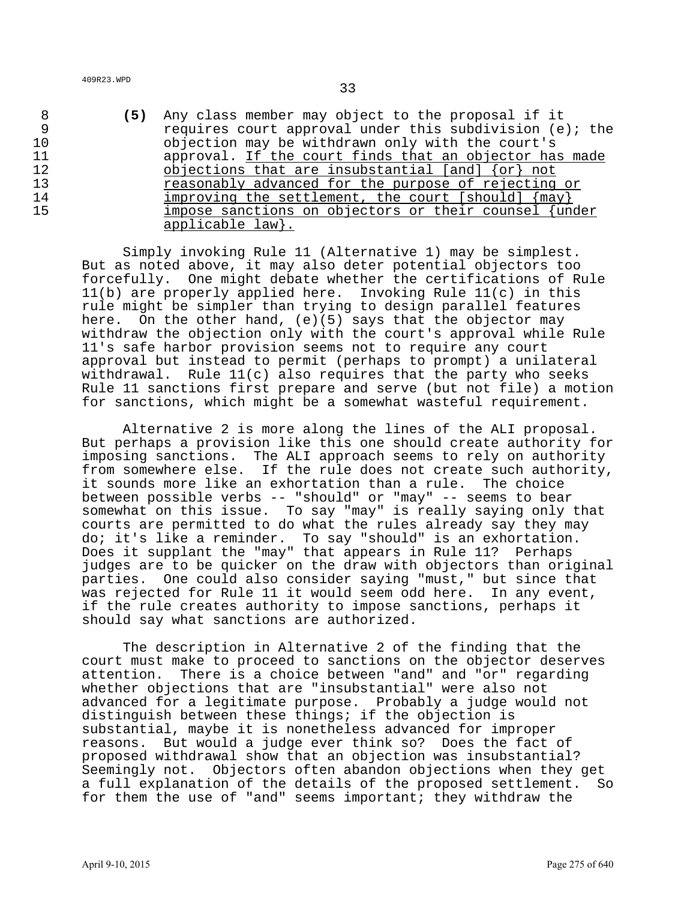**(5)** Any class member may object to the proposal if it requires court approval under this subdivision (e); the objection may be withdrawn only with the court's approval. <u>If the court finds that an objector has made objections that are insubstantial [and] {or} not reasonably advanced for the purpose of rejecting or improving the settlement, the court [should] {may} impose sanctions on objectors or their counsel {under applicable law}.</u>

Simply invoking Rule 11 (Alternative 1) may be simplest. But as noted above, it may also deter potential objectors too forcefully. One might debate whether the certifications of Rule 11(b) are properly applied here. Invoking Rule 11(c) in this rule might be simpler than trying to design parallel features here. On the other hand, (e)(5) says that the objector may withdraw the objection only with the court's approval while Rule 11's safe harbor provision seems not to require any court approval but instead to permit (perhaps to prompt) a unilateral withdrawal. Rule 11(c) also requires that the party who seeks Rule 11 sanctions first prepare and serve (but not file) a motion for sanctions, which might be a somewhat wasteful requirement.

Alternative 2 is more along the lines of the ALI proposal. But perhaps a provision like this one should create authority for imposing sanctions. The ALI approach seems to rely on authority from somewhere else. If the rule does not create such authority, it sounds more like an exhortation than a rule. The choice between possible verbs -- "should" or "may" -- seems to bear somewhat on this issue. To say "may" is really saying only that courts are permitted to do what the rules already say they may do; it's like a reminder. To say "should" is an exhortation. Does it supplant the "may" that appears in Rule 11? Perhaps judges are to be quicker on the draw with objectors than original parties. One could also consider saying "must," but since that was rejected for Rule 11 it would seem odd here. In any event, if the rule creates authority to impose sanctions, perhaps it should say what sanctions are authorized.

The description in Alternative 2 of the finding that the court must make to proceed to sanctions on the objector deserves attention. There is a choice between "and" and "or" regarding whether objections that are "insubstantial" were also not advanced for a legitimate purpose. Probably a judge would not distinguish between these things; if the objection is substantial, maybe it is nonetheless advanced for improper reasons. But would a judge ever think so? Does the fact of proposed withdrawal show that an objection was insubstantial? Seemingly not. Objectors often abandon objections when they get a full explanation of the details of the proposed settlement. So for them the use of "and" seems important; they withdraw the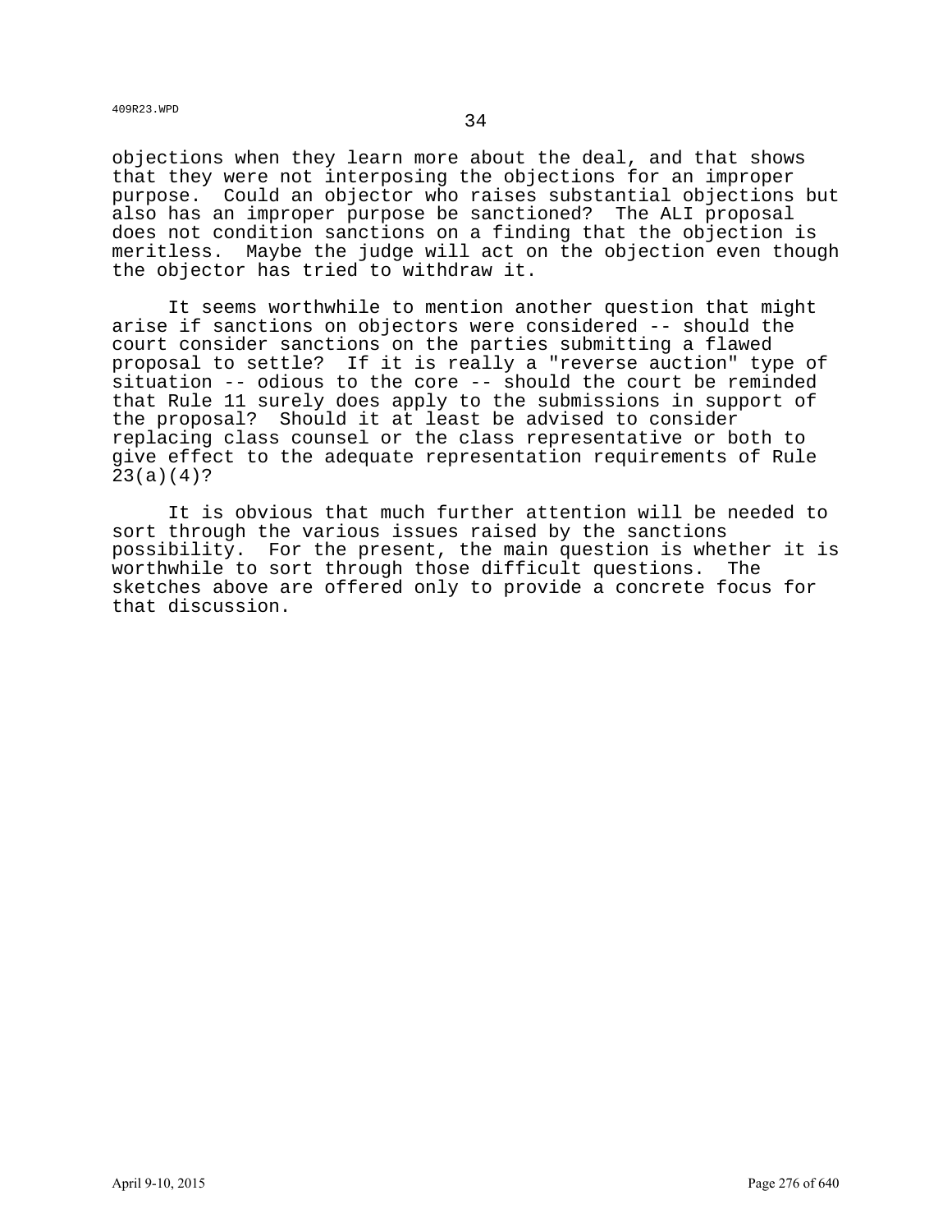objections when they learn more about the deal, and that shows that they were not interposing the objections for an improper purpose. Could an objector who raises substantial objections but also has an improper purpose be sanctioned? The ALI proposal does not condition sanctions on a finding that the objection is meritless. Maybe the judge will act on the objection even though the objector has tried to withdraw it.

It seems worthwhile to mention another question that might arise if sanctions on objectors were considered -- should the court consider sanctions on the parties submitting a flawed proposal to settle? If it is really a "reverse auction" type of situation -- odious to the core -- should the court be reminded that Rule 11 surely does apply to the submissions in support of the proposal? Should it at least be advised to consider replacing class counsel or the class representative or both to give effect to the adequate representation requirements of Rule 23(a)(4)?

It is obvious that much further attention will be needed to sort through the various issues raised by the sanctions possibility. For the present, the main question is whether it is worthwhile to sort through those difficult questions. The sketches above are offered only to provide a concrete focus for that discussion.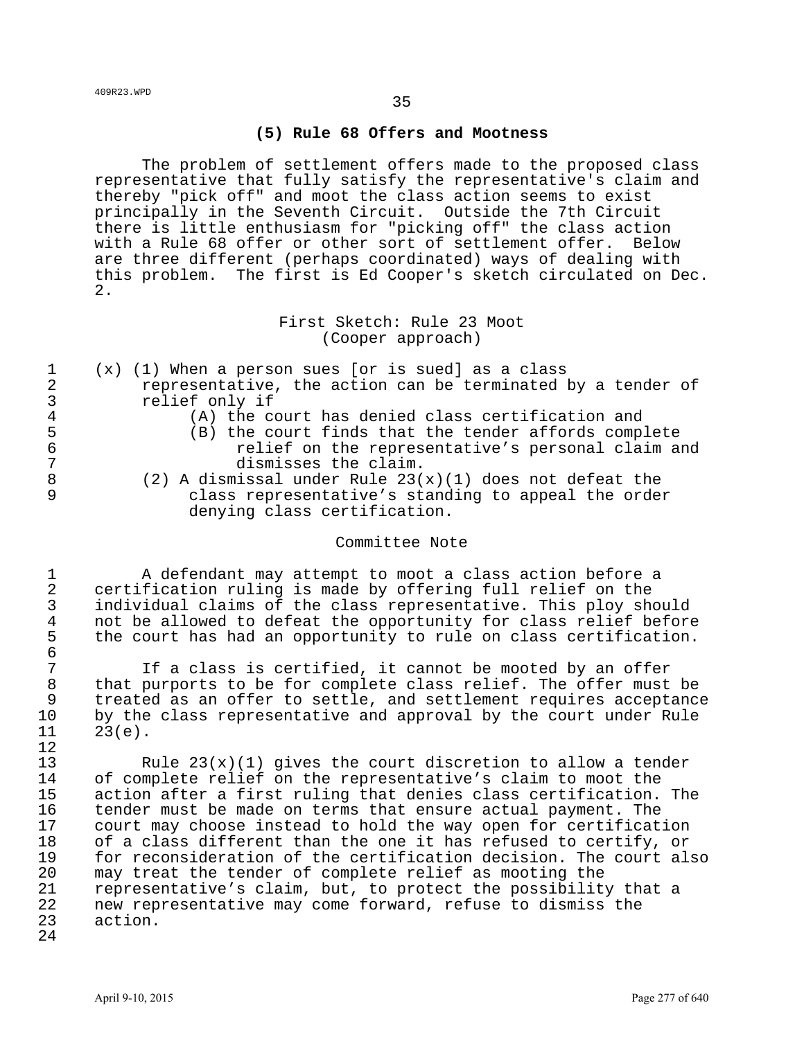### (5) Rule 68 Offers and Mootness

The problem of settlement offers made to the proposed class representative that fully satisfy the representative's claim and thereby "pick off" and moot the class action seems to exist principally in the Seventh Circuit. Outside the 7th Circuit there is little enthusiasm for "picking off" the class action with a Rule 68 offer or other sort of settlement offer. Below are three different (perhaps coordinated) ways of dealing with this problem. The first is Ed Cooper's sketch circulated on Dec. 2.

First Sketch: Rule 23 Moot
(Cooper approach)

(x) (1) When a person sues [or is sued] as a class representative, the action can be terminated by a tender of relief only if

- (A) the court has denied class certification and
- (B) the court finds that the tender affords complete relief on the representative's personal claim and dismisses the claim.

(2) A dismissal under Rule 23(x)(1) does not defeat the class representative's standing to appeal the order denying class certification.

Committee Note

A defendant may attempt to moot a class action before a certification ruling is made by offering full relief on the individual claims of the class representative. This ploy should not be allowed to defeat the opportunity for class relief before the court has had an opportunity to rule on class certification.

If a class is certified, it cannot be mooted by an offer that purports to be for complete class relief. The offer must be treated as an offer to settle, and settlement requires acceptance by the class representative and approval by the court under Rule 23(e).

Rule 23(x)(1) gives the court discretion to allow a tender of complete relief on the representative's claim to moot the action after a first ruling that denies class certification. The tender must be made on terms that ensure actual payment. The court may choose instead to hold the way open for certification of a class different than the one it has refused to certify, or for reconsideration of the certification decision. The court also may treat the tender of complete relief as mooting the representative's claim, but, to protect the possibility that a new representative may come forward, refuse to dismiss the action.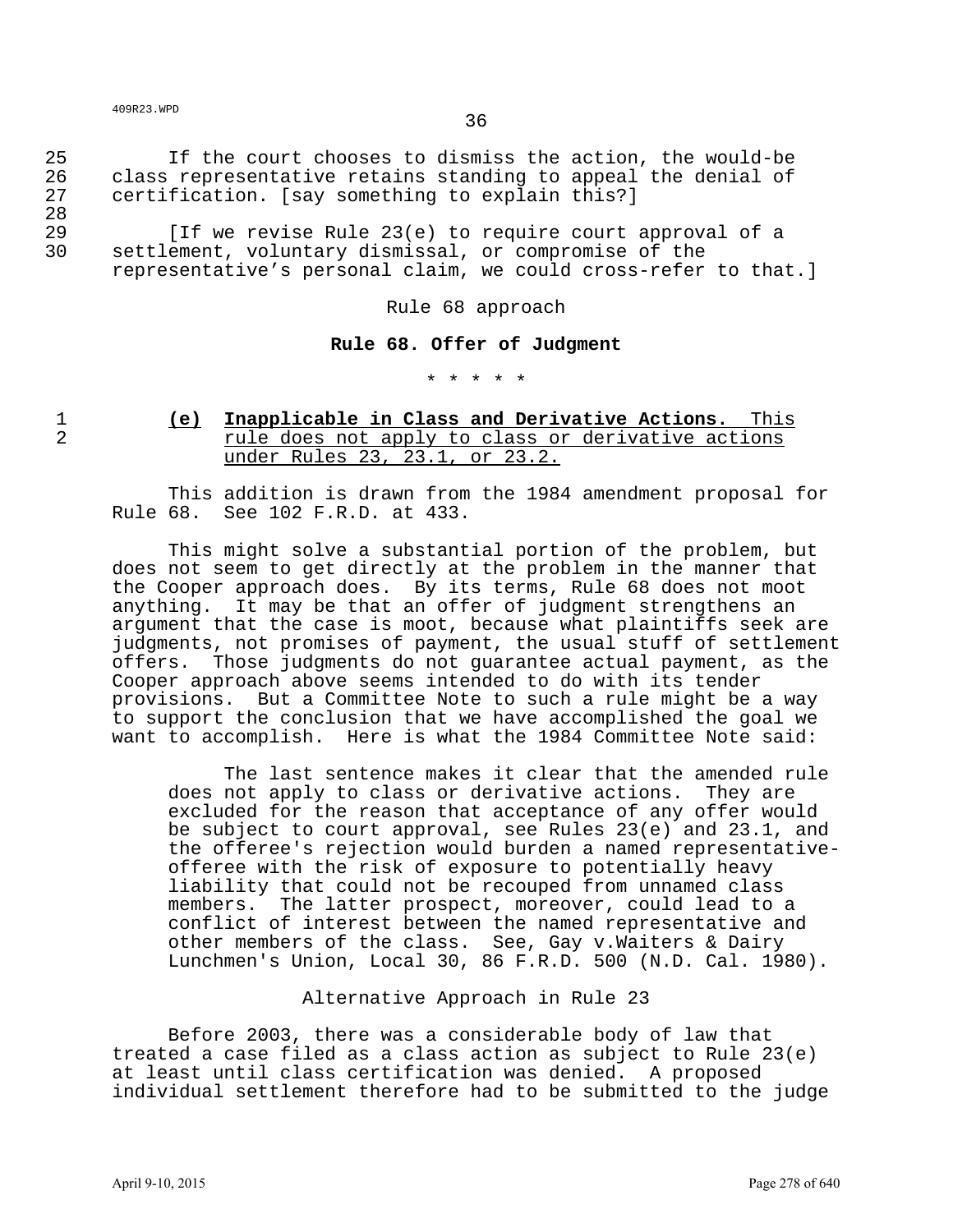If the court chooses to dismiss the action, the would-be class representative retains standing to appeal the denial of certification. [say something to explain this?]

[If we revise Rule 23(e) to require court approval of a settlement, voluntary dismissal, or compromise of the representative's personal claim, we could cross-refer to that.]

Rule 68 approach

**Rule 68. Offer of Judgment**

\* \* \* \* \*

**(e)** **Inapplicable in Class and Derivative Actions.** This rule does not apply to class or derivative actions under Rules 23, 23.1, or 23.2.

This addition is drawn from the 1984 amendment proposal for Rule 68. See 102 F.R.D. at 433.

This might solve a substantial portion of the problem, but does not seem to get directly at the problem in the manner that the Cooper approach does. By its terms, Rule 68 does not moot anything. It may be that an offer of judgment strengthens an argument that the case is moot, because what plaintiffs seek are judgments, not promises of payment, the usual stuff of settlement offers. Those judgments do not guarantee actual payment, as the Cooper approach above seems intended to do with its tender provisions. But a Committee Note to such a rule might be a way to support the conclusion that we have accomplished the goal we want to accomplish. Here is what the 1984 Committee Note said:

> The last sentence makes it clear that the amended rule does not apply to class or derivative actions. They are excluded for the reason that acceptance of any offer would be subject to court approval, see Rules 23(e) and 23.1, and the offeree's rejection would burden a named representative-offeree with the risk of exposure to potentially heavy liability that could not be recouped from unnamed class members. The latter prospect, moreover, could lead to a conflict of interest between the named representative and other members of the class. See, Gay v.Waiters & Dairy Lunchmen's Union, Local 30, 86 F.R.D. 500 (N.D. Cal. 1980).

Alternative Approach in Rule 23

Before 2003, there was a considerable body of law that treated a case filed as a class action as subject to Rule 23(e) at least until class certification was denied. A proposed individual settlement therefore had to be submitted to the judge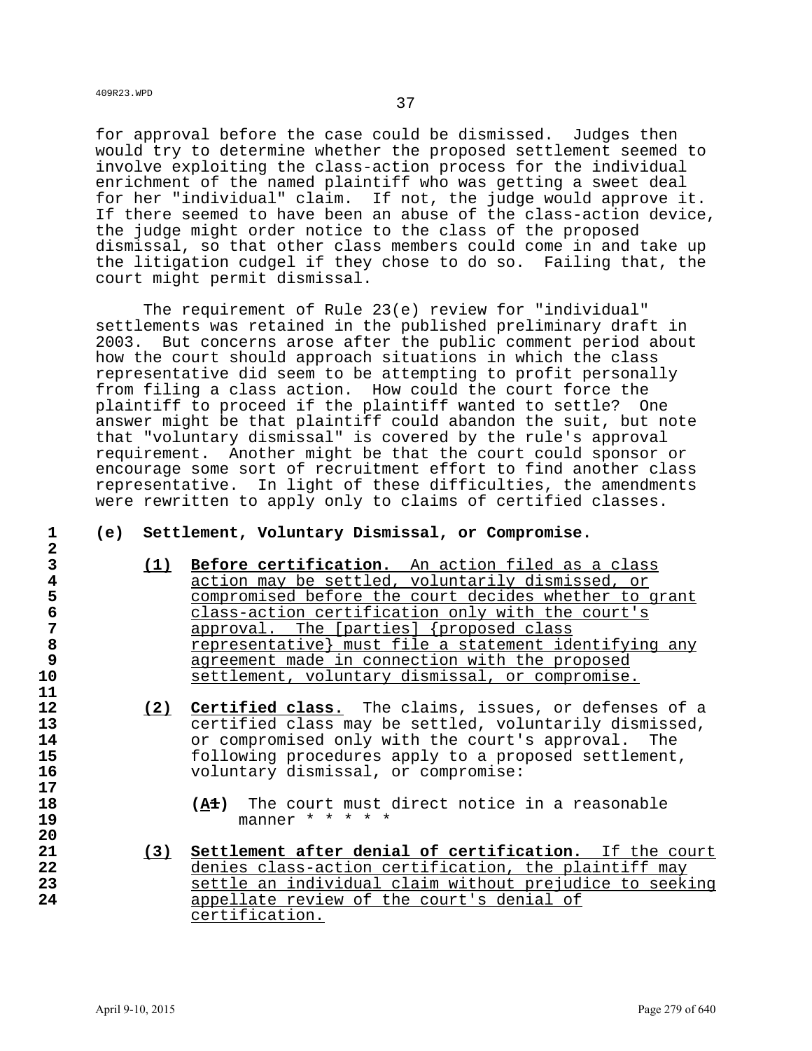for approval before the case could be dismissed. Judges then would try to determine whether the proposed settlement seemed to involve exploiting the class-action process for the individual enrichment of the named plaintiff who was getting a sweet deal for her "individual" claim. If not, the judge would approve it. If there seemed to have been an abuse of the class-action device, the judge might order notice to the class of the proposed dismissal, so that other class members could come in and take up the litigation cudgel if they chose to do so. Failing that, the court might permit dismissal.

The requirement of Rule 23(e) review for "individual" settlements was retained in the published preliminary draft in 2003. But concerns arose after the public comment period about how the court should approach situations in which the class representative did seem to be attempting to profit personally from filing a class action. How could the court force the plaintiff to proceed if the plaintiff wanted to settle? One answer might be that plaintiff could abandon the suit, but note that "voluntary dismissal" is covered by the rule's approval requirement. Another might be that the court could sponsor or encourage some sort of recruitment effort to find another class representative. In light of these difficulties, the amendments were rewritten to apply only to claims of certified classes.

**(e) Settlement, Voluntary Dismissal, or Compromise.**

<u>**(1)**</u> <u>**Before certification.** An action filed as a class action may be settled, voluntarily dismissed, or compromised before the court decides whether to grant class-action certification only with the court's approval. The [parties] {proposed class representative} must file a statement identifying any agreement made in connection with the proposed settlement, voluntary dismissal, or compromise.</u>

<u>**(2)**</u> <u>**Certified class.**</u> The claims, issues, or defenses of a certified class may be settled, voluntarily dismissed, or compromised only with the court's approval. The following procedures apply to a proposed settlement, voluntary dismissal, or compromise:

**(<u>A</u>~~1~~)** The court must direct notice in a reasonable manner * * * * *

<u>**(3)**</u> <u>**Settlement after denial of certification.** If the court denies class-action certification, the plaintiff may settle an individual claim without prejudice to seeking appellate review of the court's denial of certification.</u>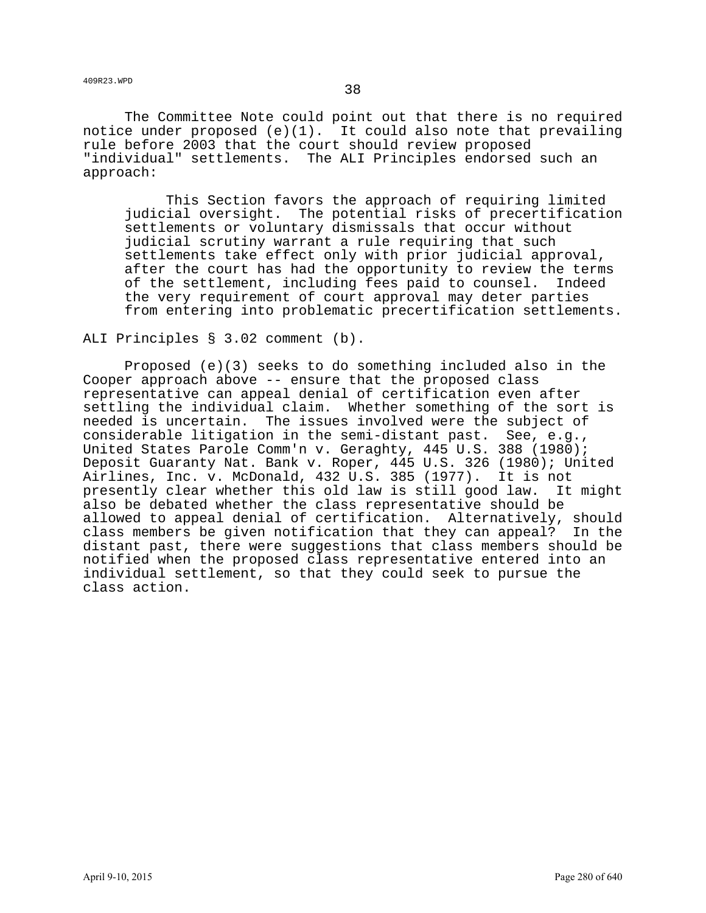The Committee Note could point out that there is no required notice under proposed (e)(1). It could also note that prevailing rule before 2003 that the court should review proposed "individual" settlements. The ALI Principles endorsed such an approach:

> This Section favors the approach of requiring limited judicial oversight. The potential risks of precertification settlements or voluntary dismissals that occur without judicial scrutiny warrant a rule requiring that such settlements take effect only with prior judicial approval, after the court has had the opportunity to review the terms of the settlement, including fees paid to counsel. Indeed the very requirement of court approval may deter parties from entering into problematic precertification settlements.

ALI Principles § 3.02 comment (b).

Proposed (e)(3) seeks to do something included also in the Cooper approach above -- ensure that the proposed class representative can appeal denial of certification even after settling the individual claim. Whether something of the sort is needed is uncertain. The issues involved were the subject of considerable litigation in the semi-distant past. See, e.g., United States Parole Comm'n v. Geraghty, 445 U.S. 388 (1980); Deposit Guaranty Nat. Bank v. Roper, 445 U.S. 326 (1980); United Airlines, Inc. v. McDonald, 432 U.S. 385 (1977). It is not presently clear whether this old law is still good law. It might also be debated whether the class representative should be allowed to appeal denial of certification. Alternatively, should class members be given notification that they can appeal? In the distant past, there were suggestions that class members should be notified when the proposed class representative entered into an individual settlement, so that they could seek to pursue the class action.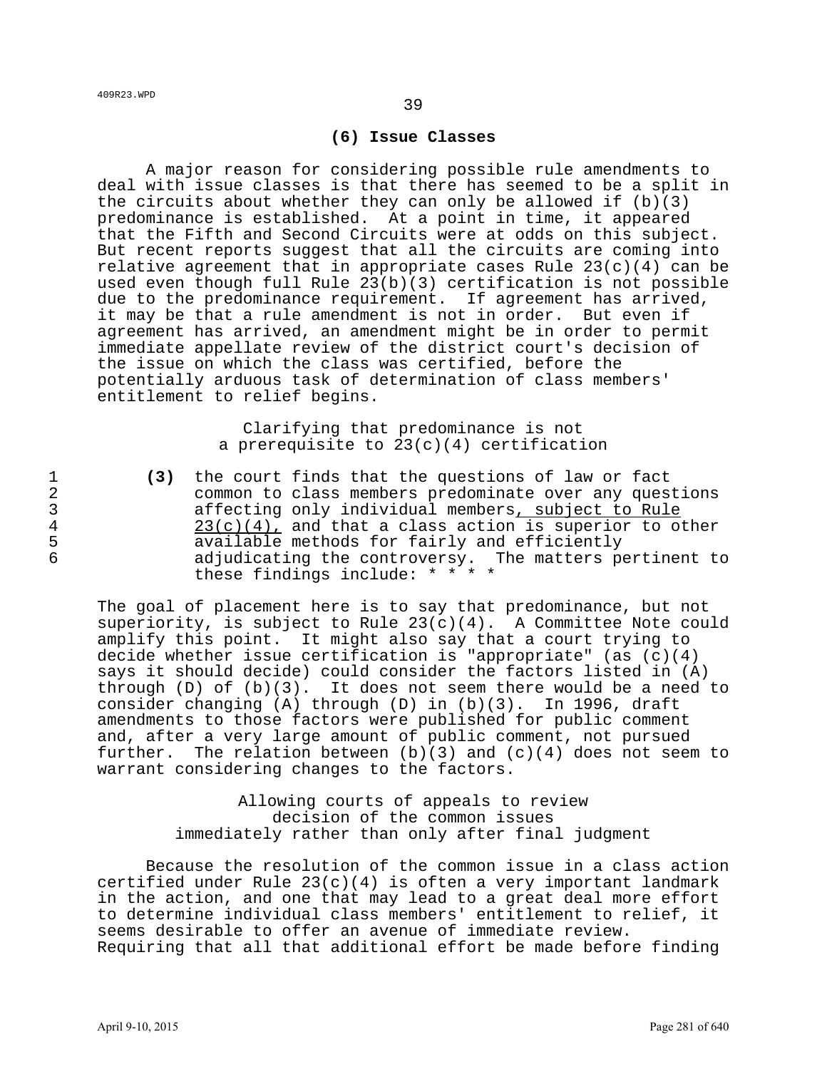### (6) Issue Classes

A major reason for considering possible rule amendments to deal with issue classes is that there has seemed to be a split in the circuits about whether they can only be allowed if (b)(3) predominance is established. At a point in time, it appeared that the Fifth and Second Circuits were at odds on this subject. But recent reports suggest that all the circuits are coming into relative agreement that in appropriate cases Rule 23(c)(4) can be used even though full Rule 23(b)(3) certification is not possible due to the predominance requirement. If agreement has arrived, it may be that a rule amendment is not in order. But even if agreement has arrived, an amendment might be in order to permit immediate appellate review of the district court's decision of the issue on which the class was certified, before the potentially arduous task of determination of class members' entitlement to relief begins.

Clarifying that predominance is not a prerequisite to 23(c)(4) certification

1 **(3)** the court finds that the questions of law or fact
2 common to class members predominate over any questions
3 affecting only individual members<u>, subject to Rule</u>
4 <u>23(c)(4),</u> and that a class action is superior to other
5 available methods for fairly and efficiently
6 adjudicating the controversy. The matters pertinent to these findings include: * * * *

The goal of placement here is to say that predominance, but not superiority, is subject to Rule 23(c)(4). A Committee Note could amplify this point. It might also say that a court trying to decide whether issue certification is "appropriate" (as (c)(4) says it should decide) could consider the factors listed in (A) through (D) of (b)(3). It does not seem there would be a need to consider changing (A) through (D) in (b)(3). In 1996, draft amendments to those factors were published for public comment and, after a very large amount of public comment, not pursued further. The relation between (b)(3) and (c)(4) does not seem to warrant considering changes to the factors.

Allowing courts of appeals to review decision of the common issues immediately rather than only after final judgment

Because the resolution of the common issue in a class action certified under Rule 23(c)(4) is often a very important landmark in the action, and one that may lead to a great deal more effort to determine individual class members' entitlement to relief, it seems desirable to offer an avenue of immediate review. Requiring that all that additional effort be made before finding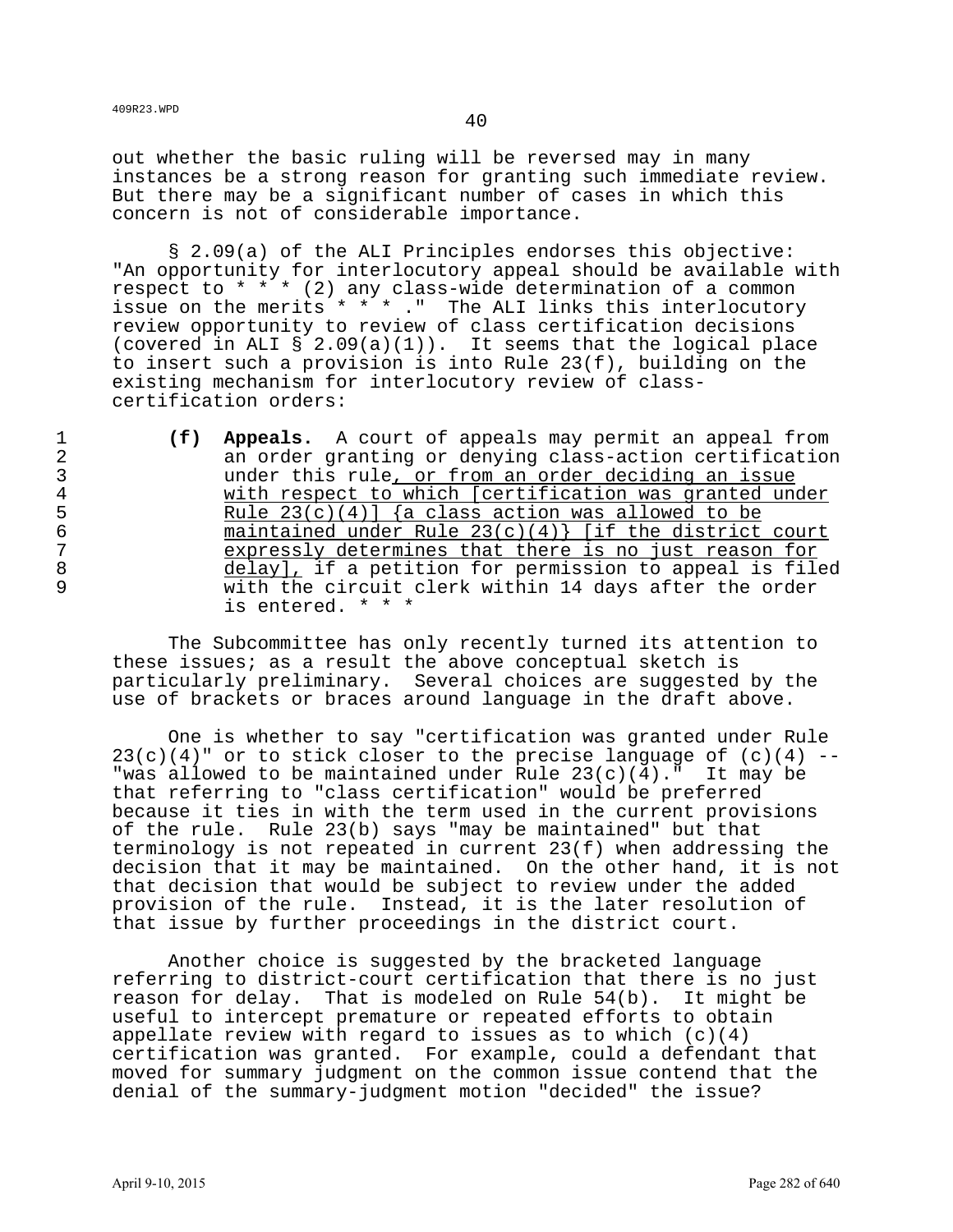out whether the basic ruling will be reversed may in many instances be a strong reason for granting such immediate review. But there may be a significant number of cases in which this concern is not of considerable importance.

§ 2.09(a) of the ALI Principles endorses this objective: "An opportunity for interlocutory appeal should be available with respect to * * * (2) any class-wide determination of a common issue on the merits * * * ." The ALI links this interlocutory review opportunity to review of class certification decisions (covered in ALI § 2.09(a)(1)). It seems that the logical place to insert such a provision is into Rule 23(f), building on the existing mechanism for interlocutory review of class-certification orders:

1 **(f) Appeals.** A court of appeals may permit an appeal from
2 an order granting or denying class-action certification
3 under this rule<u>, or from an order deciding an issue</u>
4 <u>with respect to which [certification was granted under</u>
5 <u>Rule 23(c)(4)] {a class action was allowed to be</u>
6 <u>maintained under Rule 23(c)(4)} [if the district court</u>
7 <u>expressly determines that there is no just reason for</u>
8 <u>delay],</u> if a petition for permission to appeal is filed
9 with the circuit clerk within 14 days after the order
is entered. * * *

The Subcommittee has only recently turned its attention to these issues; as a result the above conceptual sketch is particularly preliminary. Several choices are suggested by the use of brackets or braces around language in the draft above.

One is whether to say "certification was granted under Rule 23(c)(4)" or to stick closer to the precise language of (c)(4) -- "was allowed to be maintained under Rule 23(c)(4)." It may be that referring to "class certification" would be preferred because it ties in with the term used in the current provisions of the rule. Rule 23(b) says "may be maintained" but that terminology is not repeated in current 23(f) when addressing the decision that it may be maintained. On the other hand, it is not that decision that would be subject to review under the added provision of the rule. Instead, it is the later resolution of that issue by further proceedings in the district court.

Another choice is suggested by the bracketed language referring to district-court certification that there is no just reason for delay. That is modeled on Rule 54(b). It might be useful to intercept premature or repeated efforts to obtain appellate review with regard to issues as to which (c)(4) certification was granted. For example, could a defendant that moved for summary judgment on the common issue contend that the denial of the summary-judgment motion "decided" the issue?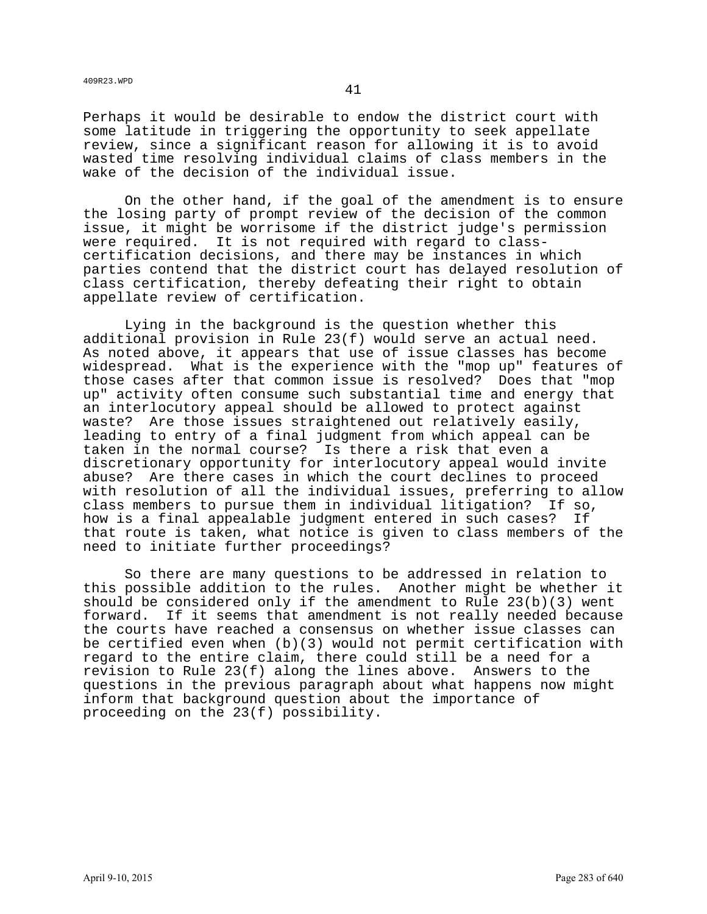Perhaps it would be desirable to endow the district court with some latitude in triggering the opportunity to seek appellate review, since a significant reason for allowing it is to avoid wasted time resolving individual claims of class members in the wake of the decision of the individual issue.

On the other hand, if the goal of the amendment is to ensure the losing party of prompt review of the decision of the common issue, it might be worrisome if the district judge's permission were required. It is not required with regard to class-certification decisions, and there may be instances in which parties contend that the district court has delayed resolution of class certification, thereby defeating their right to obtain appellate review of certification.

Lying in the background is the question whether this additional provision in Rule 23(f) would serve an actual need. As noted above, it appears that use of issue classes has become widespread. What is the experience with the "mop up" features of those cases after that common issue is resolved? Does that "mop up" activity often consume such substantial time and energy that an interlocutory appeal should be allowed to protect against waste? Are those issues straightened out relatively easily, leading to entry of a final judgment from which appeal can be taken in the normal course? Is there a risk that even a discretionary opportunity for interlocutory appeal would invite abuse? Are there cases in which the court declines to proceed with resolution of all the individual issues, preferring to allow class members to pursue them in individual litigation? If so, how is a final appealable judgment entered in such cases? If that route is taken, what notice is given to class members of the need to initiate further proceedings?

So there are many questions to be addressed in relation to this possible addition to the rules. Another might be whether it should be considered only if the amendment to Rule 23(b)(3) went forward. If it seems that amendment is not really needed because the courts have reached a consensus on whether issue classes can be certified even when (b)(3) would not permit certification with regard to the entire claim, there could still be a need for a revision to Rule 23(f) along the lines above. Answers to the questions in the previous paragraph about what happens now might inform that background question about the importance of proceeding on the 23(f) possibility.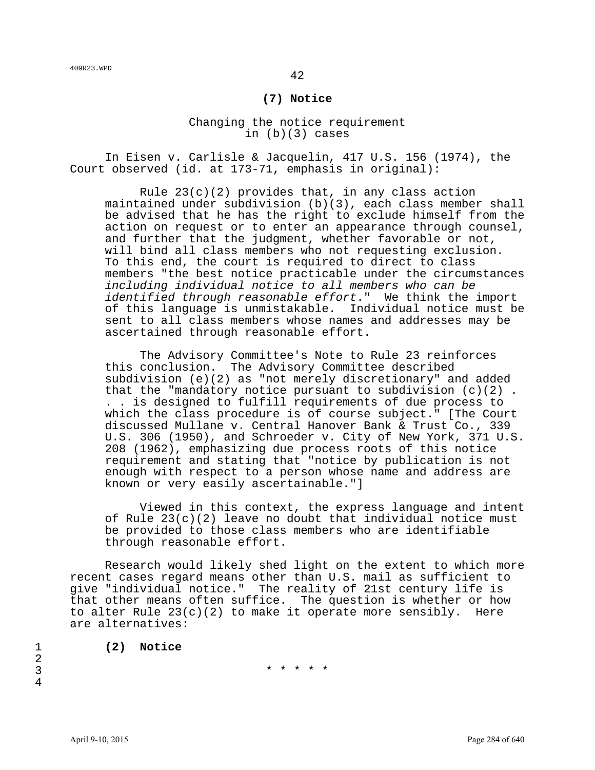## (7) Notice

### Changing the notice requirement in (b)(3) cases

In Eisen v. Carlisle & Jacquelin, 417 U.S. 156 (1974), the Court observed (id. at 173-71, emphasis in original):

> Rule 23(c)(2) provides that, in any class action maintained under subdivision (b)(3), each class member shall be advised that he has the right to exclude himself from the action on request or to enter an appearance through counsel, and further that the judgment, whether favorable or not, will bind all class members who not requesting exclusion. To this end, the court is required to direct to class members "the best notice practicable under the circumstances *including individual notice to all members who can be identified through reasonable effort*." We think the import of this language is unmistakable. Individual notice must be sent to all class members whose names and addresses may be ascertained through reasonable effort.
>
> The Advisory Committee's Note to Rule 23 reinforces this conclusion. The Advisory Committee described subdivision (e)(2) as "not merely discretionary" and added that the "mandatory notice pursuant to subdivision (c)(2) . . . is designed to fulfill requirements of due process to which the class procedure is of course subject." [The Court discussed Mullane v. Central Hanover Bank & Trust Co., 339 U.S. 306 (1950), and Schroeder v. City of New York, 371 U.S. 208 (1962), emphasizing due process roots of this notice requirement and stating that "notice by publication is not enough with respect to a person whose name and address are known or very easily ascertainable."]
>
> Viewed in this context, the express language and intent of Rule 23(c)(2) leave no doubt that individual notice must be provided to those class members who are identifiable through reasonable effort.

Research would likely shed light on the extent to which more recent cases regard means other than U.S. mail as sufficient to give "individual notice." The reality of 21st century life is that other means often suffice. The question is whether or how to alter Rule 23(c)(2) to make it operate more sensibly. Here are alternatives:

1 **(2) Notice**
2
3 * * * * *
4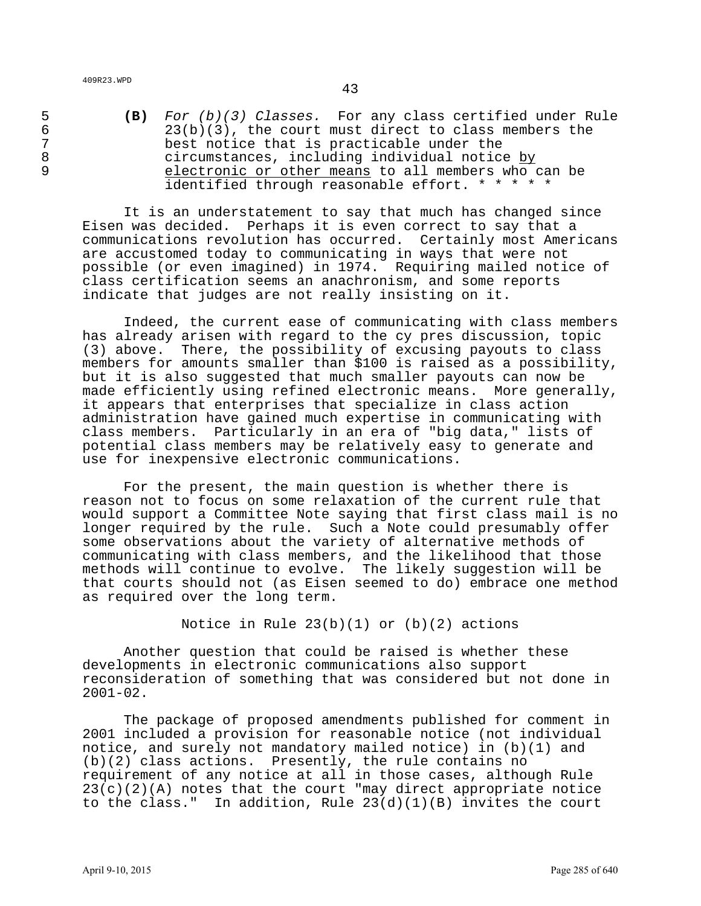**(B)** *For (b)(3) Classes.* For any class certified under Rule 23(b)(3), the court must direct to class members the best notice that is practicable under the circumstances, including individual notice <u>by electronic or other means</u> to all members who can be identified through reasonable effort. * * * * *

It is an understatement to say that much has changed since Eisen was decided. Perhaps it is even correct to say that a communications revolution has occurred. Certainly most Americans are accustomed today to communicating in ways that were not possible (or even imagined) in 1974. Requiring mailed notice of class certification seems an anachronism, and some reports indicate that judges are not really insisting on it.

Indeed, the current ease of communicating with class members has already arisen with regard to the cy pres discussion, topic (3) above. There, the possibility of excusing payouts to class members for amounts smaller than $100 is raised as a possibility, but it is also suggested that much smaller payouts can now be made efficiently using refined electronic means. More generally, it appears that enterprises that specialize in class action administration have gained much expertise in communicating with class members. Particularly in an era of "big data," lists of potential class members may be relatively easy to generate and use for inexpensive electronic communications.

For the present, the main question is whether there is reason not to focus on some relaxation of the current rule that would support a Committee Note saying that first class mail is no longer required by the rule. Such a Note could presumably offer some observations about the variety of alternative methods of communicating with class members, and the likelihood that those methods will continue to evolve. The likely suggestion will be that courts should not (as Eisen seemed to do) embrace one method as required over the long term.

Notice in Rule 23(b)(1) or (b)(2) actions

Another question that could be raised is whether these developments in electronic communications also support reconsideration of something that was considered but not done in 2001-02.

The package of proposed amendments published for comment in 2001 included a provision for reasonable notice (not individual notice, and surely not mandatory mailed notice) in (b)(1) and (b)(2) class actions. Presently, the rule contains no requirement of any notice at all in those cases, although Rule 23(c)(2)(A) notes that the court "may direct appropriate notice to the class." In addition, Rule 23(d)(1)(B) invites the court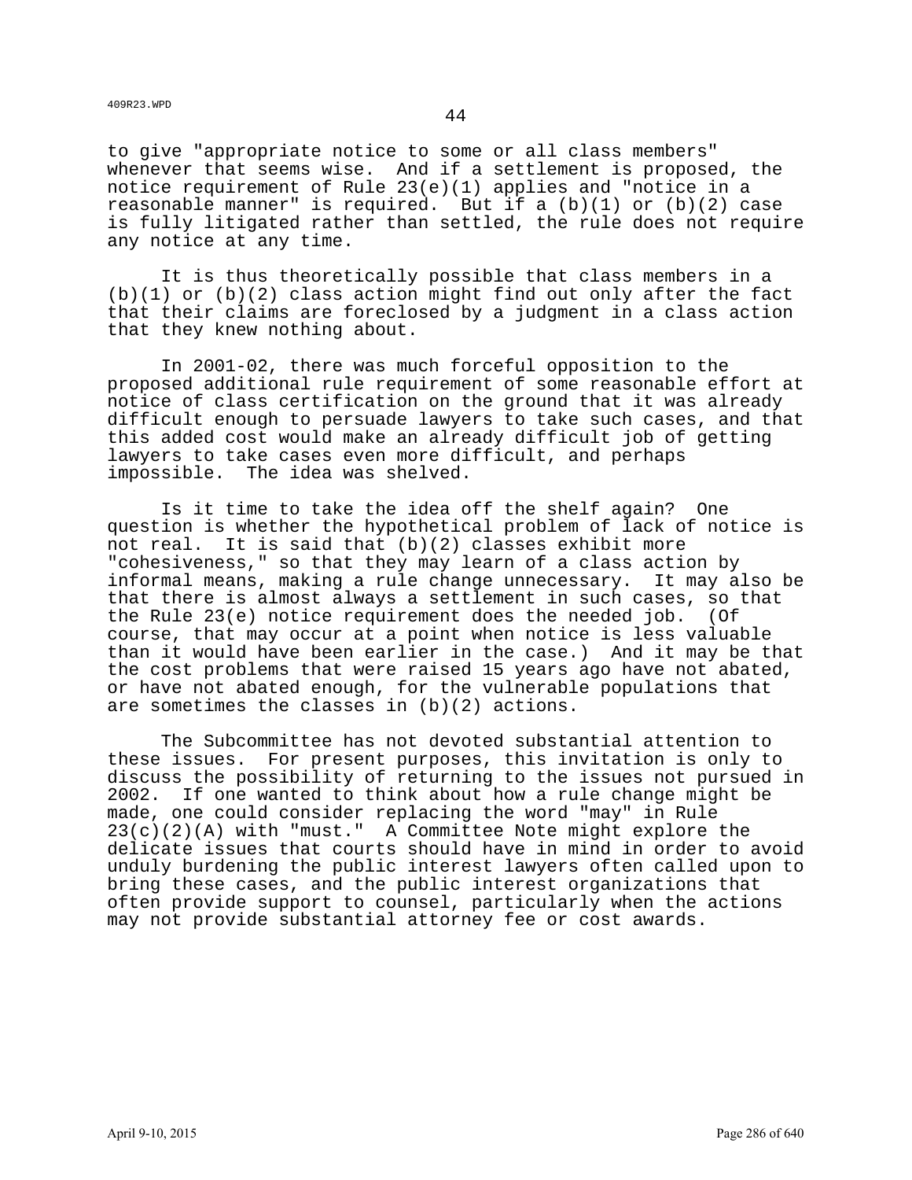to give "appropriate notice to some or all class members" whenever that seems wise. And if a settlement is proposed, the notice requirement of Rule 23(e)(1) applies and "notice in a reasonable manner" is required. But if a (b)(1) or (b)(2) case is fully litigated rather than settled, the rule does not require any notice at any time.

It is thus theoretically possible that class members in a (b)(1) or (b)(2) class action might find out only after the fact that their claims are foreclosed by a judgment in a class action that they knew nothing about.

In 2001-02, there was much forceful opposition to the proposed additional rule requirement of some reasonable effort at notice of class certification on the ground that it was already difficult enough to persuade lawyers to take such cases, and that this added cost would make an already difficult job of getting lawyers to take cases even more difficult, and perhaps impossible. The idea was shelved.

Is it time to take the idea off the shelf again? One question is whether the hypothetical problem of lack of notice is not real. It is said that (b)(2) classes exhibit more "cohesiveness," so that they may learn of a class action by informal means, making a rule change unnecessary. It may also be that there is almost always a settlement in such cases, so that the Rule 23(e) notice requirement does the needed job. (Of course, that may occur at a point when notice is less valuable than it would have been earlier in the case.) And it may be that the cost problems that were raised 15 years ago have not abated, or have not abated enough, for the vulnerable populations that are sometimes the classes in (b)(2) actions.

The Subcommittee has not devoted substantial attention to these issues. For present purposes, this invitation is only to discuss the possibility of returning to the issues not pursued in 2002. If one wanted to think about how a rule change might be made, one could consider replacing the word "may" in Rule 23(c)(2)(A) with "must." A Committee Note might explore the delicate issues that courts should have in mind in order to avoid unduly burdening the public interest lawyers often called upon to bring these cases, and the public interest organizations that often provide support to counsel, particularly when the actions may not provide substantial attorney fee or cost awards.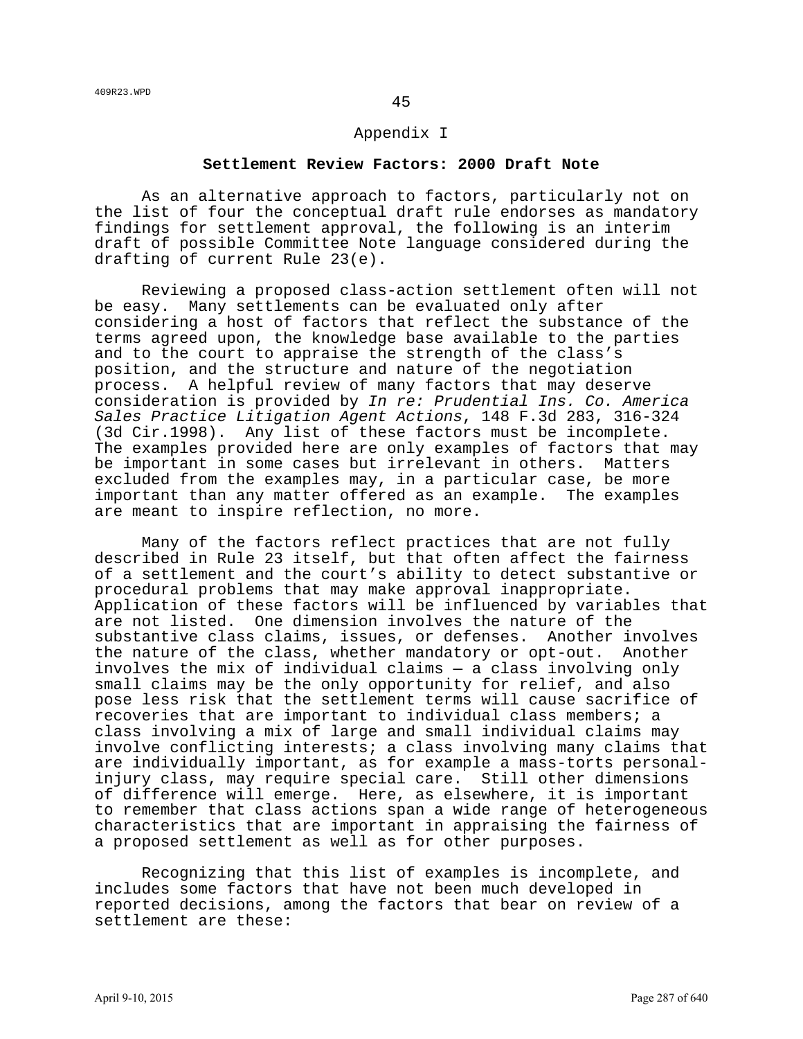## Appendix I

### Settlement Review Factors: 2000 Draft Note

As an alternative approach to factors, particularly not on the list of four the conceptual draft rule endorses as mandatory findings for settlement approval, the following is an interim draft of possible Committee Note language considered during the drafting of current Rule 23(e).

Reviewing a proposed class-action settlement often will not be easy. Many settlements can be evaluated only after considering a host of factors that reflect the substance of the terms agreed upon, the knowledge base available to the parties and to the court to appraise the strength of the class's position, and the structure and nature of the negotiation process. A helpful review of many factors that may deserve consideration is provided by *In re: Prudential Ins. Co. America Sales Practice Litigation Agent Actions*, 148 F.3d 283, 316-324 (3d Cir.1998). Any list of these factors must be incomplete. The examples provided here are only examples of factors that may be important in some cases but irrelevant in others. Matters excluded from the examples may, in a particular case, be more important than any matter offered as an example. The examples are meant to inspire reflection, no more.

Many of the factors reflect practices that are not fully described in Rule 23 itself, but that often affect the fairness of a settlement and the court's ability to detect substantive or procedural problems that may make approval inappropriate. Application of these factors will be influenced by variables that are not listed. One dimension involves the nature of the substantive class claims, issues, or defenses. Another involves the nature of the class, whether mandatory or opt-out. Another involves the mix of individual claims — a class involving only small claims may be the only opportunity for relief, and also pose less risk that the settlement terms will cause sacrifice of recoveries that are important to individual class members; a class involving a mix of large and small individual claims may involve conflicting interests; a class involving many claims that are individually important, as for example a mass-torts personal-injury class, may require special care. Still other dimensions of difference will emerge. Here, as elsewhere, it is important to remember that class actions span a wide range of heterogeneous characteristics that are important in appraising the fairness of a proposed settlement as well as for other purposes.

Recognizing that this list of examples is incomplete, and includes some factors that have not been much developed in reported decisions, among the factors that bear on review of a settlement are these: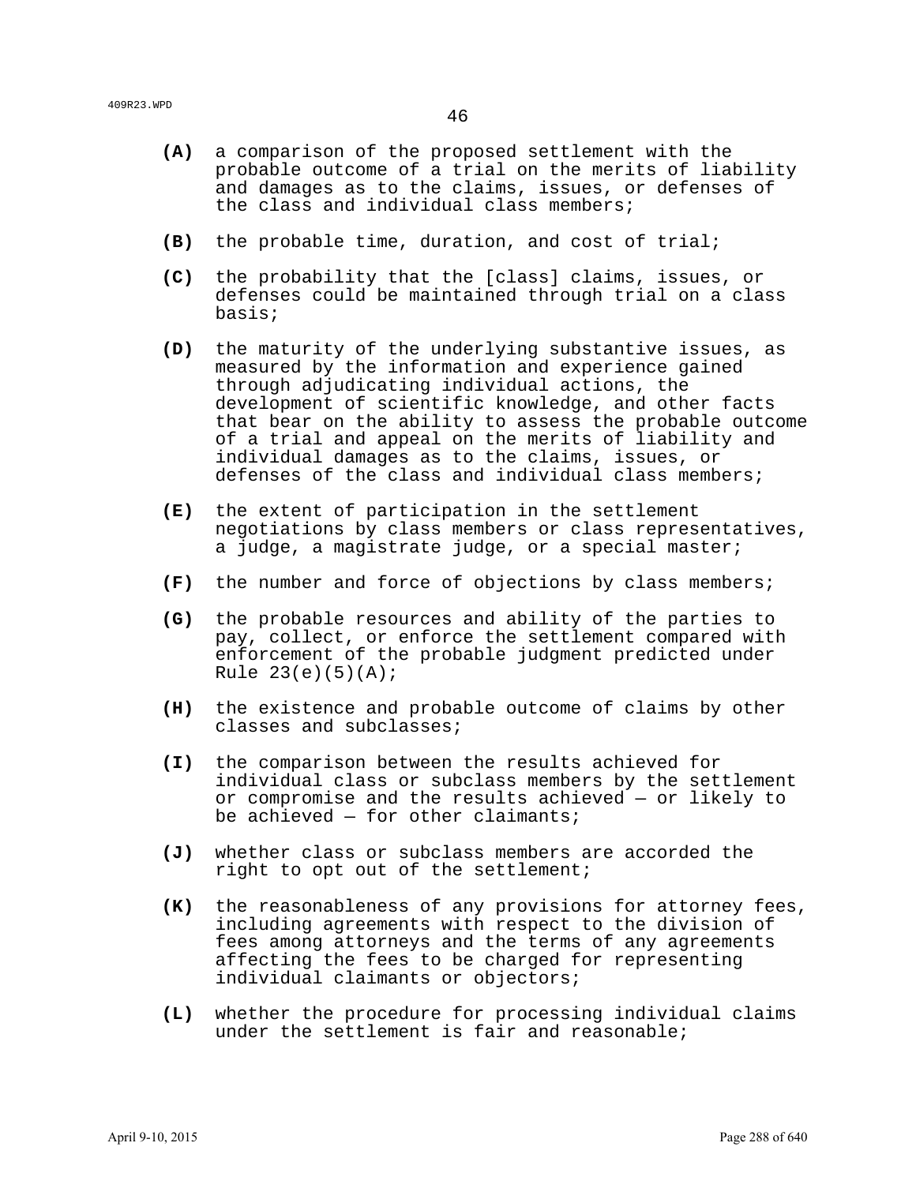**(A)** a comparison of the proposed settlement with the probable outcome of a trial on the merits of liability and damages as to the claims, issues, or defenses of the class and individual class members;

**(B)** the probable time, duration, and cost of trial;

**(C)** the probability that the [class] claims, issues, or defenses could be maintained through trial on a class basis;

**(D)** the maturity of the underlying substantive issues, as measured by the information and experience gained through adjudicating individual actions, the development of scientific knowledge, and other facts that bear on the ability to assess the probable outcome of a trial and appeal on the merits of liability and individual damages as to the claims, issues, or defenses of the class and individual class members;

**(E)** the extent of participation in the settlement negotiations by class members or class representatives, a judge, a magistrate judge, or a special master;

**(F)** the number and force of objections by class members;

**(G)** the probable resources and ability of the parties to pay, collect, or enforce the settlement compared with enforcement of the probable judgment predicted under Rule 23(e)(5)(A);

**(H)** the existence and probable outcome of claims by other classes and subclasses;

**(I)** the comparison between the results achieved for individual class or subclass members by the settlement or compromise and the results achieved — or likely to be achieved — for other claimants;

**(J)** whether class or subclass members are accorded the right to opt out of the settlement;

**(K)** the reasonableness of any provisions for attorney fees, including agreements with respect to the division of fees among attorneys and the terms of any agreements affecting the fees to be charged for representing individual claimants or objectors;

**(L)** whether the procedure for processing individual claims under the settlement is fair and reasonable;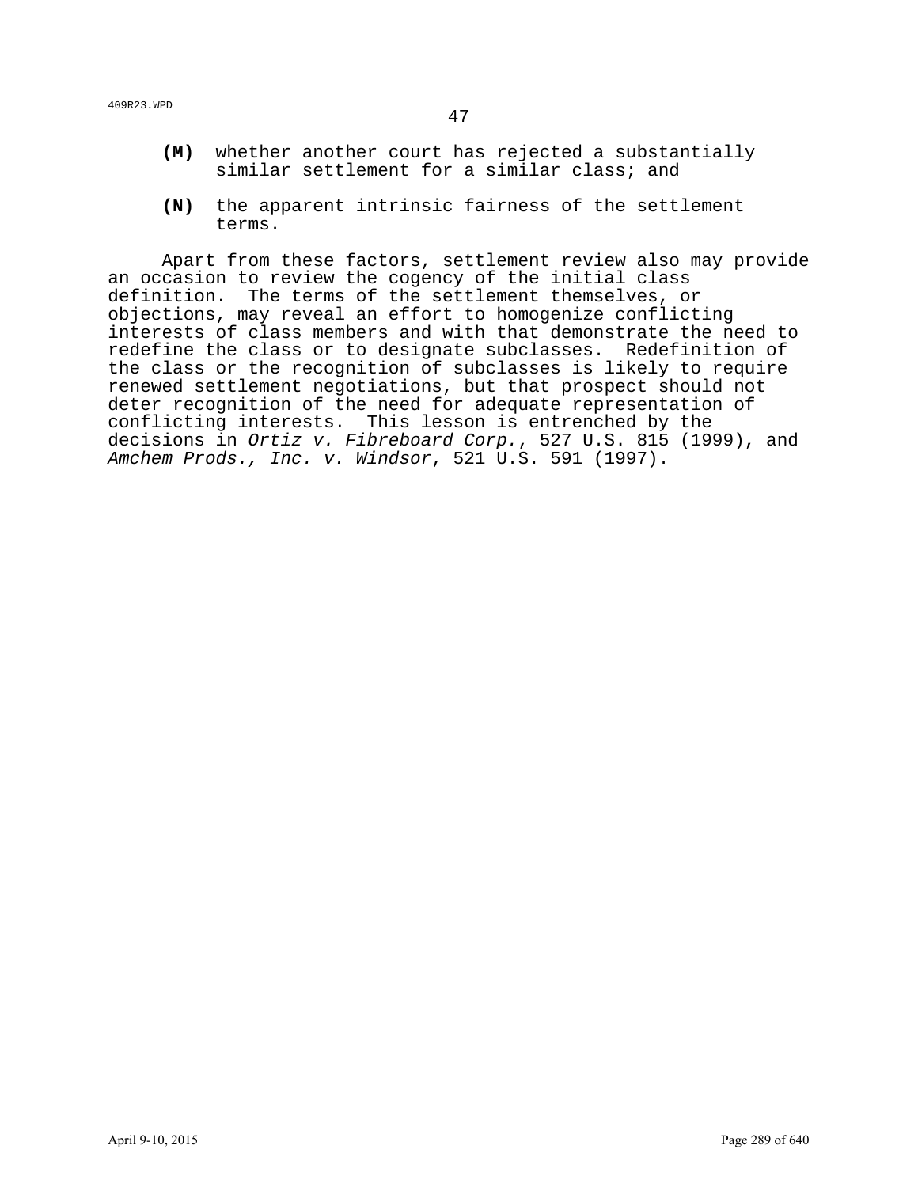**(M)** whether another court has rejected a substantially similar settlement for a similar class; and

**(N)** the apparent intrinsic fairness of the settlement terms.

Apart from these factors, settlement review also may provide an occasion to review the cogency of the initial class definition. The terms of the settlement themselves, or objections, may reveal an effort to homogenize conflicting interests of class members and with that demonstrate the need to redefine the class or to designate subclasses. Redefinition of the class or the recognition of subclasses is likely to require renewed settlement negotiations, but that prospect should not deter recognition of the need for adequate representation of conflicting interests. This lesson is entrenched by the decisions in *Ortiz v. Fibreboard Corp.*, 527 U.S. 815 (1999), and *Amchem Prods., Inc. v. Windsor*, 521 U.S. 591 (1997).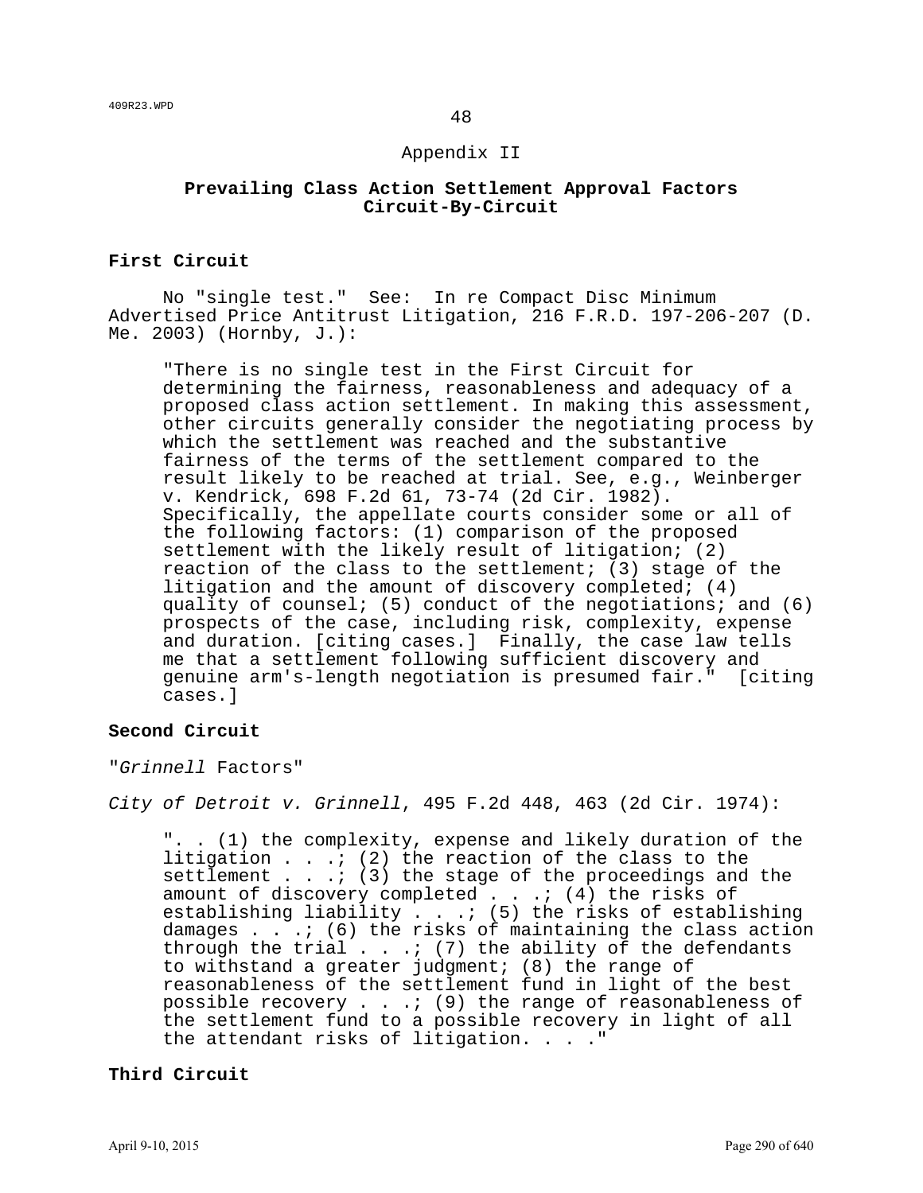Appendix II

## Prevailing Class Action Settlement Approval Factors Circuit-By-Circuit

### First Circuit

No "single test." See: In re Compact Disc Minimum Advertised Price Antitrust Litigation, 216 F.R.D. 197-206-207 (D. Me. 2003) (Hornby, J.):

> "There is no single test in the First Circuit for determining the fairness, reasonableness and adequacy of a proposed class action settlement. In making this assessment, other circuits generally consider the negotiating process by which the settlement was reached and the substantive fairness of the terms of the settlement compared to the result likely to be reached at trial. See, e.g., Weinberger v. Kendrick, 698 F.2d 61, 73-74 (2d Cir. 1982). Specifically, the appellate courts consider some or all of the following factors: (1) comparison of the proposed settlement with the likely result of litigation; (2) reaction of the class to the settlement; (3) stage of the litigation and the amount of discovery completed; (4) quality of counsel; (5) conduct of the negotiations; and (6) prospects of the case, including risk, complexity, expense and duration. [citing cases.] Finally, the case law tells me that a settlement following sufficient discovery and genuine arm's-length negotiation is presumed fair." [citing cases.]

### Second Circuit

"*Grinnell* Factors"

*City of Detroit v. Grinnell*, 495 F.2d 448, 463 (2d Cir. 1974):

> ". . (1) the complexity, expense and likely duration of the litigation . . .; (2) the reaction of the class to the settlement . . .; (3) the stage of the proceedings and the amount of discovery completed . . .; (4) the risks of establishing liability . . .; (5) the risks of establishing damages . . .; (6) the risks of maintaining the class action through the trial . . .; (7) the ability of the defendants to withstand a greater judgment; (8) the range of reasonableness of the settlement fund in light of the best possible recovery . . .; (9) the range of reasonableness of the settlement fund to a possible recovery in light of all the attendant risks of litigation. . . ."

### Third Circuit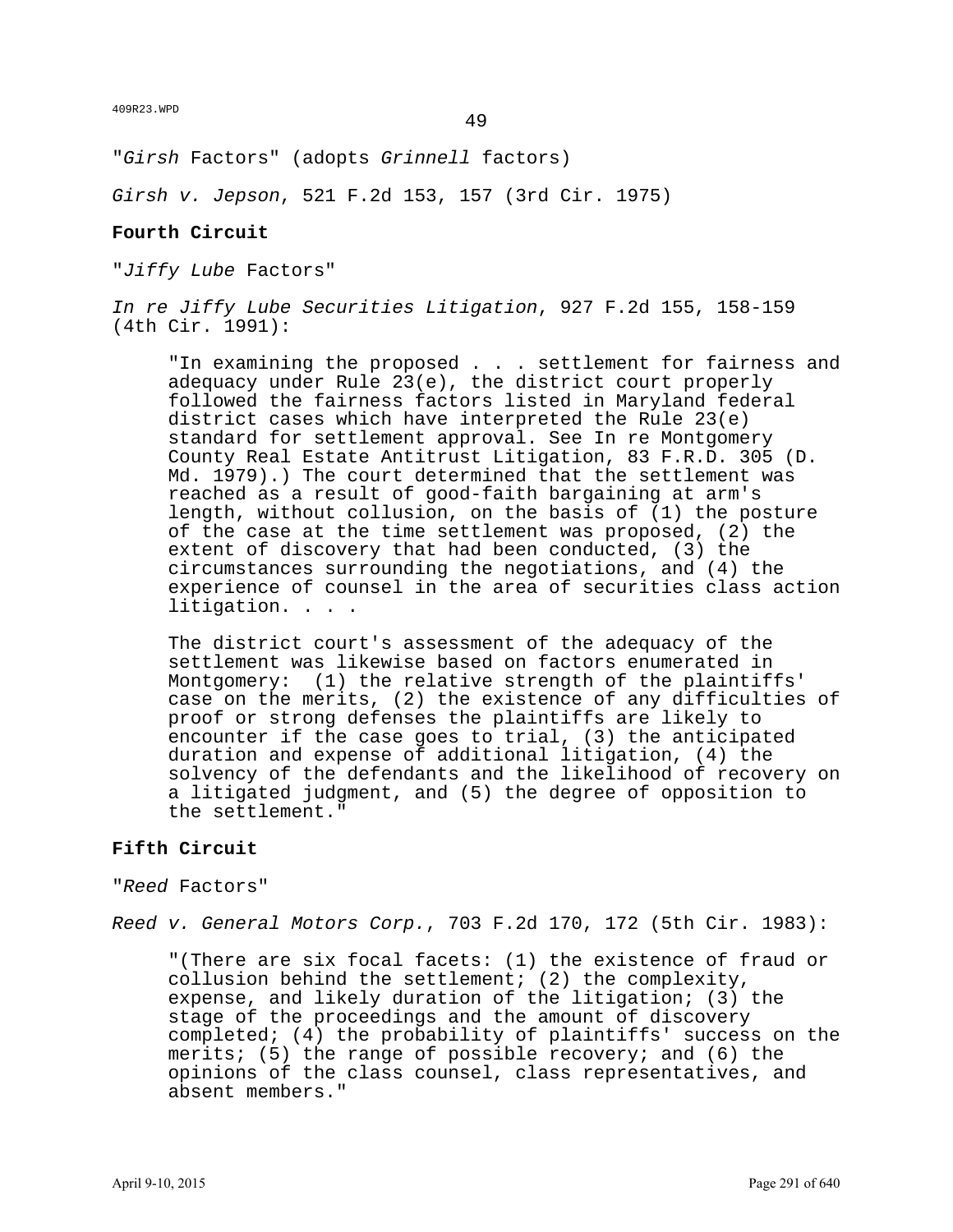"*Girsh* Factors" (adopts *Grinnell* factors)

*Girsh v. Jepson*, 521 F.2d 153, 157 (3rd Cir. 1975)

**Fourth Circuit**

"*Jiffy Lube* Factors"

*In re Jiffy Lube Securities Litigation*, 927 F.2d 155, 158-159 (4th Cir. 1991):

> "In examining the proposed . . . settlement for fairness and adequacy under Rule 23(e), the district court properly followed the fairness factors listed in Maryland federal district cases which have interpreted the Rule 23(e) standard for settlement approval. See In re Montgomery County Real Estate Antitrust Litigation, 83 F.R.D. 305 (D. Md. 1979).) The court determined that the settlement was reached as a result of good-faith bargaining at arm's length, without collusion, on the basis of (1) the posture of the case at the time settlement was proposed, (2) the extent of discovery that had been conducted, (3) the circumstances surrounding the negotiations, and (4) the experience of counsel in the area of securities class action litigation. . . .
>
> The district court's assessment of the adequacy of the settlement was likewise based on factors enumerated in Montgomery: (1) the relative strength of the plaintiffs' case on the merits, (2) the existence of any difficulties of proof or strong defenses the plaintiffs are likely to encounter if the case goes to trial, (3) the anticipated duration and expense of additional litigation, (4) the solvency of the defendants and the likelihood of recovery on a litigated judgment, and (5) the degree of opposition to the settlement."

**Fifth Circuit**

"*Reed* Factors"

*Reed v. General Motors Corp.*, 703 F.2d 170, 172 (5th Cir. 1983):

> "(There are six focal facets: (1) the existence of fraud or collusion behind the settlement; (2) the complexity, expense, and likely duration of the litigation; (3) the stage of the proceedings and the amount of discovery completed; (4) the probability of plaintiffs' success on the merits; (5) the range of possible recovery; and (6) the opinions of the class counsel, class representatives, and absent members."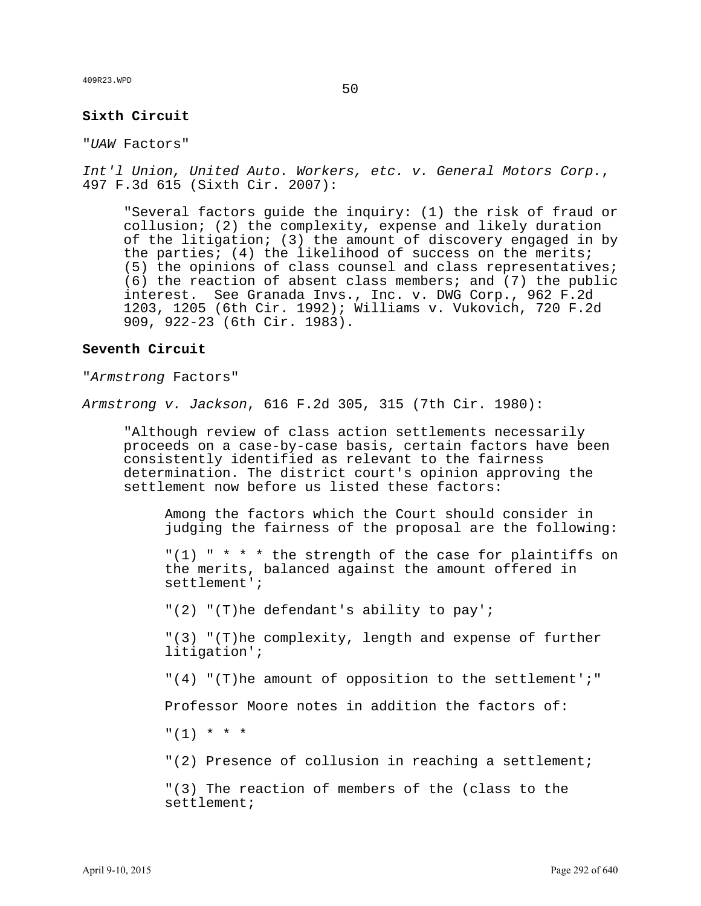**Sixth Circuit**

"*UAW* Factors"

*Int'l Union, United Auto. Workers, etc. v. General Motors Corp.*, 497 F.3d 615 (Sixth Cir. 2007):

> "Several factors guide the inquiry: (1) the risk of fraud or collusion; (2) the complexity, expense and likely duration of the litigation; (3) the amount of discovery engaged in by the parties; (4) the likelihood of success on the merits; (5) the opinions of class counsel and class representatives; (6) the reaction of absent class members; and (7) the public interest. See Granada Invs., Inc. v. DWG Corp., 962 F.2d 1203, 1205 (6th Cir. 1992); Williams v. Vukovich, 720 F.2d 909, 922-23 (6th Cir. 1983).

**Seventh Circuit**

"*Armstrong* Factors"

*Armstrong v. Jackson*, 616 F.2d 305, 315 (7th Cir. 1980):

> "Although review of class action settlements necessarily proceeds on a case-by-case basis, certain factors have been consistently identified as relevant to the fairness determination. The district court's opinion approving the settlement now before us listed these factors:
>
> > Among the factors which the Court should consider in judging the fairness of the proposal are the following:
> >
> > "(1) " * * * the strength of the case for plaintiffs on the merits, balanced against the amount offered in settlement';
> >
> > "(2) "(T)he defendant's ability to pay';
> >
> > "(3) "(T)he complexity, length and expense of further litigation';
> >
> > "(4) "(T)he amount of opposition to the settlement';"
> >
> > Professor Moore notes in addition the factors of:
> >
> > "(1) * * *
> >
> > "(2) Presence of collusion in reaching a settlement;
> >
> > "(3) The reaction of members of the (class to the settlement;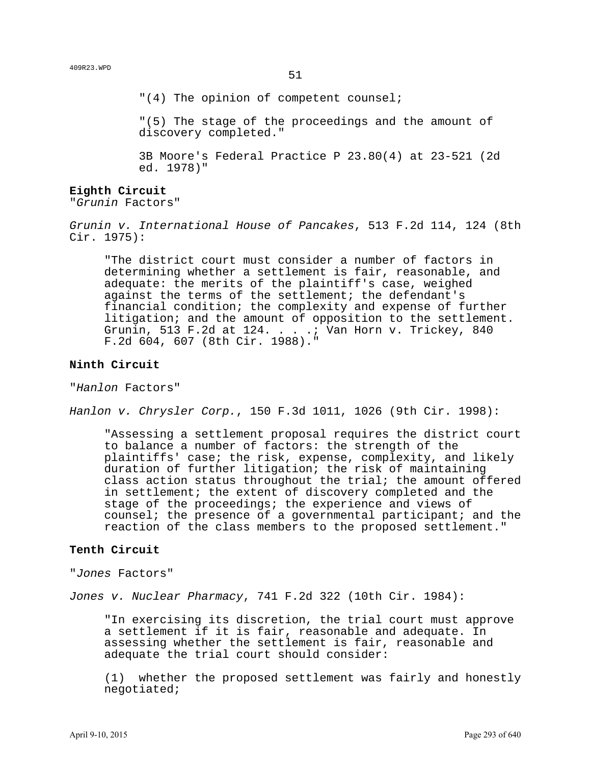"(4) The opinion of competent counsel;

"(5) The stage of the proceedings and the amount of discovery completed."

3B Moore's Federal Practice P 23.80(4) at 23-521 (2d ed. 1978)"

**Eighth Circuit**
"*Grunin* Factors"

*Grunin v. International House of Pancakes*, 513 F.2d 114, 124 (8th Cir. 1975):

> "The district court must consider a number of factors in determining whether a settlement is fair, reasonable, and adequate: the merits of the plaintiff's case, weighed against the terms of the settlement; the defendant's financial condition; the complexity and expense of further litigation; and the amount of opposition to the settlement. Grunin, 513 F.2d at 124. . . .; Van Horn v. Trickey, 840 F.2d 604, 607 (8th Cir. 1988)."

**Ninth Circuit**

"*Hanlon* Factors"

*Hanlon v. Chrysler Corp.*, 150 F.3d 1011, 1026 (9th Cir. 1998):

> "Assessing a settlement proposal requires the district court to balance a number of factors: the strength of the plaintiffs' case; the risk, expense, complexity, and likely duration of further litigation; the risk of maintaining class action status throughout the trial; the amount offered in settlement; the extent of discovery completed and the stage of the proceedings; the experience and views of counsel; the presence of a governmental participant; and the reaction of the class members to the proposed settlement."

**Tenth Circuit**

"*Jones* Factors"

*Jones v. Nuclear Pharmacy*, 741 F.2d 322 (10th Cir. 1984):

> "In exercising its discretion, the trial court must approve a settlement if it is fair, reasonable and adequate. In assessing whether the settlement is fair, reasonable and adequate the trial court should consider:
>
> (1) whether the proposed settlement was fairly and honestly negotiated;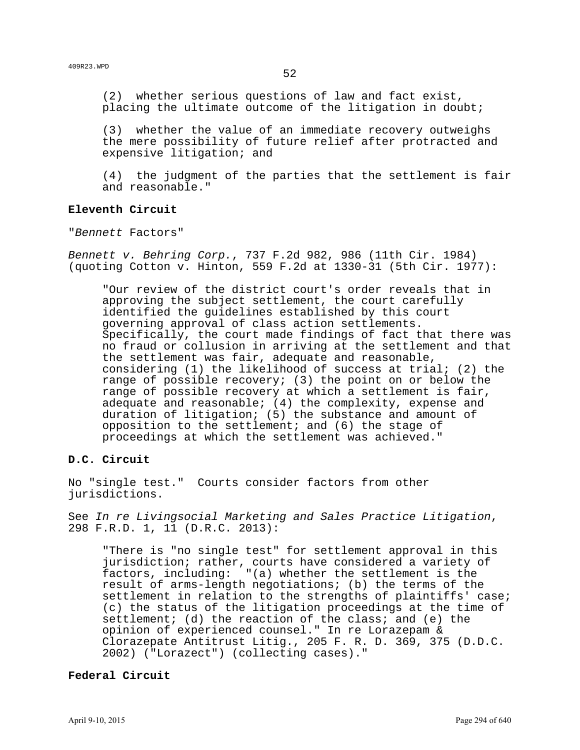> (2) whether serious questions of law and fact exist, placing the ultimate outcome of the litigation in doubt;
>
> (3) whether the value of an immediate recovery outweighs the mere possibility of future relief after protracted and expensive litigation; and
>
> (4) the judgment of the parties that the settlement is fair and reasonable."

**Eleventh Circuit**

"*Bennett* Factors"

*Bennett v. Behring Corp.*, 737 F.2d 982, 986 (11th Cir. 1984) (quoting Cotton v. Hinton, 559 F.2d at 1330-31 (5th Cir. 1977):

> "Our review of the district court's order reveals that in approving the subject settlement, the court carefully identified the guidelines established by this court governing approval of class action settlements. Specifically, the court made findings of fact that there was no fraud or collusion in arriving at the settlement and that the settlement was fair, adequate and reasonable, considering (1) the likelihood of success at trial; (2) the range of possible recovery; (3) the point on or below the range of possible recovery at which a settlement is fair, adequate and reasonable; (4) the complexity, expense and duration of litigation; (5) the substance and amount of opposition to the settlement; and (6) the stage of proceedings at which the settlement was achieved."

**D.C. Circuit**

No "single test." Courts consider factors from other jurisdictions.

See *In re Livingsocial Marketing and Sales Practice Litigation*, 298 F.R.D. 1, 11 (D.R.C. 2013):

> "There is "no single test" for settlement approval in this jurisdiction; rather, courts have considered a variety of factors, including: "(a) whether the settlement is the result of arms-length negotiations; (b) the terms of the settlement in relation to the strengths of plaintiffs' case; (c) the status of the litigation proceedings at the time of settlement; (d) the reaction of the class; and (e) the opinion of experienced counsel." In re Lorazepam & Clorazepate Antitrust Litig., 205 F. R. D. 369, 375 (D.D.C. 2002) ("Lorazect") (collecting cases)."

**Federal Circuit**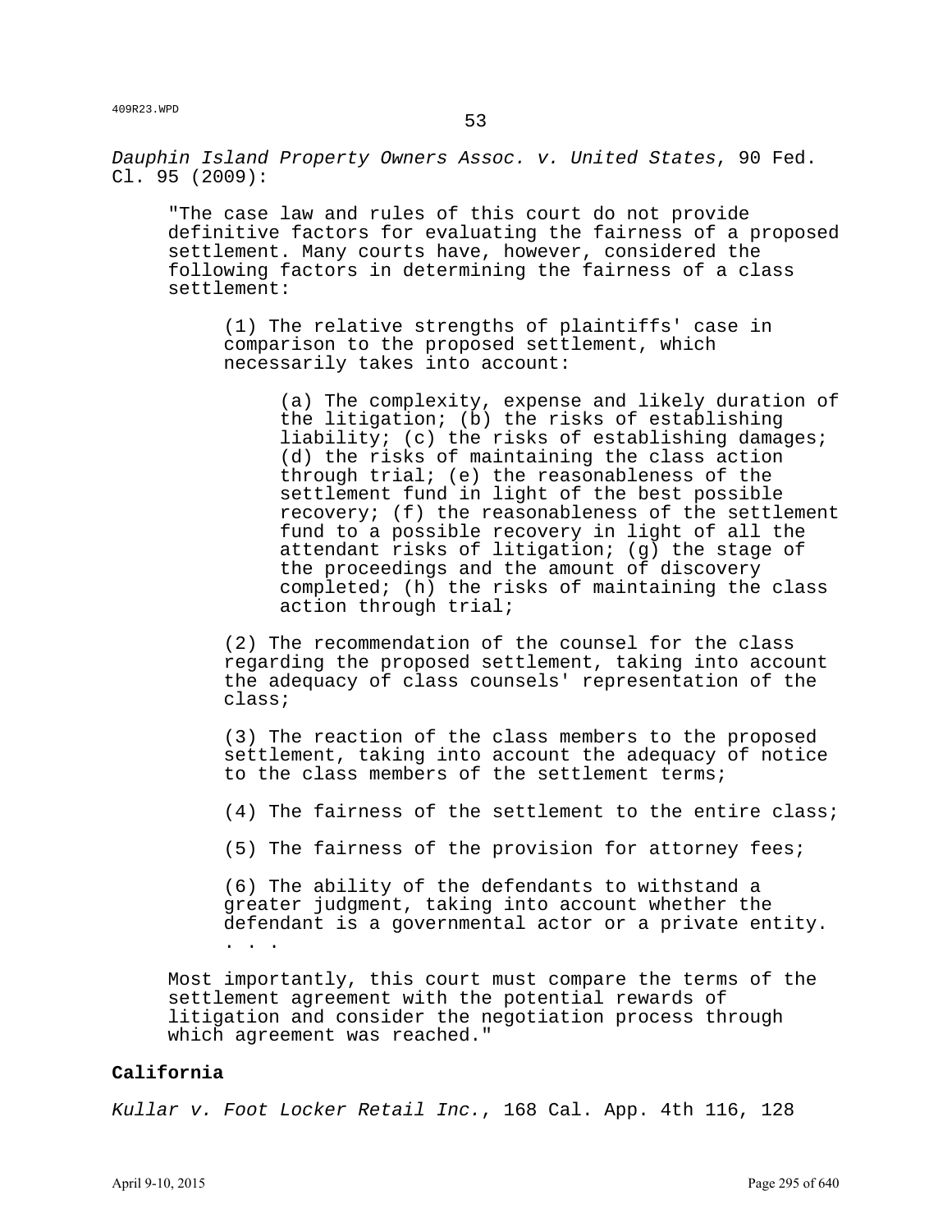*Dauphin Island Property Owners Assoc. v. United States*, 90 Fed. Cl. 95 (2009):

> "The case law and rules of this court do not provide definitive factors for evaluating the fairness of a proposed settlement. Many courts have, however, considered the following factors in determining the fairness of a class settlement:
>
> > (1) The relative strengths of plaintiffs' case in comparison to the proposed settlement, which necessarily takes into account:
> >
> > > (a) The complexity, expense and likely duration of the litigation; (b) the risks of establishing liability; (c) the risks of establishing damages; (d) the risks of maintaining the class action through trial; (e) the reasonableness of the settlement fund in light of the best possible recovery; (f) the reasonableness of the settlement fund to a possible recovery in light of all the attendant risks of litigation; (g) the stage of the proceedings and the amount of discovery completed; (h) the risks of maintaining the class action through trial;
> >
> > (2) The recommendation of the counsel for the class regarding the proposed settlement, taking into account the adequacy of class counsels' representation of the class;
> >
> > (3) The reaction of the class members to the proposed settlement, taking into account the adequacy of notice to the class members of the settlement terms;
> >
> > (4) The fairness of the settlement to the entire class;
> >
> > (5) The fairness of the provision for attorney fees;
> >
> > (6) The ability of the defendants to withstand a greater judgment, taking into account whether the defendant is a governmental actor or a private entity. . . .
>
> Most importantly, this court must compare the terms of the settlement agreement with the potential rewards of litigation and consider the negotiation process through which agreement was reached."

**California**

*Kullar v. Foot Locker Retail Inc.*, 168 Cal. App. 4th 116, 128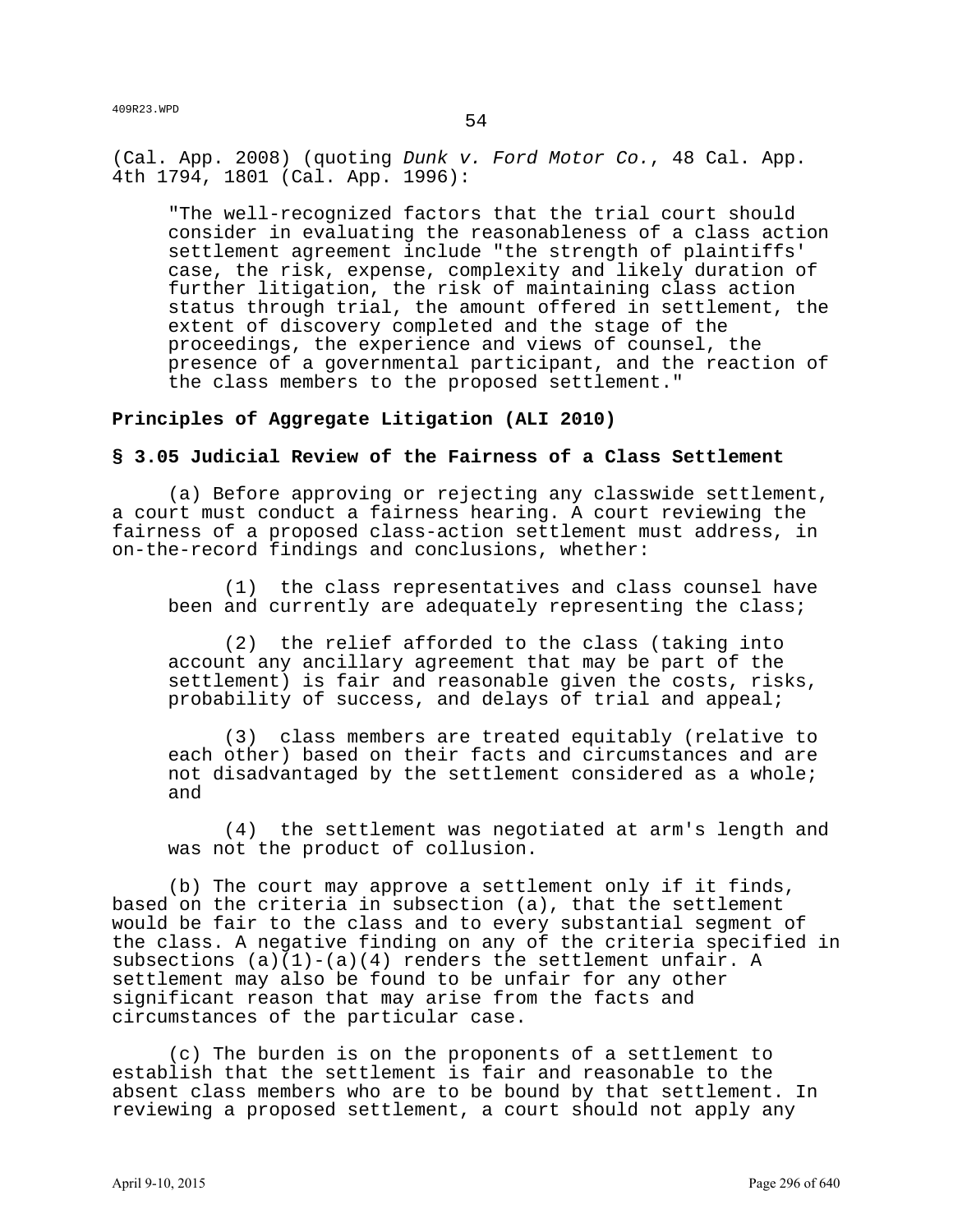(Cal. App. 2008) (quoting *Dunk v. Ford Motor Co.*, 48 Cal. App. 4th 1794, 1801 (Cal. App. 1996):

> "The well-recognized factors that the trial court should consider in evaluating the reasonableness of a class action settlement agreement include "the strength of plaintiffs' case, the risk, expense, complexity and likely duration of further litigation, the risk of maintaining class action status through trial, the amount offered in settlement, the extent of discovery completed and the stage of the proceedings, the experience and views of counsel, the presence of a governmental participant, and the reaction of the class members to the proposed settlement."

**Principles of Aggregate Litigation (ALI 2010)**

**§ 3.05 Judicial Review of the Fairness of a Class Settlement**

(a) Before approving or rejecting any classwide settlement, a court must conduct a fairness hearing. A court reviewing the fairness of a proposed class-action settlement must address, in on-the-record findings and conclusions, whether:

> (1) the class representatives and class counsel have been and currently are adequately representing the class;
>
> (2) the relief afforded to the class (taking into account any ancillary agreement that may be part of the settlement) is fair and reasonable given the costs, risks, probability of success, and delays of trial and appeal;
>
> (3) class members are treated equitably (relative to each other) based on their facts and circumstances and are not disadvantaged by the settlement considered as a whole; and
>
> (4) the settlement was negotiated at arm's length and was not the product of collusion.

(b) The court may approve a settlement only if it finds, based on the criteria in subsection (a), that the settlement would be fair to the class and to every substantial segment of the class. A negative finding on any of the criteria specified in subsections (a)(1)-(a)(4) renders the settlement unfair. A settlement may also be found to be unfair for any other significant reason that may arise from the facts and circumstances of the particular case.

(c) The burden is on the proponents of a settlement to establish that the settlement is fair and reasonable to the absent class members who are to be bound by that settlement. In reviewing a proposed settlement, a court should not apply any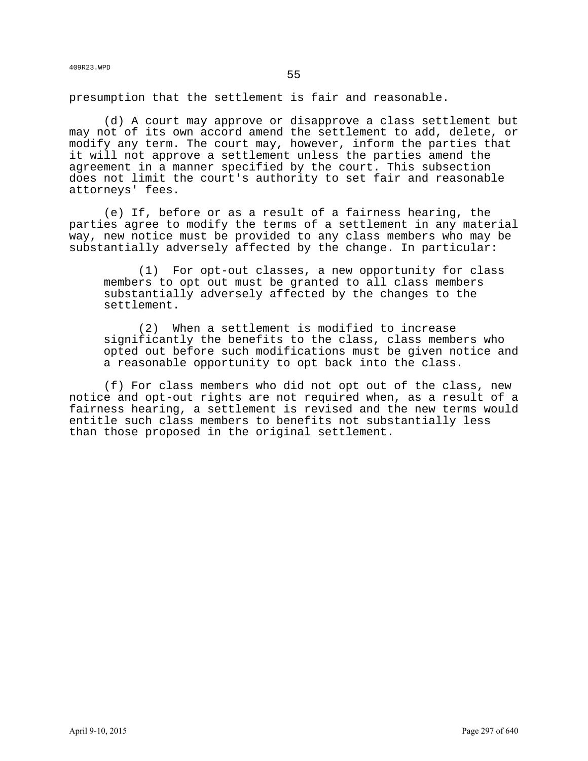presumption that the settlement is fair and reasonable.

(d) A court may approve or disapprove a class settlement but may not of its own accord amend the settlement to add, delete, or modify any term. The court may, however, inform the parties that it will not approve a settlement unless the parties amend the agreement in a manner specified by the court. This subsection does not limit the court's authority to set fair and reasonable attorneys' fees.

(e) If, before or as a result of a fairness hearing, the parties agree to modify the terms of a settlement in any material way, new notice must be provided to any class members who may be substantially adversely affected by the change. In particular:

> (1) For opt-out classes, a new opportunity for class members to opt out must be granted to all class members substantially adversely affected by the changes to the settlement.
>
> (2) When a settlement is modified to increase significantly the benefits to the class, class members who opted out before such modifications must be given notice and a reasonable opportunity to opt back into the class.

(f) For class members who did not opt out of the class, new notice and opt-out rights are not required when, as a result of a fairness hearing, a settlement is revised and the new terms would entitle such class members to benefits not substantially less than those proposed in the original settlement.